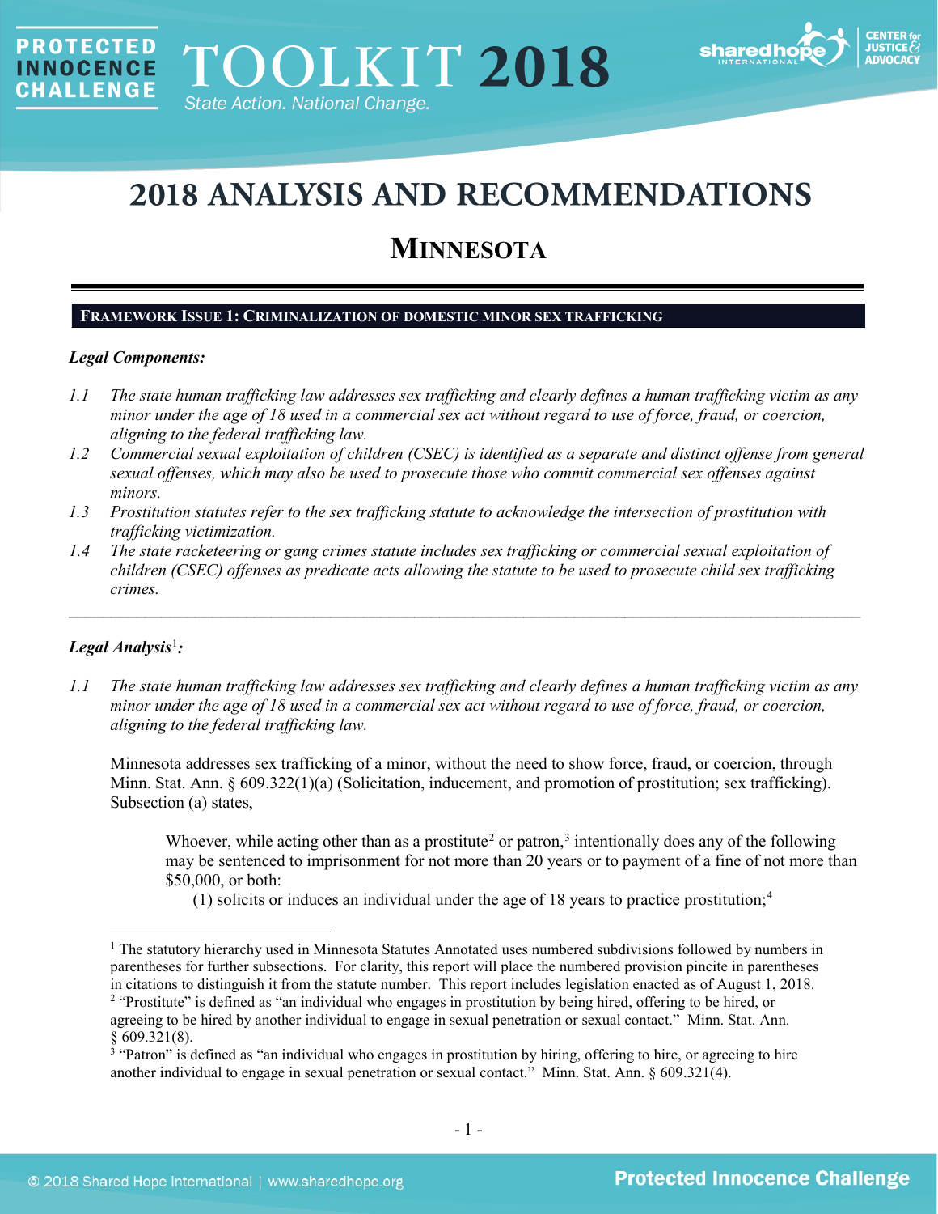# 2018 ANALYSIS AND RECOMMENDATIONS

## MINNESOTA

### FRAMEWORK ISSUE 1: CRIMINALIZATION OF DOMESTIC MINOR SEX TRAFFICKING

***Legal Components:***

*1.1 The state human trafficking law addresses sex trafficking and clearly defines a human trafficking victim as any minor under the age of 18 used in a commercial sex act without regard to use of force, fraud, or coercion, aligning to the federal trafficking law.*

*1.2 Commercial sexual exploitation of children (CSEC) is identified as a separate and distinct offense from general sexual offenses, which may also be used to prosecute those who commit commercial sex offenses against minors.*

*1.3 Prostitution statutes refer to the sex trafficking statute to acknowledge the intersection of prostitution with trafficking victimization.*

*1.4 The state racketeering or gang crimes statute includes sex trafficking or commercial sexual exploitation of children (CSEC) offenses as predicate acts allowing the statute to be used to prosecute child sex trafficking crimes.*

---

***Legal Analysis[1]:***

*1.1 The state human trafficking law addresses sex trafficking and clearly defines a human trafficking victim as any minor under the age of 18 used in a commercial sex act without regard to use of force, fraud, or coercion, aligning to the federal trafficking law.*

Minnesota addresses sex trafficking of a minor, without the need to show force, fraud, or coercion, through Minn. Stat. Ann. § 609.322(1)(a) (Solicitation, inducement, and promotion of prostitution; sex trafficking). Subsection (a) states,

> Whoever, while acting other than as a prostitute[2] or patron,[3] intentionally does any of the following may be sentenced to imprisonment for not more than 20 years or to payment of a fine of not more than $50,000, or both:
>
> (1) solicits or induces an individual under the age of 18 years to practice prostitution;[4]

---

[1] The statutory hierarchy used in Minnesota Statutes Annotated uses numbered subdivisions followed by numbers in parentheses for further subsections. For clarity, this report will place the numbered provision pincite in parentheses in citations to distinguish it from the statute number. This report includes legislation enacted as of August 1, 2018.

[2] "Prostitute" is defined as "an individual who engages in prostitution by being hired, offering to be hired, or agreeing to be hired by another individual to engage in sexual penetration or sexual contact." Minn. Stat. Ann. § 609.321(8).

[3] "Patron" is defined as "an individual who engages in prostitution by hiring, offering to hire, or agreeing to hire another individual to engage in sexual penetration or sexual contact." Minn. Stat. Ann. § 609.321(4).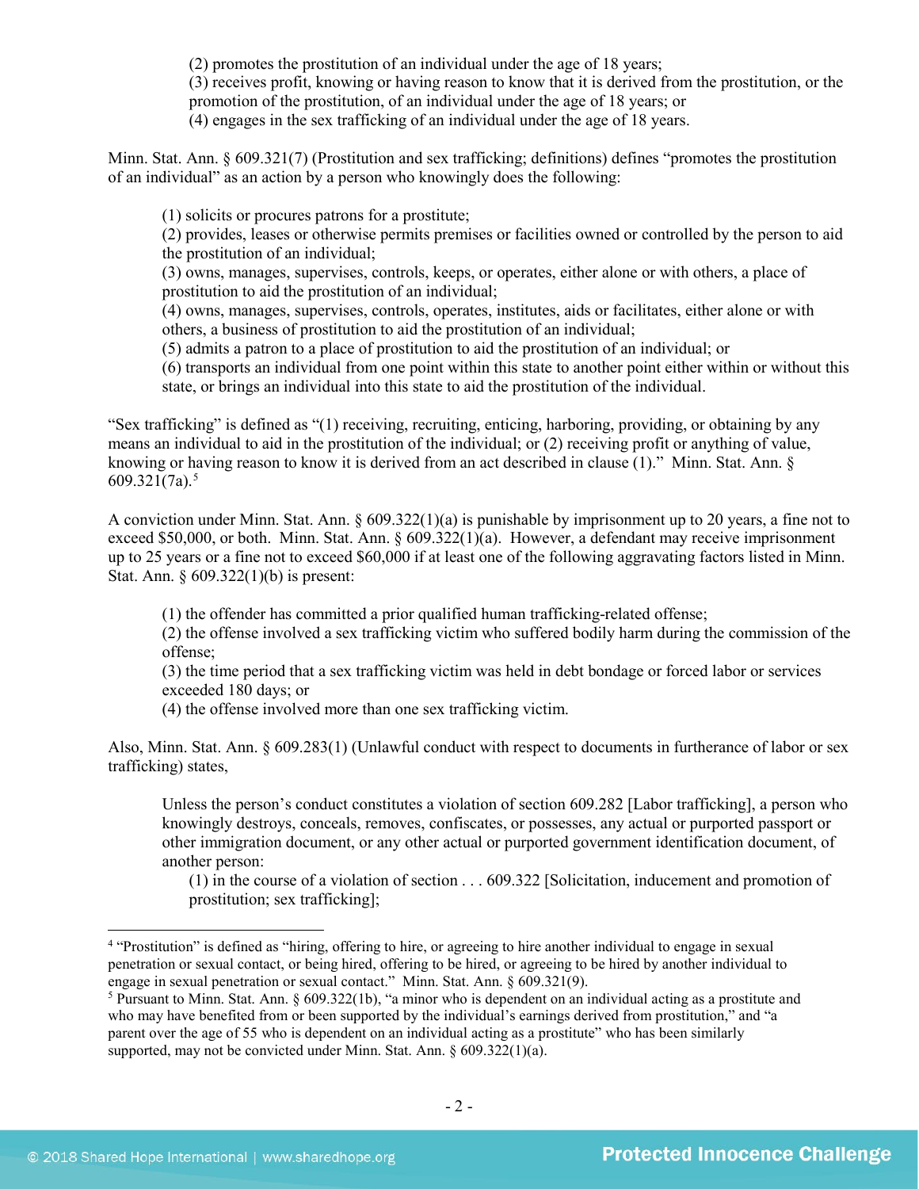(2) promotes the prostitution of an individual under the age of 18 years;
(3) receives profit, knowing or having reason to know that it is derived from the prostitution, or the promotion of the prostitution, of an individual under the age of 18 years; or
(4) engages in the sex trafficking of an individual under the age of 18 years.

Minn. Stat. Ann. § 609.321(7) (Prostitution and sex trafficking; definitions) defines "promotes the prostitution of an individual" as an action by a person who knowingly does the following:

> (1) solicits or procures patrons for a prostitute;
> (2) provides, leases or otherwise permits premises or facilities owned or controlled by the person to aid the prostitution of an individual;
> (3) owns, manages, supervises, controls, keeps, or operates, either alone or with others, a place of prostitution to aid the prostitution of an individual;
> (4) owns, manages, supervises, controls, operates, institutes, aids or facilitates, either alone or with others, a business of prostitution to aid the prostitution of an individual;
> (5) admits a patron to a place of prostitution to aid the prostitution of an individual; or
> (6) transports an individual from one point within this state to another point either within or without this state, or brings an individual into this state to aid the prostitution of the individual.

"Sex trafficking" is defined as "(1) receiving, recruiting, enticing, harboring, providing, or obtaining by any means an individual to aid in the prostitution of the individual; or (2) receiving profit or anything of value, knowing or having reason to know it is derived from an act described in clause (1)." Minn. Stat. Ann. § 609.321(7a).[5]

A conviction under Minn. Stat. Ann. § 609.322(1)(a) is punishable by imprisonment up to 20 years, a fine not to exceed $50,000, or both. Minn. Stat. Ann. § 609.322(1)(a). However, a defendant may receive imprisonment up to 25 years or a fine not to exceed $60,000 if at least one of the following aggravating factors listed in Minn. Stat. Ann. § 609.322(1)(b) is present:

> (1) the offender has committed a prior qualified human trafficking-related offense;
> (2) the offense involved a sex trafficking victim who suffered bodily harm during the commission of the offense;
> (3) the time period that a sex trafficking victim was held in debt bondage or forced labor or services exceeded 180 days; or
> (4) the offense involved more than one sex trafficking victim.

Also, Minn. Stat. Ann. § 609.283(1) (Unlawful conduct with respect to documents in furtherance of labor or sex trafficking) states,

> Unless the person's conduct constitutes a violation of section 609.282 [Labor trafficking], a person who knowingly destroys, conceals, removes, confiscates, or possesses, any actual or purported passport or other immigration document, or any other actual or purported government identification document, of another person:
>
> (1) in the course of a violation of section . . . 609.322 [Solicitation, inducement and promotion of prostitution; sex trafficking];

---

[4] "Prostitution" is defined as "hiring, offering to hire, or agreeing to hire another individual to engage in sexual penetration or sexual contact, or being hired, offering to be hired, or agreeing to be hired by another individual to engage in sexual penetration or sexual contact." Minn. Stat. Ann. § 609.321(9).

[5] Pursuant to Minn. Stat. Ann. § 609.322(1b), "a minor who is dependent on an individual acting as a prostitute and who may have benefited from or been supported by the individual's earnings derived from prostitution," and "a parent over the age of 55 who is dependent on an individual acting as a prostitute" who has been similarly supported, may not be convicted under Minn. Stat. Ann. § 609.322(1)(a).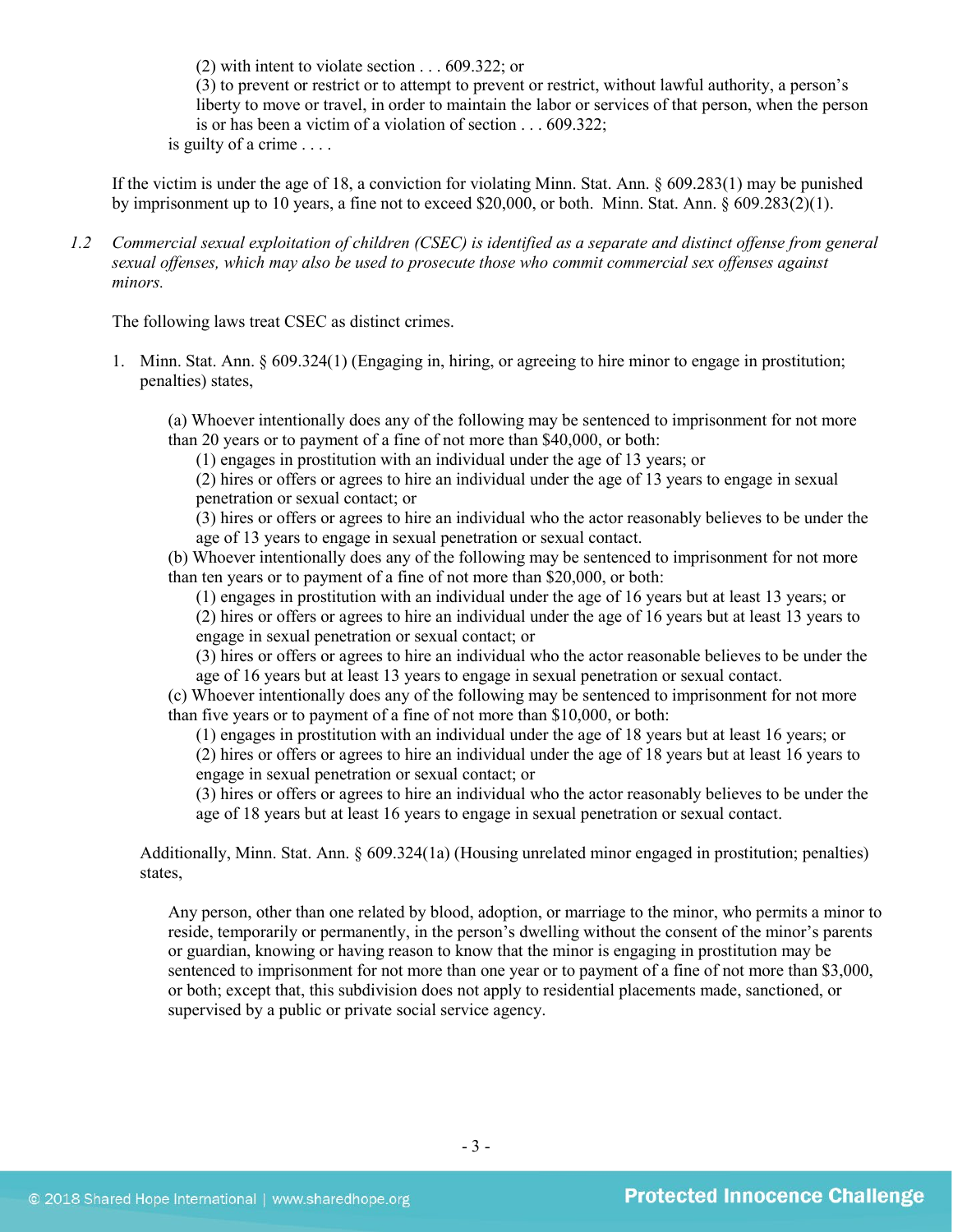(2) with intent to violate section . . . 609.322; or
(3) to prevent or restrict or to attempt to prevent or restrict, without lawful authority, a person's liberty to move or travel, in order to maintain the labor or services of that person, when the person is or has been a victim of a violation of section . . . 609.322;

is guilty of a crime . . . .

If the victim is under the age of 18, a conviction for violating Minn. Stat. Ann. § 609.283(1) may be punished by imprisonment up to 10 years, a fine not to exceed $20,000, or both. Minn. Stat. Ann. § 609.283(2)(1).

*1.2 Commercial sexual exploitation of children (CSEC) is identified as a separate and distinct offense from general sexual offenses, which may also be used to prosecute those who commit commercial sex offenses against minors.*

The following laws treat CSEC as distinct crimes.

1. Minn. Stat. Ann. § 609.324(1) (Engaging in, hiring, or agreeing to hire minor to engage in prostitution; penalties) states,

> (a) Whoever intentionally does any of the following may be sentenced to imprisonment for not more than 20 years or to payment of a fine of not more than $40,000, or both:
> (1) engages in prostitution with an individual under the age of 13 years; or
> (2) hires or offers or agrees to hire an individual under the age of 13 years to engage in sexual penetration or sexual contact; or
> (3) hires or offers or agrees to hire an individual who the actor reasonably believes to be under the age of 13 years to engage in sexual penetration or sexual contact.
> (b) Whoever intentionally does any of the following may be sentenced to imprisonment for not more than ten years or to payment of a fine of not more than $20,000, or both:
> (1) engages in prostitution with an individual under the age of 16 years but at least 13 years; or
> (2) hires or offers or agrees to hire an individual under the age of 16 years but at least 13 years to engage in sexual penetration or sexual contact; or
> (3) hires or offers or agrees to hire an individual who the actor reasonable believes to be under the age of 16 years but at least 13 years to engage in sexual penetration or sexual contact.
> (c) Whoever intentionally does any of the following may be sentenced to imprisonment for not more than five years or to payment of a fine of not more than $10,000, or both:
> (1) engages in prostitution with an individual under the age of 18 years but at least 16 years; or
> (2) hires or offers or agrees to hire an individual under the age of 18 years but at least 16 years to engage in sexual penetration or sexual contact; or
> (3) hires or offers or agrees to hire an individual who the actor reasonably believes to be under the age of 18 years but at least 16 years to engage in sexual penetration or sexual contact.

Additionally, Minn. Stat. Ann. § 609.324(1a) (Housing unrelated minor engaged in prostitution; penalties) states,

> Any person, other than one related by blood, adoption, or marriage to the minor, who permits a minor to reside, temporarily or permanently, in the person's dwelling without the consent of the minor's parents or guardian, knowing or having reason to know that the minor is engaging in prostitution may be sentenced to imprisonment for not more than one year or to payment of a fine of not more than $3,000, or both; except that, this subdivision does not apply to residential placements made, sanctioned, or supervised by a public or private social service agency.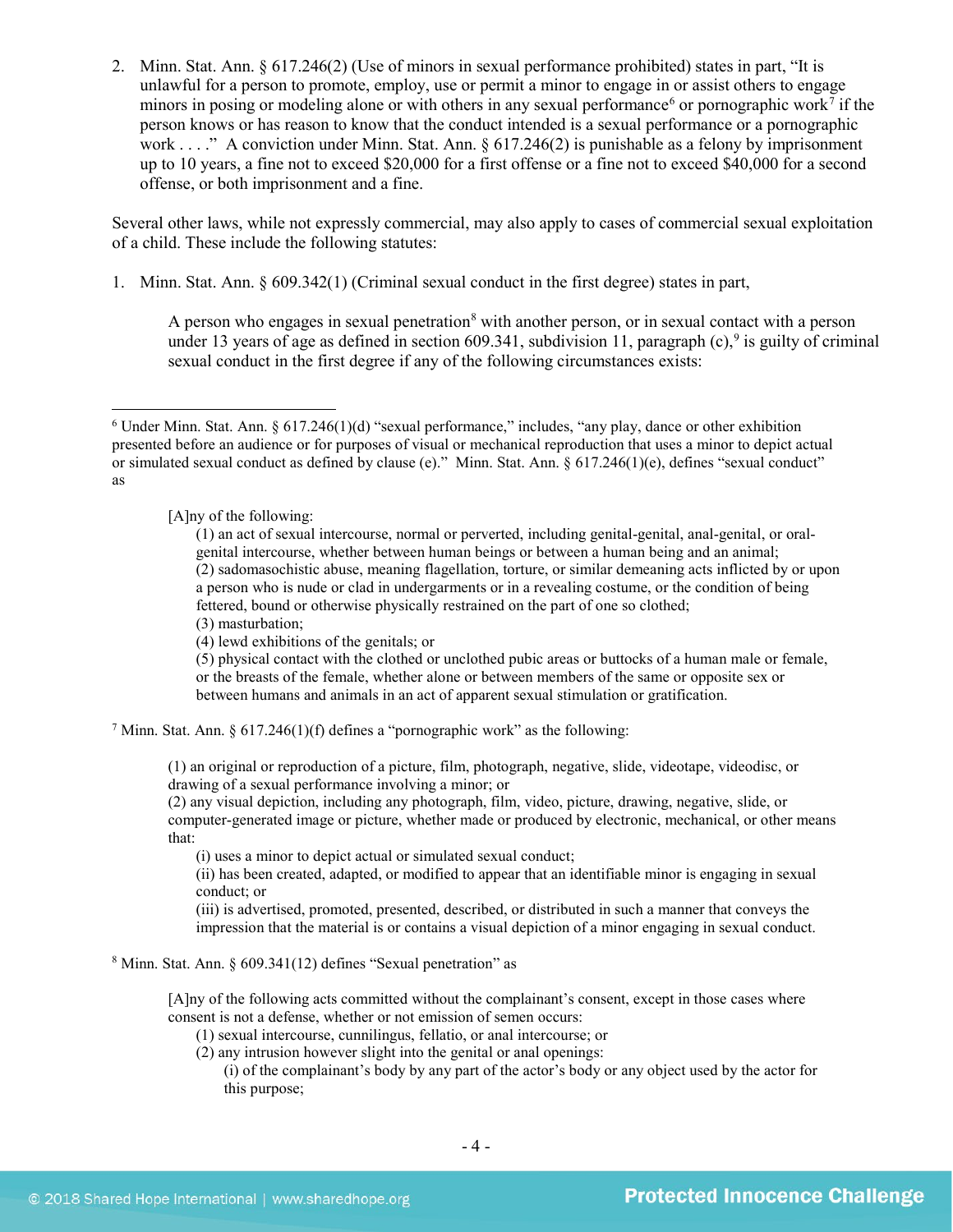2. Minn. Stat. Ann. § 617.246(2) (Use of minors in sexual performance prohibited) states in part, "It is unlawful for a person to promote, employ, use or permit a minor to engage in or assist others to engage minors in posing or modeling alone or with others in any sexual performance[6] or pornographic work[7] if the person knows or has reason to know that the conduct intended is a sexual performance or a pornographic work . . . ." A conviction under Minn. Stat. Ann. § 617.246(2) is punishable as a felony by imprisonment up to 10 years, a fine not to exceed $20,000 for a first offense or a fine not to exceed $40,000 for a second offense, or both imprisonment and a fine.

Several other laws, while not expressly commercial, may also apply to cases of commercial sexual exploitation of a child. These include the following statutes:

1. Minn. Stat. Ann. § 609.342(1) (Criminal sexual conduct in the first degree) states in part,

> A person who engages in sexual penetration[8] with another person, or in sexual contact with a person under 13 years of age as defined in section 609.341, subdivision 11, paragraph (c),[9] is guilty of criminal sexual conduct in the first degree if any of the following circumstances exists:

---

[6] Under Minn. Stat. Ann. § 617.246(1)(d) "sexual performance," includes, "any play, dance or other exhibition presented before an audience or for purposes of visual or mechanical reproduction that uses a minor to depict actual or simulated sexual conduct as defined by clause (e)." Minn. Stat. Ann. § 617.246(1)(e), defines "sexual conduct" as

> [A]ny of the following:
> (1) an act of sexual intercourse, normal or perverted, including genital-genital, anal-genital, or oral-genital intercourse, whether between human beings or between a human being and an animal;
> (2) sadomasochistic abuse, meaning flagellation, torture, or similar demeaning acts inflicted by or upon a person who is nude or clad in undergarments or in a revealing costume, or the condition of being fettered, bound or otherwise physically restrained on the part of one so clothed;
> (3) masturbation;
> (4) lewd exhibitions of the genitals; or
> (5) physical contact with the clothed or unclothed pubic areas or buttocks of a human male or female, or the breasts of the female, whether alone or between members of the same or opposite sex or between humans and animals in an act of apparent sexual stimulation or gratification.

[7] Minn. Stat. Ann. § 617.246(1)(f) defines a "pornographic work" as the following:

> (1) an original or reproduction of a picture, film, photograph, negative, slide, videotape, videodisc, or drawing of a sexual performance involving a minor; or
> (2) any visual depiction, including any photograph, film, video, picture, drawing, negative, slide, or computer-generated image or picture, whether made or produced by electronic, mechanical, or other means that:
> (i) uses a minor to depict actual or simulated sexual conduct;
> (ii) has been created, adapted, or modified to appear that an identifiable minor is engaging in sexual conduct; or
> (iii) is advertised, promoted, presented, described, or distributed in such a manner that conveys the impression that the material is or contains a visual depiction of a minor engaging in sexual conduct.

[8] Minn. Stat. Ann. § 609.341(12) defines "Sexual penetration" as

> [A]ny of the following acts committed without the complainant's consent, except in those cases where consent is not a defense, whether or not emission of semen occurs:
> (1) sexual intercourse, cunnilingus, fellatio, or anal intercourse; or
> (2) any intrusion however slight into the genital or anal openings:
> (i) of the complainant's body by any part of the actor's body or any object used by the actor for this purpose;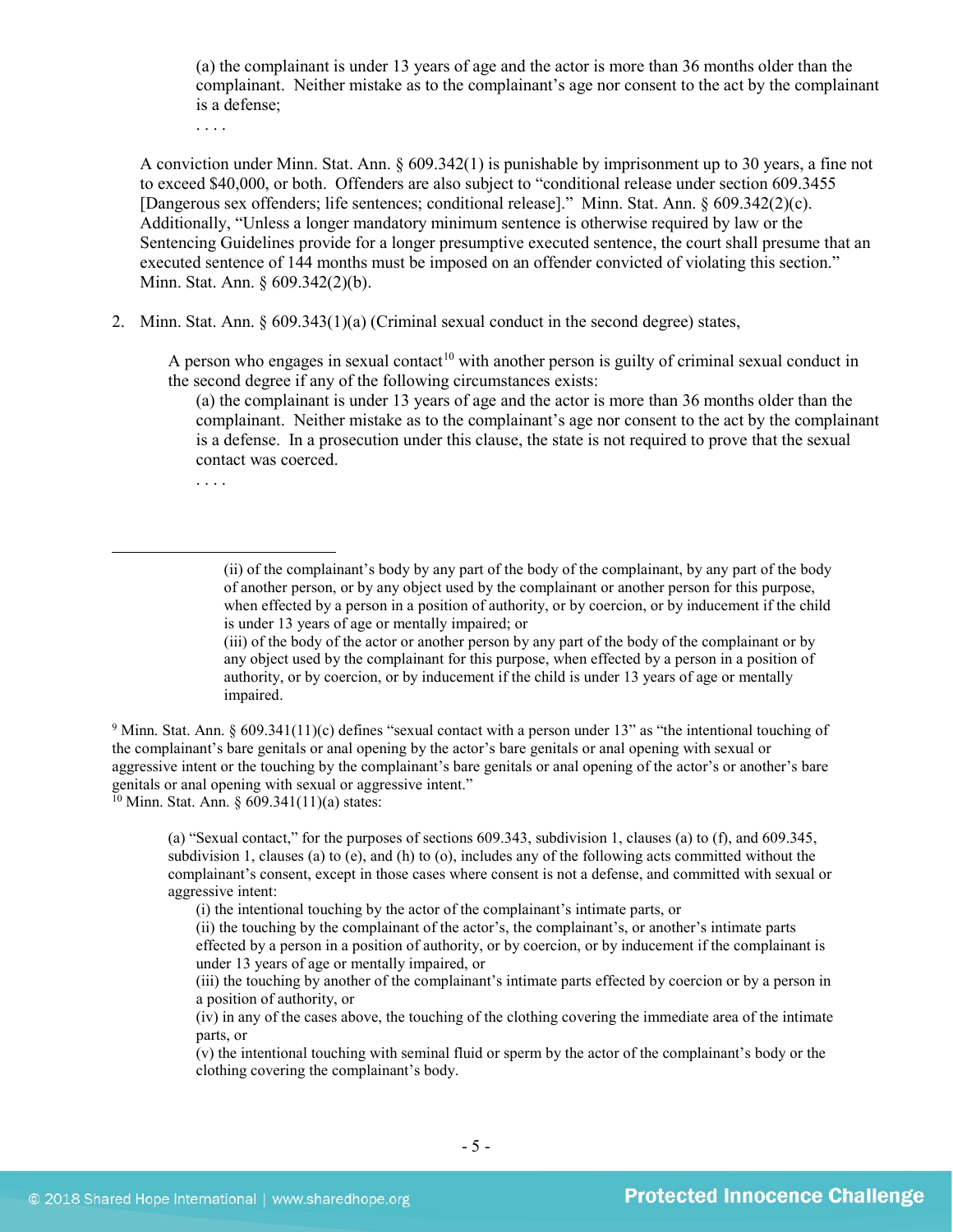> (a) the complainant is under 13 years of age and the actor is more than 36 months older than the complainant. Neither mistake as to the complainant's age nor consent to the act by the complainant is a defense;
>
> . . . .

A conviction under Minn. Stat. Ann. § 609.342(1) is punishable by imprisonment up to 30 years, a fine not to exceed $40,000, or both. Offenders are also subject to "conditional release under section 609.3455 [Dangerous sex offenders; life sentences; conditional release]." Minn. Stat. Ann. § 609.342(2)(c). Additionally, "Unless a longer mandatory minimum sentence is otherwise required by law or the Sentencing Guidelines provide for a longer presumptive executed sentence, the court shall presume that an executed sentence of 144 months must be imposed on an offender convicted of violating this section." Minn. Stat. Ann. § 609.342(2)(b).

2. Minn. Stat. Ann. § 609.343(1)(a) (Criminal sexual conduct in the second degree) states,

> A person who engages in sexual contact[10] with another person is guilty of criminal sexual conduct in the second degree if any of the following circumstances exists:
>
> (a) the complainant is under 13 years of age and the actor is more than 36 months older than the complainant. Neither mistake as to the complainant's age nor consent to the act by the complainant is a defense. In a prosecution under this clause, the state is not required to prove that the sexual contact was coerced.
>
> . . . .

---

> (ii) of the complainant's body by any part of the body of the complainant, by any part of the body of another person, or by any object used by the complainant or another person for this purpose, when effected by a person in a position of authority, or by coercion, or by inducement if the child is under 13 years of age or mentally impaired; or
>
> (iii) of the body of the actor or another person by any part of the body of the complainant or by any object used by the complainant for this purpose, when effected by a person in a position of authority, or by coercion, or by inducement if the child is under 13 years of age or mentally impaired.

[9] Minn. Stat. Ann. § 609.341(11)(c) defines "sexual contact with a person under 13" as "the intentional touching of the complainant's bare genitals or anal opening by the actor's bare genitals or anal opening with sexual or aggressive intent or the touching by the complainant's bare genitals or anal opening of the actor's or another's bare genitals or anal opening with sexual or aggressive intent."

[10] Minn. Stat. Ann. § 609.341(11)(a) states:

> (a) "Sexual contact," for the purposes of sections 609.343, subdivision 1, clauses (a) to (f), and 609.345, subdivision 1, clauses (a) to (e), and (h) to (o), includes any of the following acts committed without the complainant's consent, except in those cases where consent is not a defense, and committed with sexual or aggressive intent:
>
> (i) the intentional touching by the actor of the complainant's intimate parts, or
>
> (ii) the touching by the complainant of the actor's, the complainant's, or another's intimate parts effected by a person in a position of authority, or by coercion, or by inducement if the complainant is under 13 years of age or mentally impaired, or
>
> (iii) the touching by another of the complainant's intimate parts effected by coercion or by a person in a position of authority, or
>
> (iv) in any of the cases above, the touching of the clothing covering the immediate area of the intimate parts, or
>
> (v) the intentional touching with seminal fluid or sperm by the actor of the complainant's body or the clothing covering the complainant's body.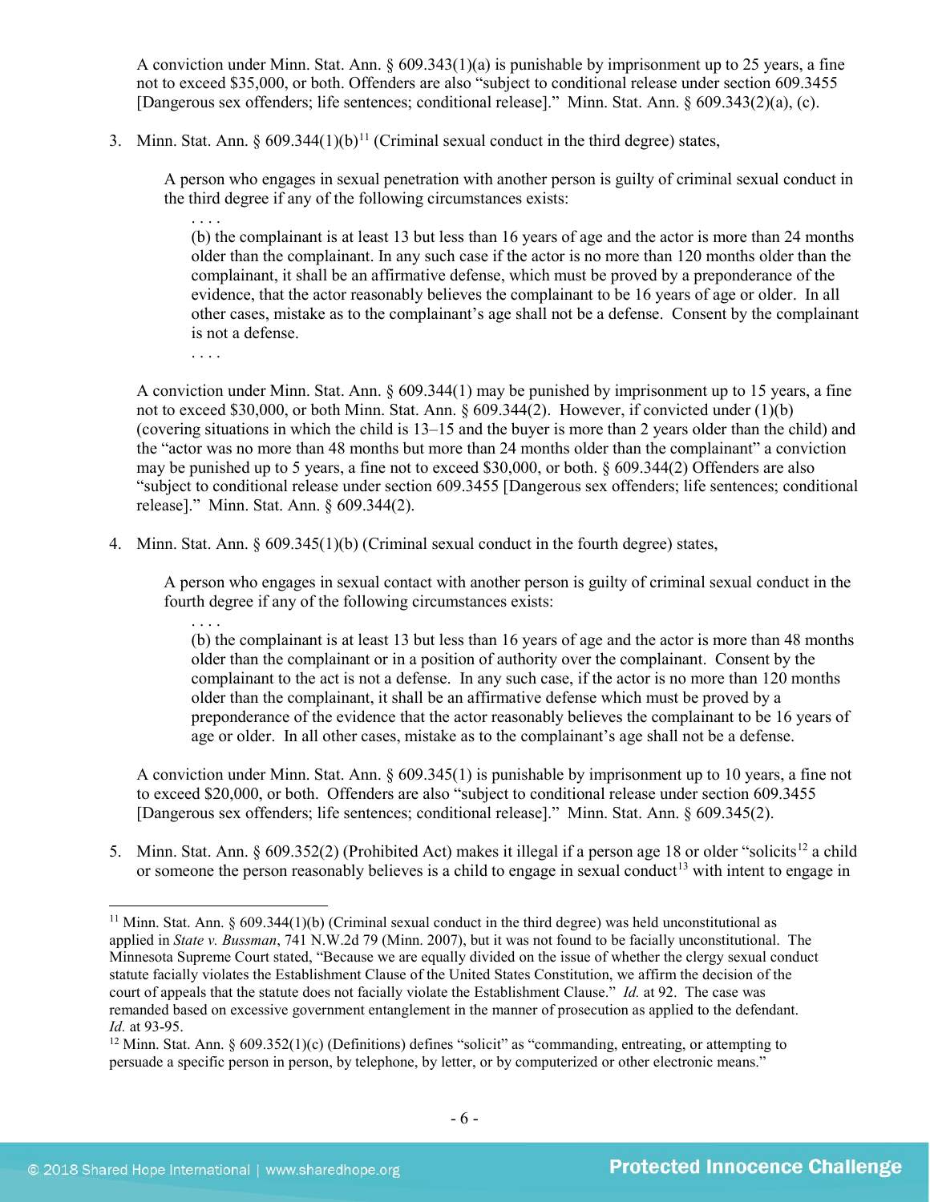A conviction under Minn. Stat. Ann. § 609.343(1)(a) is punishable by imprisonment up to 25 years, a fine not to exceed $35,000, or both. Offenders are also "subject to conditional release under section 609.3455 [Dangerous sex offenders; life sentences; conditional release]." Minn. Stat. Ann. § 609.343(2)(a), (c).

3. Minn. Stat. Ann. § 609.344(1)(b)[11] (Criminal sexual conduct in the third degree) states,

   > A person who engages in sexual penetration with another person is guilty of criminal sexual conduct in the third degree if any of the following circumstances exists:
   >
   > . . . .
   >
   > (b) the complainant is at least 13 but less than 16 years of age and the actor is more than 24 months older than the complainant. In any such case if the actor is no more than 120 months older than the complainant, it shall be an affirmative defense, which must be proved by a preponderance of the evidence, that the actor reasonably believes the complainant to be 16 years of age or older. In all other cases, mistake as to the complainant's age shall not be a defense. Consent by the complainant is not a defense.
   >
   > . . . .

   A conviction under Minn. Stat. Ann. § 609.344(1) may be punished by imprisonment up to 15 years, a fine not to exceed $30,000, or both Minn. Stat. Ann. § 609.344(2). However, if convicted under (1)(b) (covering situations in which the child is 13–15 and the buyer is more than 2 years older than the child) and the "actor was no more than 48 months but more than 24 months older than the complainant" a conviction may be punished up to 5 years, a fine not to exceed $30,000, or both. § 609.344(2) Offenders are also "subject to conditional release under section 609.3455 [Dangerous sex offenders; life sentences; conditional release]." Minn. Stat. Ann. § 609.344(2).

4. Minn. Stat. Ann. § 609.345(1)(b) (Criminal sexual conduct in the fourth degree) states,

   > A person who engages in sexual contact with another person is guilty of criminal sexual conduct in the fourth degree if any of the following circumstances exists:
   >
   > . . . .
   >
   > (b) the complainant is at least 13 but less than 16 years of age and the actor is more than 48 months older than the complainant or in a position of authority over the complainant. Consent by the complainant to the act is not a defense. In any such case, if the actor is no more than 120 months older than the complainant, it shall be an affirmative defense which must be proved by a preponderance of the evidence that the actor reasonably believes the complainant to be 16 years of age or older. In all other cases, mistake as to the complainant's age shall not be a defense.

   A conviction under Minn. Stat. Ann. § 609.345(1) is punishable by imprisonment up to 10 years, a fine not to exceed $20,000, or both. Offenders are also "subject to conditional release under section 609.3455 [Dangerous sex offenders; life sentences; conditional release]." Minn. Stat. Ann. § 609.345(2).

5. Minn. Stat. Ann. § 609.352(2) (Prohibited Act) makes it illegal if a person age 18 or older "solicits[12] a child or someone the person reasonably believes is a child to engage in sexual conduct[13] with intent to engage in

---

[11] Minn. Stat. Ann. § 609.344(1)(b) (Criminal sexual conduct in the third degree) was held unconstitutional as applied in *State v. Bussman*, 741 N.W.2d 79 (Minn. 2007), but it was not found to be facially unconstitutional. The Minnesota Supreme Court stated, "Because we are equally divided on the issue of whether the clergy sexual conduct statute facially violates the Establishment Clause of the United States Constitution, we affirm the decision of the court of appeals that the statute does not facially violate the Establishment Clause." *Id.* at 92. The case was remanded based on excessive government entanglement in the manner of prosecution as applied to the defendant. *Id.* at 93-95.

[12] Minn. Stat. Ann. § 609.352(1)(c) (Definitions) defines "solicit" as "commanding, entreating, or attempting to persuade a specific person in person, by telephone, by letter, or by computerized or other electronic means."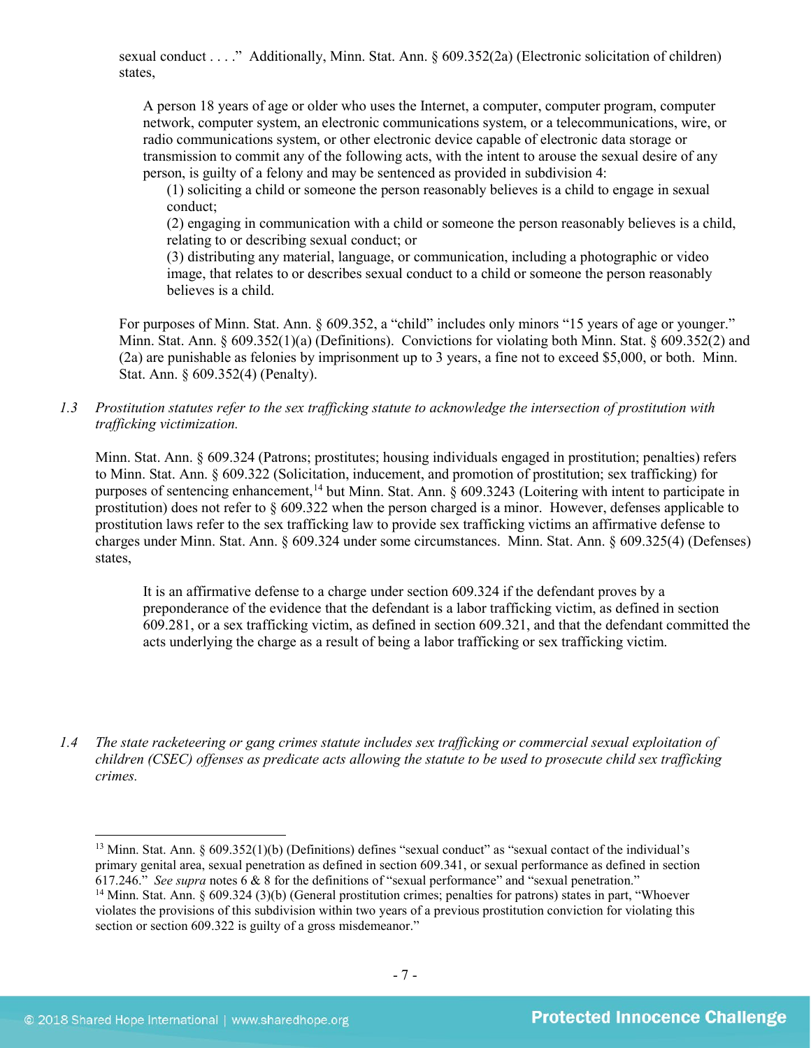sexual conduct . . . ." Additionally, Minn. Stat. Ann. § 609.352(2a) (Electronic solicitation of children) states,

> A person 18 years of age or older who uses the Internet, a computer, computer program, computer network, computer system, an electronic communications system, or a telecommunications, wire, or radio communications system, or other electronic device capable of electronic data storage or transmission to commit any of the following acts, with the intent to arouse the sexual desire of any person, is guilty of a felony and may be sentenced as provided in subdivision 4:
>
> (1) soliciting a child or someone the person reasonably believes is a child to engage in sexual conduct;
>
> (2) engaging in communication with a child or someone the person reasonably believes is a child, relating to or describing sexual conduct; or
>
> (3) distributing any material, language, or communication, including a photographic or video image, that relates to or describes sexual conduct to a child or someone the person reasonably believes is a child.

For purposes of Minn. Stat. Ann. § 609.352, a "child" includes only minors "15 years of age or younger." Minn. Stat. Ann. § 609.352(1)(a) (Definitions). Convictions for violating both Minn. Stat. § 609.352(2) and (2a) are punishable as felonies by imprisonment up to 3 years, a fine not to exceed $5,000, or both. Minn. Stat. Ann. § 609.352(4) (Penalty).

1.3 *Prostitution statutes refer to the sex trafficking statute to acknowledge the intersection of prostitution with trafficking victimization.*

Minn. Stat. Ann. § 609.324 (Patrons; prostitutes; housing individuals engaged in prostitution; penalties) refers to Minn. Stat. Ann. § 609.322 (Solicitation, inducement, and promotion of prostitution; sex trafficking) for purposes of sentencing enhancement,[14] but Minn. Stat. Ann. § 609.3243 (Loitering with intent to participate in prostitution) does not refer to § 609.322 when the person charged is a minor. However, defenses applicable to prostitution laws refer to the sex trafficking law to provide sex trafficking victims an affirmative defense to charges under Minn. Stat. Ann. § 609.324 under some circumstances. Minn. Stat. Ann. § 609.325(4) (Defenses) states,

> It is an affirmative defense to a charge under section 609.324 if the defendant proves by a preponderance of the evidence that the defendant is a labor trafficking victim, as defined in section 609.281, or a sex trafficking victim, as defined in section 609.321, and that the defendant committed the acts underlying the charge as a result of being a labor trafficking or sex trafficking victim.

1.4 *The state racketeering or gang crimes statute includes sex trafficking or commercial sexual exploitation of children (CSEC) offenses as predicate acts allowing the statute to be used to prosecute child sex trafficking crimes.*

---

[13] Minn. Stat. Ann. § 609.352(1)(b) (Definitions) defines "sexual conduct" as "sexual contact of the individual's primary genital area, sexual penetration as defined in section 609.341, or sexual performance as defined in section 617.246." *See supra* notes 6 & 8 for the definitions of "sexual performance" and "sexual penetration."

[14] Minn. Stat. Ann. § 609.324 (3)(b) (General prostitution crimes; penalties for patrons) states in part, "Whoever violates the provisions of this subdivision within two years of a previous prostitution conviction for violating this section or section 609.322 is guilty of a gross misdemeanor."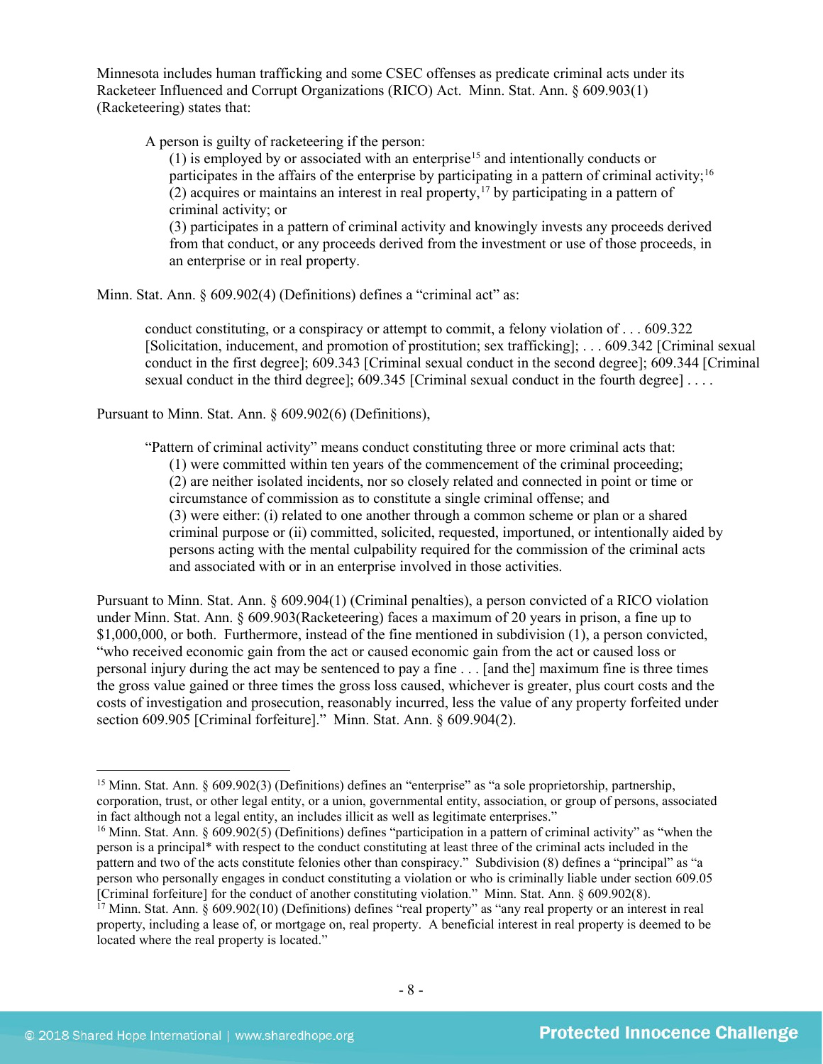Minnesota includes human trafficking and some CSEC offenses as predicate criminal acts under its Racketeer Influenced and Corrupt Organizations (RICO) Act. Minn. Stat. Ann. § 609.903(1) (Racketeering) states that:

> A person is guilty of racketeering if the person:
>
> (1) is employed by or associated with an enterprise[15] and intentionally conducts or participates in the affairs of the enterprise by participating in a pattern of criminal activity;[16]
>
> (2) acquires or maintains an interest in real property,[17] by participating in a pattern of criminal activity; or
>
> (3) participates in a pattern of criminal activity and knowingly invests any proceeds derived from that conduct, or any proceeds derived from the investment or use of those proceeds, in an enterprise or in real property.

Minn. Stat. Ann. § 609.902(4) (Definitions) defines a "criminal act" as:

> conduct constituting, or a conspiracy or attempt to commit, a felony violation of . . . 609.322 [Solicitation, inducement, and promotion of prostitution; sex trafficking]; . . . 609.342 [Criminal sexual conduct in the first degree]; 609.343 [Criminal sexual conduct in the second degree]; 609.344 [Criminal sexual conduct in the third degree]; 609.345 [Criminal sexual conduct in the fourth degree] . . . .

Pursuant to Minn. Stat. Ann. § 609.902(6) (Definitions),

> "Pattern of criminal activity" means conduct constituting three or more criminal acts that:
>
> (1) were committed within ten years of the commencement of the criminal proceeding;
>
> (2) are neither isolated incidents, nor so closely related and connected in point or time or circumstance of commission as to constitute a single criminal offense; and
>
> (3) were either: (i) related to one another through a common scheme or plan or a shared criminal purpose or (ii) committed, solicited, requested, importuned, or intentionally aided by persons acting with the mental culpability required for the commission of the criminal acts and associated with or in an enterprise involved in those activities.

Pursuant to Minn. Stat. Ann. § 609.904(1) (Criminal penalties), a person convicted of a RICO violation under Minn. Stat. Ann. § 609.903(Racketeering) faces a maximum of 20 years in prison, a fine up to $1,000,000, or both. Furthermore, instead of the fine mentioned in subdivision (1), a person convicted, "who received economic gain from the act or caused economic gain from the act or caused loss or personal injury during the act may be sentenced to pay a fine . . . [and the] maximum fine is three times the gross value gained or three times the gross loss caused, whichever is greater, plus court costs and the costs of investigation and prosecution, reasonably incurred, less the value of any property forfeited under section 609.905 [Criminal forfeiture]." Minn. Stat. Ann. § 609.904(2).

---

[15] Minn. Stat. Ann. § 609.902(3) (Definitions) defines an "enterprise" as "a sole proprietorship, partnership, corporation, trust, or other legal entity, or a union, governmental entity, association, or group of persons, associated in fact although not a legal entity, an includes illicit as well as legitimate enterprises."

[16] Minn. Stat. Ann. § 609.902(5) (Definitions) defines "participation in a pattern of criminal activity" as "when the person is a principal* with respect to the conduct constituting at least three of the criminal acts included in the pattern and two of the acts constitute felonies other than conspiracy." Subdivision (8) defines a "principal" as "a person who personally engages in conduct constituting a violation or who is criminally liable under section 609.05 [Criminal forfeiture] for the conduct of another constituting violation." Minn. Stat. Ann. § 609.902(8).

[17] Minn. Stat. Ann. § 609.902(10) (Definitions) defines "real property" as "any real property or an interest in real property, including a lease of, or mortgage on, real property. A beneficial interest in real property is deemed to be located where the real property is located."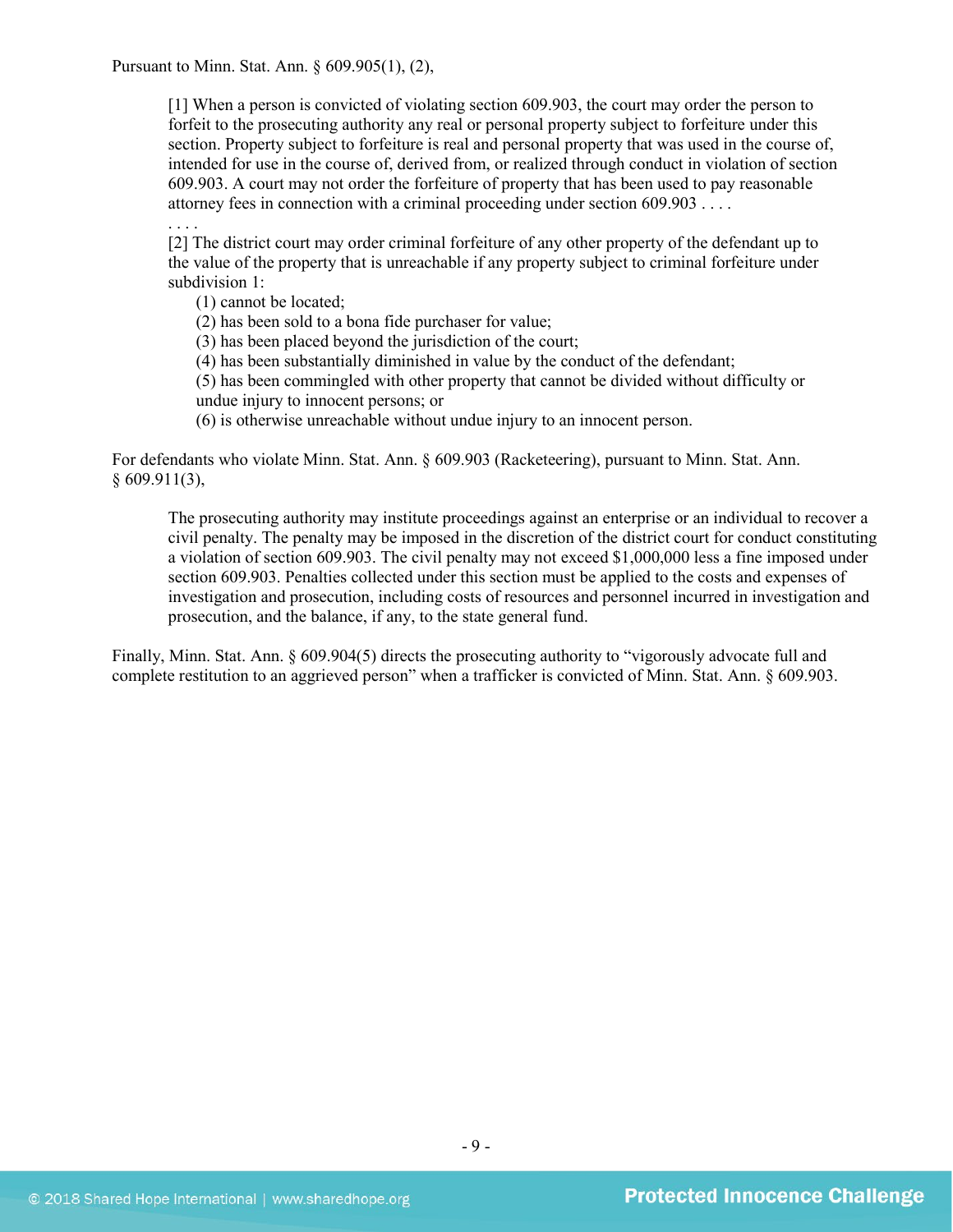Pursuant to Minn. Stat. Ann. § 609.905(1), (2),

> [1] When a person is convicted of violating section 609.903, the court may order the person to forfeit to the prosecuting authority any real or personal property subject to forfeiture under this section. Property subject to forfeiture is real and personal property that was used in the course of, intended for use in the course of, derived from, or realized through conduct in violation of section 609.903. A court may not order the forfeiture of property that has been used to pay reasonable attorney fees in connection with a criminal proceeding under section 609.903 . . . .
>
> . . . .
>
> [2] The district court may order criminal forfeiture of any other property of the defendant up to the value of the property that is unreachable if any property subject to criminal forfeiture under subdivision 1:
>
> (1) cannot be located;
> (2) has been sold to a bona fide purchaser for value;
> (3) has been placed beyond the jurisdiction of the court;
> (4) has been substantially diminished in value by the conduct of the defendant;
> (5) has been commingled with other property that cannot be divided without difficulty or undue injury to innocent persons; or
> (6) is otherwise unreachable without undue injury to an innocent person.

For defendants who violate Minn. Stat. Ann. § 609.903 (Racketeering), pursuant to Minn. Stat. Ann. § 609.911(3),

> The prosecuting authority may institute proceedings against an enterprise or an individual to recover a civil penalty. The penalty may be imposed in the discretion of the district court for conduct constituting a violation of section 609.903. The civil penalty may not exceed $1,000,000 less a fine imposed under section 609.903. Penalties collected under this section must be applied to the costs and expenses of investigation and prosecution, including costs of resources and personnel incurred in investigation and prosecution, and the balance, if any, to the state general fund.

Finally, Minn. Stat. Ann. § 609.904(5) directs the prosecuting authority to "vigorously advocate full and complete restitution to an aggrieved person" when a trafficker is convicted of Minn. Stat. Ann. § 609.903.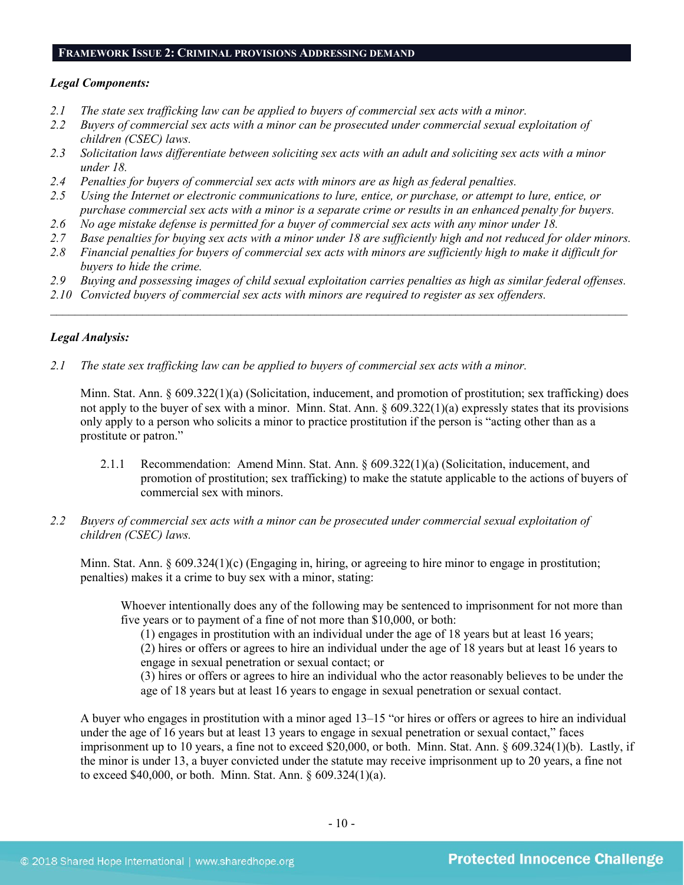## FRAMEWORK ISSUE 2: CRIMINAL PROVISIONS ADDRESSING DEMAND

***Legal Components:***

*2.1 The state sex trafficking law can be applied to buyers of commercial sex acts with a minor.*
*2.2 Buyers of commercial sex acts with a minor can be prosecuted under commercial sexual exploitation of children (CSEC) laws.*
*2.3 Solicitation laws differentiate between soliciting sex acts with an adult and soliciting sex acts with a minor under 18.*
*2.4 Penalties for buyers of commercial sex acts with minors are as high as federal penalties.*
*2.5 Using the Internet or electronic communications to lure, entice, or purchase, or attempt to lure, entice, or purchase commercial sex acts with a minor is a separate crime or results in an enhanced penalty for buyers.*
*2.6 No age mistake defense is permitted for a buyer of commercial sex acts with any minor under 18.*
*2.7 Base penalties for buying sex acts with a minor under 18 are sufficiently high and not reduced for older minors.*
*2.8 Financial penalties for buyers of commercial sex acts with minors are sufficiently high to make it difficult for buyers to hide the crime.*
*2.9 Buying and possessing images of child sexual exploitation carries penalties as high as similar federal offenses.*
*2.10 Convicted buyers of commercial sex acts with minors are required to register as sex offenders.*

---

***Legal Analysis:***

*2.1 The state sex trafficking law can be applied to buyers of commercial sex acts with a minor.*

Minn. Stat. Ann. § 609.322(1)(a) (Solicitation, inducement, and promotion of prostitution; sex trafficking) does not apply to the buyer of sex with a minor. Minn. Stat. Ann. § 609.322(1)(a) expressly states that its provisions only apply to a person who solicits a minor to practice prostitution if the person is "acting other than as a prostitute or patron."

> 2.1.1 Recommendation: Amend Minn. Stat. Ann. § 609.322(1)(a) (Solicitation, inducement, and promotion of prostitution; sex trafficking) to make the statute applicable to the actions of buyers of commercial sex with minors.

*2.2 Buyers of commercial sex acts with a minor can be prosecuted under commercial sexual exploitation of children (CSEC) laws.*

Minn. Stat. Ann. § 609.324(1)(c) (Engaging in, hiring, or agreeing to hire minor to engage in prostitution; penalties) makes it a crime to buy sex with a minor, stating:

> Whoever intentionally does any of the following may be sentenced to imprisonment for not more than five years or to payment of a fine of not more than $10,000, or both:
> (1) engages in prostitution with an individual under the age of 18 years but at least 16 years;
> (2) hires or offers or agrees to hire an individual under the age of 18 years but at least 16 years to engage in sexual penetration or sexual contact; or
> (3) hires or offers or agrees to hire an individual who the actor reasonably believes to be under the age of 18 years but at least 16 years to engage in sexual penetration or sexual contact.

A buyer who engages in prostitution with a minor aged 13–15 "or hires or offers or agrees to hire an individual under the age of 16 years but at least 13 years to engage in sexual penetration or sexual contact," faces imprisonment up to 10 years, a fine not to exceed $20,000, or both. Minn. Stat. Ann. § 609.324(1)(b). Lastly, if the minor is under 13, a buyer convicted under the statute may receive imprisonment up to 20 years, a fine not to exceed $40,000, or both. Minn. Stat. Ann. § 609.324(1)(a).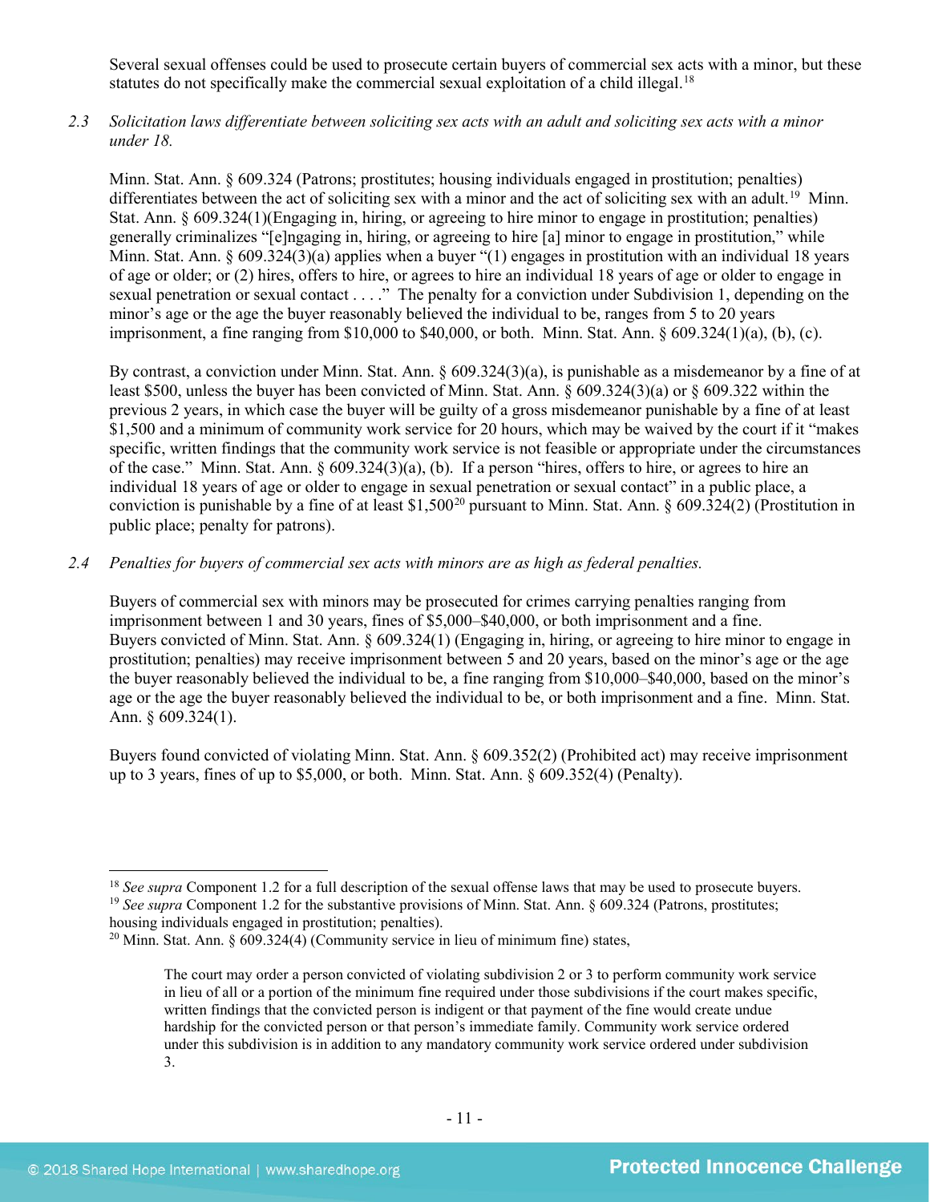Several sexual offenses could be used to prosecute certain buyers of commercial sex acts with a minor, but these statutes do not specifically make the commercial sexual exploitation of a child illegal.[18]

*2.3 Solicitation laws differentiate between soliciting sex acts with an adult and soliciting sex acts with a minor under 18.*

Minn. Stat. Ann. § 609.324 (Patrons; prostitutes; housing individuals engaged in prostitution; penalties) differentiates between the act of soliciting sex with a minor and the act of soliciting sex with an adult.[19] Minn. Stat. Ann. § 609.324(1)(Engaging in, hiring, or agreeing to hire minor to engage in prostitution; penalties) generally criminalizes "[e]ngaging in, hiring, or agreeing to hire [a] minor to engage in prostitution," while Minn. Stat. Ann. § 609.324(3)(a) applies when a buyer "(1) engages in prostitution with an individual 18 years of age or older; or (2) hires, offers to hire, or agrees to hire an individual 18 years of age or older to engage in sexual penetration or sexual contact . . . ." The penalty for a conviction under Subdivision 1, depending on the minor's age or the age the buyer reasonably believed the individual to be, ranges from 5 to 20 years imprisonment, a fine ranging from $10,000 to $40,000, or both. Minn. Stat. Ann. § 609.324(1)(a), (b), (c).

By contrast, a conviction under Minn. Stat. Ann. § 609.324(3)(a), is punishable as a misdemeanor by a fine of at least $500, unless the buyer has been convicted of Minn. Stat. Ann. § 609.324(3)(a) or § 609.322 within the previous 2 years, in which case the buyer will be guilty of a gross misdemeanor punishable by a fine of at least $1,500 and a minimum of community work service for 20 hours, which may be waived by the court if it "makes specific, written findings that the community work service is not feasible or appropriate under the circumstances of the case." Minn. Stat. Ann. § 609.324(3)(a), (b). If a person "hires, offers to hire, or agrees to hire an individual 18 years of age or older to engage in sexual penetration or sexual contact" in a public place, a conviction is punishable by a fine of at least $1,500[20] pursuant to Minn. Stat. Ann. § 609.324(2) (Prostitution in public place; penalty for patrons).

*2.4 Penalties for buyers of commercial sex acts with minors are as high as federal penalties.*

Buyers of commercial sex with minors may be prosecuted for crimes carrying penalties ranging from imprisonment between 1 and 30 years, fines of $5,000–$40,000, or both imprisonment and a fine. Buyers convicted of Minn. Stat. Ann. § 609.324(1) (Engaging in, hiring, or agreeing to hire minor to engage in prostitution; penalties) may receive imprisonment between 5 and 20 years, based on the minor's age or the age the buyer reasonably believed the individual to be, a fine ranging from $10,000–$40,000, based on the minor's age or the age the buyer reasonably believed the individual to be, or both imprisonment and a fine. Minn. Stat. Ann. § 609.324(1).

Buyers found convicted of violating Minn. Stat. Ann. § 609.352(2) (Prohibited act) may receive imprisonment up to 3 years, fines of up to $5,000, or both. Minn. Stat. Ann. § 609.352(4) (Penalty).

---

[18] *See supra* Component 1.2 for a full description of the sexual offense laws that may be used to prosecute buyers.

[19] *See supra* Component 1.2 for the substantive provisions of Minn. Stat. Ann. § 609.324 (Patrons, prostitutes; housing individuals engaged in prostitution; penalties).

[20] Minn. Stat. Ann. § 609.324(4) (Community service in lieu of minimum fine) states,

> The court may order a person convicted of violating subdivision 2 or 3 to perform community work service in lieu of all or a portion of the minimum fine required under those subdivisions if the court makes specific, written findings that the convicted person is indigent or that payment of the fine would create undue hardship for the convicted person or that person's immediate family. Community work service ordered under this subdivision is in addition to any mandatory community work service ordered under subdivision 3.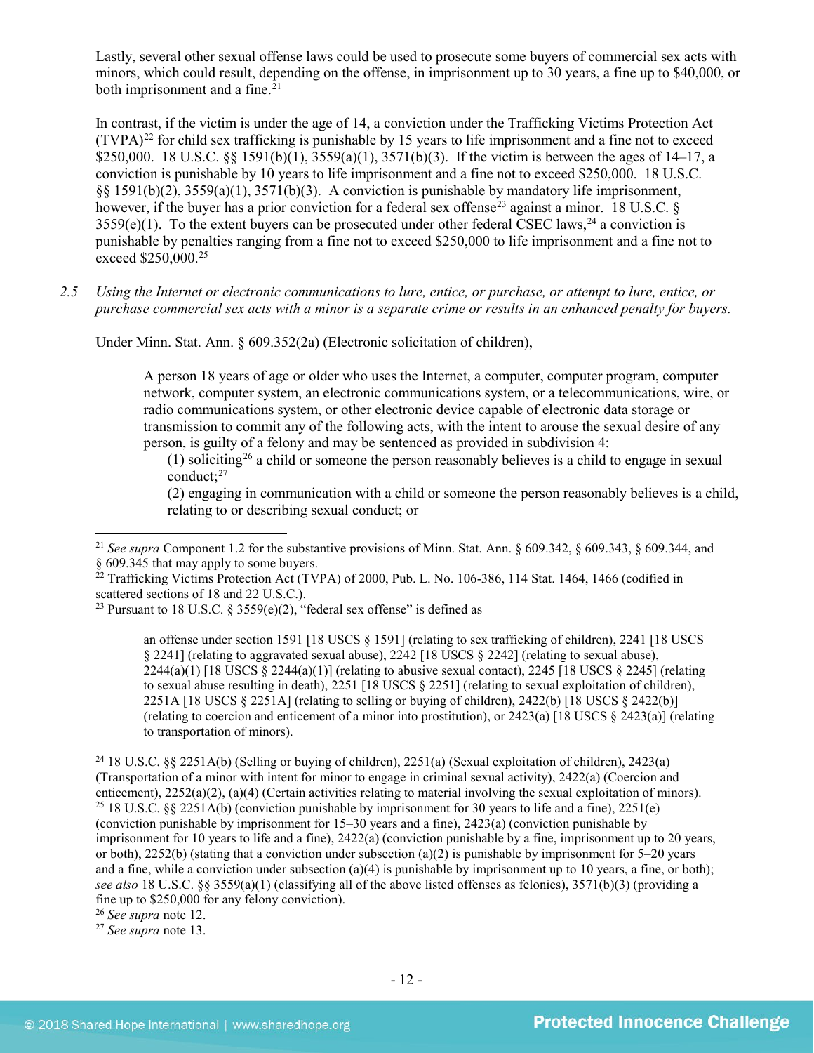Lastly, several other sexual offense laws could be used to prosecute some buyers of commercial sex acts with minors, which could result, depending on the offense, in imprisonment up to 30 years, a fine up to $40,000, or both imprisonment and a fine.[21]

In contrast, if the victim is under the age of 14, a conviction under the Trafficking Victims Protection Act (TVPA)[22] for child sex trafficking is punishable by 15 years to life imprisonment and a fine not to exceed $250,000. 18 U.S.C. §§ 1591(b)(1), 3559(a)(1), 3571(b)(3). If the victim is between the ages of 14–17, a conviction is punishable by 10 years to life imprisonment and a fine not to exceed $250,000. 18 U.S.C. §§ 1591(b)(2), 3559(a)(1), 3571(b)(3). A conviction is punishable by mandatory life imprisonment, however, if the buyer has a prior conviction for a federal sex offense[23] against a minor. 18 U.S.C. § 3559(e)(1). To the extent buyers can be prosecuted under other federal CSEC laws,[24] a conviction is punishable by penalties ranging from a fine not to exceed $250,000 to life imprisonment and a fine not to exceed $250,000.[25]

*2.5 Using the Internet or electronic communications to lure, entice, or purchase, or attempt to lure, entice, or purchase commercial sex acts with a minor is a separate crime or results in an enhanced penalty for buyers.*

Under Minn. Stat. Ann. § 609.352(2a) (Electronic solicitation of children),

> A person 18 years of age or older who uses the Internet, a computer, computer program, computer network, computer system, an electronic communications system, or a telecommunications, wire, or radio communications system, or other electronic device capable of electronic data storage or transmission to commit any of the following acts, with the intent to arouse the sexual desire of any person, is guilty of a felony and may be sentenced as provided in subdivision 4:
>
> (1) soliciting[26] a child or someone the person reasonably believes is a child to engage in sexual conduct;[27]
>
> (2) engaging in communication with a child or someone the person reasonably believes is a child, relating to or describing sexual conduct; or

---

[21] *See supra* Component 1.2 for the substantive provisions of Minn. Stat. Ann. § 609.342, § 609.343, § 609.344, and § 609.345 that may apply to some buyers.

[22] Trafficking Victims Protection Act (TVPA) of 2000, Pub. L. No. 106-386, 114 Stat. 1464, 1466 (codified in scattered sections of 18 and 22 U.S.C.).

[23] Pursuant to 18 U.S.C. § 3559(e)(2), "federal sex offense" is defined as

> an offense under section 1591 [18 USCS § 1591] (relating to sex trafficking of children), 2241 [18 USCS § 2241] (relating to aggravated sexual abuse), 2242 [18 USCS § 2242] (relating to sexual abuse), 2244(a)(1) [18 USCS § 2244(a)(1)] (relating to abusive sexual contact), 2245 [18 USCS § 2245] (relating to sexual abuse resulting in death), 2251 [18 USCS § 2251] (relating to sexual exploitation of children), 2251A [18 USCS § 2251A] (relating to selling or buying of children), 2422(b) [18 USCS § 2422(b)] (relating to coercion and enticement of a minor into prostitution), or 2423(a) [18 USCS § 2423(a)] (relating to transportation of minors).

[24] 18 U.S.C. §§ 2251A(b) (Selling or buying of children), 2251(a) (Sexual exploitation of children), 2423(a) (Transportation of a minor with intent for minor to engage in criminal sexual activity), 2422(a) (Coercion and enticement), 2252(a)(2), (a)(4) (Certain activities relating to material involving the sexual exploitation of minors).

[25] 18 U.S.C. §§ 2251A(b) (conviction punishable by imprisonment for 30 years to life and a fine), 2251(e) (conviction punishable by imprisonment for 15–30 years and a fine), 2423(a) (conviction punishable by imprisonment for 10 years to life and a fine), 2422(a) (conviction punishable by a fine, imprisonment up to 20 years, or both), 2252(b) (stating that a conviction under subsection (a)(2) is punishable by imprisonment for 5–20 years and a fine, while a conviction under subsection (a)(4) is punishable by imprisonment up to 10 years, a fine, or both); *see also* 18 U.S.C. §§ 3559(a)(1) (classifying all of the above listed offenses as felonies), 3571(b)(3) (providing a fine up to $250,000 for any felony conviction).

[26] *See supra* note 12.

[27] *See supra* note 13.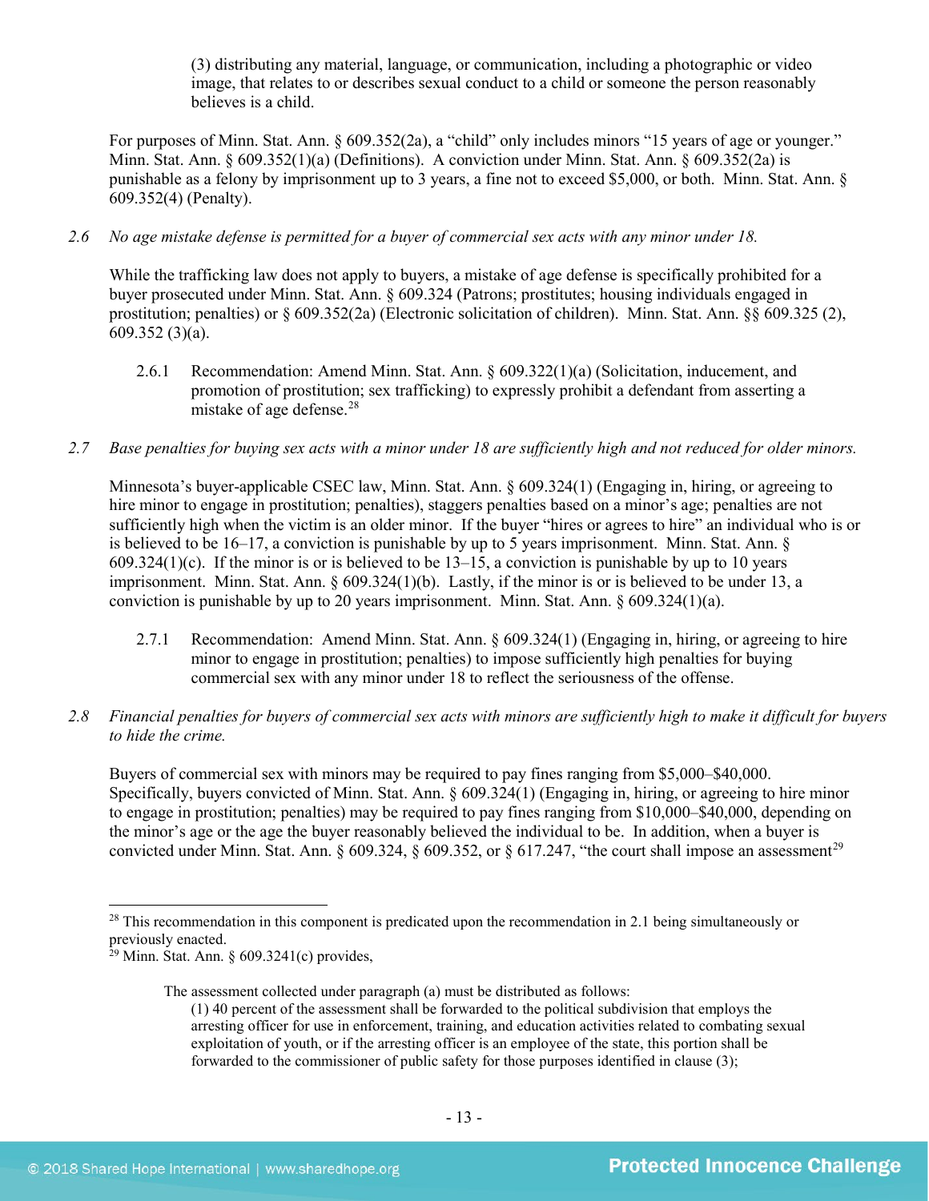(3) distributing any material, language, or communication, including a photographic or video image, that relates to or describes sexual conduct to a child or someone the person reasonably believes is a child.

For purposes of Minn. Stat. Ann. § 609.352(2a), a "child" only includes minors "15 years of age or younger." Minn. Stat. Ann. § 609.352(1)(a) (Definitions). A conviction under Minn. Stat. Ann. § 609.352(2a) is punishable as a felony by imprisonment up to 3 years, a fine not to exceed $5,000, or both. Minn. Stat. Ann. § 609.352(4) (Penalty).

*2.6 No age mistake defense is permitted for a buyer of commercial sex acts with any minor under 18.*

While the trafficking law does not apply to buyers, a mistake of age defense is specifically prohibited for a buyer prosecuted under Minn. Stat. Ann. § 609.324 (Patrons; prostitutes; housing individuals engaged in prostitution; penalties) or § 609.352(2a) (Electronic solicitation of children). Minn. Stat. Ann. §§ 609.325 (2), 609.352 (3)(a).

2.6.1 Recommendation: Amend Minn. Stat. Ann. § 609.322(1)(a) (Solicitation, inducement, and promotion of prostitution; sex trafficking) to expressly prohibit a defendant from asserting a mistake of age defense.[28]

*2.7 Base penalties for buying sex acts with a minor under 18 are sufficiently high and not reduced for older minors.*

Minnesota's buyer-applicable CSEC law, Minn. Stat. Ann. § 609.324(1) (Engaging in, hiring, or agreeing to hire minor to engage in prostitution; penalties), staggers penalties based on a minor's age; penalties are not sufficiently high when the victim is an older minor. If the buyer "hires or agrees to hire" an individual who is or is believed to be 16–17, a conviction is punishable by up to 5 years imprisonment. Minn. Stat. Ann. § 609.324(1)(c). If the minor is or is believed to be 13–15, a conviction is punishable by up to 10 years imprisonment. Minn. Stat. Ann. § 609.324(1)(b). Lastly, if the minor is or is believed to be under 13, a conviction is punishable by up to 20 years imprisonment. Minn. Stat. Ann. § 609.324(1)(a).

2.7.1 Recommendation: Amend Minn. Stat. Ann. § 609.324(1) (Engaging in, hiring, or agreeing to hire minor to engage in prostitution; penalties) to impose sufficiently high penalties for buying commercial sex with any minor under 18 to reflect the seriousness of the offense.

*2.8 Financial penalties for buyers of commercial sex acts with minors are sufficiently high to make it difficult for buyers to hide the crime.*

Buyers of commercial sex with minors may be required to pay fines ranging from $5,000–$40,000. Specifically, buyers convicted of Minn. Stat. Ann. § 609.324(1) (Engaging in, hiring, or agreeing to hire minor to engage in prostitution; penalties) may be required to pay fines ranging from $10,000–$40,000, depending on the minor's age or the age the buyer reasonably believed the individual to be. In addition, when a buyer is convicted under Minn. Stat. Ann. § 609.324, § 609.352, or § 617.247, "the court shall impose an assessment[29]

---

[28] This recommendation in this component is predicated upon the recommendation in 2.1 being simultaneously or previously enacted.

[29] Minn. Stat. Ann. § 609.3241(c) provides,

> The assessment collected under paragraph (a) must be distributed as follows:
> (1) 40 percent of the assessment shall be forwarded to the political subdivision that employs the arresting officer for use in enforcement, training, and education activities related to combating sexual exploitation of youth, or if the arresting officer is an employee of the state, this portion shall be forwarded to the commissioner of public safety for those purposes identified in clause (3);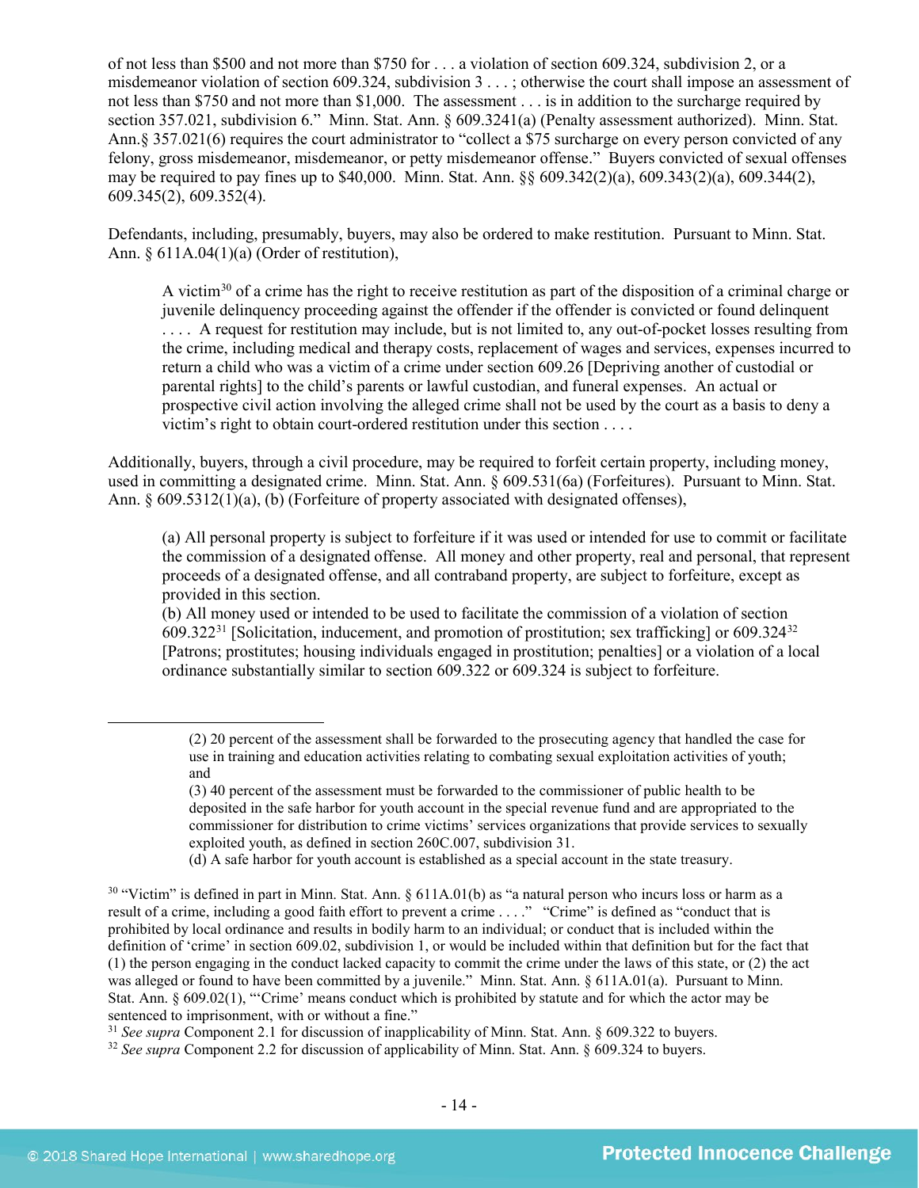of not less than $500 and not more than $750 for . . . a violation of section 609.324, subdivision 2, or a misdemeanor violation of section 609.324, subdivision 3 . . . ; otherwise the court shall impose an assessment of not less than $750 and not more than $1,000. The assessment . . . is in addition to the surcharge required by section 357.021, subdivision 6." Minn. Stat. Ann. § 609.3241(a) (Penalty assessment authorized). Minn. Stat. Ann.§ 357.021(6) requires the court administrator to "collect a $75 surcharge on every person convicted of any felony, gross misdemeanor, misdemeanor, or petty misdemeanor offense." Buyers convicted of sexual offenses may be required to pay fines up to $40,000. Minn. Stat. Ann. §§ 609.342(2)(a), 609.343(2)(a), 609.344(2), 609.345(2), 609.352(4).

Defendants, including, presumably, buyers, may also be ordered to make restitution. Pursuant to Minn. Stat. Ann. § 611A.04(1)(a) (Order of restitution),

> A victim[30] of a crime has the right to receive restitution as part of the disposition of a criminal charge or juvenile delinquency proceeding against the offender if the offender is convicted or found delinquent . . . . A request for restitution may include, but is not limited to, any out-of-pocket losses resulting from the crime, including medical and therapy costs, replacement of wages and services, expenses incurred to return a child who was a victim of a crime under section 609.26 [Depriving another of custodial or parental rights] to the child's parents or lawful custodian, and funeral expenses. An actual or prospective civil action involving the alleged crime shall not be used by the court as a basis to deny a victim's right to obtain court-ordered restitution under this section . . . .

Additionally, buyers, through a civil procedure, may be required to forfeit certain property, including money, used in committing a designated crime. Minn. Stat. Ann. § 609.531(6a) (Forfeitures). Pursuant to Minn. Stat. Ann. § 609.5312(1)(a), (b) (Forfeiture of property associated with designated offenses),

> (a) All personal property is subject to forfeiture if it was used or intended for use to commit or facilitate the commission of a designated offense. All money and other property, real and personal, that represent proceeds of a designated offense, and all contraband property, are subject to forfeiture, except as provided in this section.
> (b) All money used or intended to be used to facilitate the commission of a violation of section 609.322[31] [Solicitation, inducement, and promotion of prostitution; sex trafficking] or 609.324[32] [Patrons; prostitutes; housing individuals engaged in prostitution; penalties] or a violation of a local ordinance substantially similar to section 609.322 or 609.324 is subject to forfeiture.

---

> (2) 20 percent of the assessment shall be forwarded to the prosecuting agency that handled the case for use in training and education activities relating to combating sexual exploitation activities of youth; and
> (3) 40 percent of the assessment must be forwarded to the commissioner of public health to be deposited in the safe harbor for youth account in the special revenue fund and are appropriated to the commissioner for distribution to crime victims' services organizations that provide services to sexually exploited youth, as defined in section 260C.007, subdivision 31.
> (d) A safe harbor for youth account is established as a special account in the state treasury.

[30] "Victim" is defined in part in Minn. Stat. Ann. § 611A.01(b) as "a natural person who incurs loss or harm as a result of a crime, including a good faith effort to prevent a crime . . . ." "Crime" is defined as "conduct that is prohibited by local ordinance and results in bodily harm to an individual; or conduct that is included within the definition of 'crime' in section 609.02, subdivision 1, or would be included within that definition but for the fact that (1) the person engaging in the conduct lacked capacity to commit the crime under the laws of this state, or (2) the act was alleged or found to have been committed by a juvenile." Minn. Stat. Ann. § 611A.01(a). Pursuant to Minn. Stat. Ann. § 609.02(1), "'Crime' means conduct which is prohibited by statute and for which the actor may be sentenced to imprisonment, with or without a fine."

[31] *See supra* Component 2.1 for discussion of inapplicability of Minn. Stat. Ann. § 609.322 to buyers.

[32] *See supra* Component 2.2 for discussion of applicability of Minn. Stat. Ann. § 609.324 to buyers.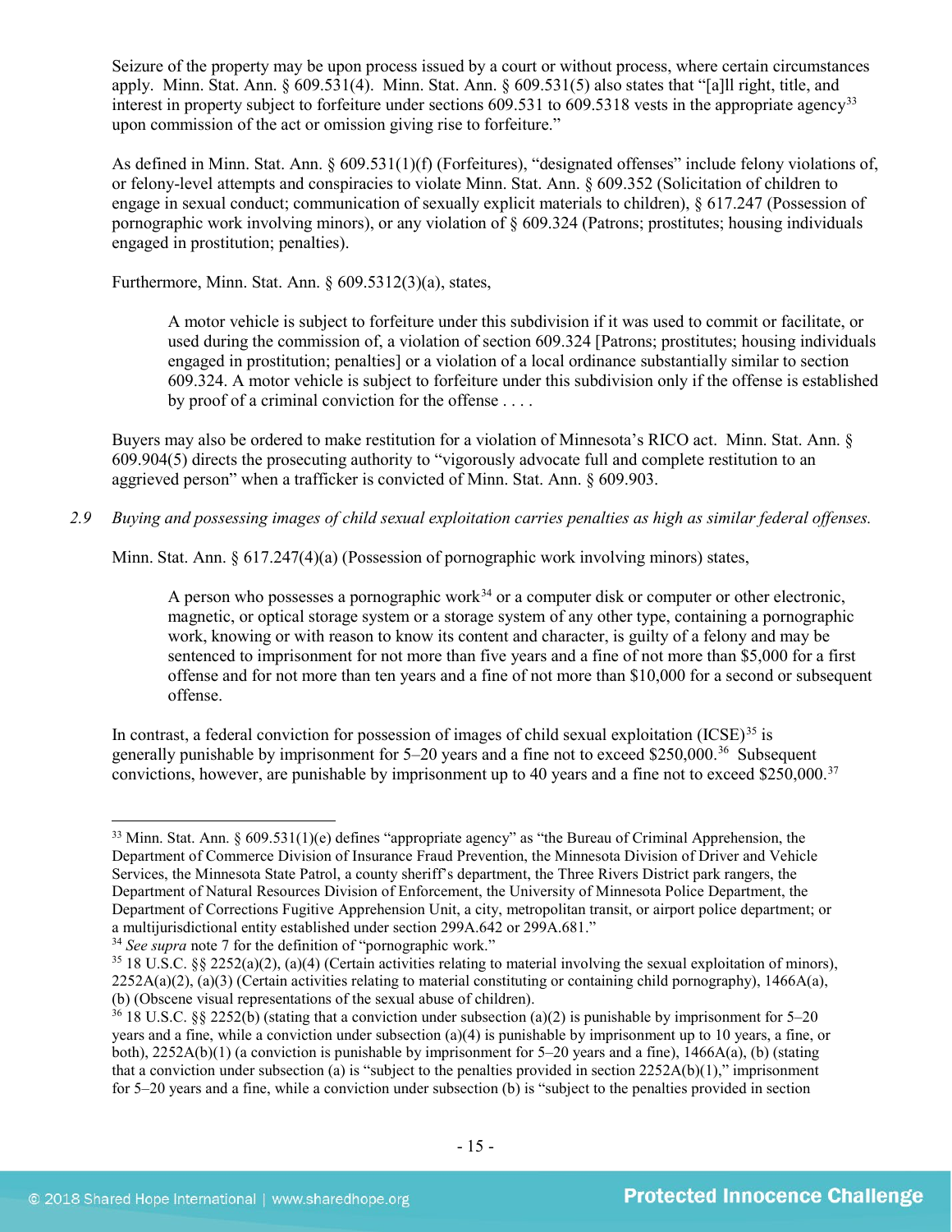Seizure of the property may be upon process issued by a court or without process, where certain circumstances apply. Minn. Stat. Ann. § 609.531(4). Minn. Stat. Ann. § 609.531(5) also states that "[a]ll right, title, and interest in property subject to forfeiture under sections 609.531 to 609.5318 vests in the appropriate agency[33] upon commission of the act or omission giving rise to forfeiture."

As defined in Minn. Stat. Ann. § 609.531(1)(f) (Forfeitures), "designated offenses" include felony violations of, or felony-level attempts and conspiracies to violate Minn. Stat. Ann. § 609.352 (Solicitation of children to engage in sexual conduct; communication of sexually explicit materials to children), § 617.247 (Possession of pornographic work involving minors), or any violation of § 609.324 (Patrons; prostitutes; housing individuals engaged in prostitution; penalties).

Furthermore, Minn. Stat. Ann. § 609.5312(3)(a), states,

> A motor vehicle is subject to forfeiture under this subdivision if it was used to commit or facilitate, or used during the commission of, a violation of section 609.324 [Patrons; prostitutes; housing individuals engaged in prostitution; penalties] or a violation of a local ordinance substantially similar to section 609.324. A motor vehicle is subject to forfeiture under this subdivision only if the offense is established by proof of a criminal conviction for the offense . . . .

Buyers may also be ordered to make restitution for a violation of Minnesota's RICO act. Minn. Stat. Ann. § 609.904(5) directs the prosecuting authority to "vigorously advocate full and complete restitution to an aggrieved person" when a trafficker is convicted of Minn. Stat. Ann. § 609.903.

*2.9 Buying and possessing images of child sexual exploitation carries penalties as high as similar federal offenses.*

Minn. Stat. Ann. § 617.247(4)(a) (Possession of pornographic work involving minors) states,

> A person who possesses a pornographic work[34] or a computer disk or computer or other electronic, magnetic, or optical storage system or a storage system of any other type, containing a pornographic work, knowing or with reason to know its content and character, is guilty of a felony and may be sentenced to imprisonment for not more than five years and a fine of not more than $5,000 for a first offense and for not more than ten years and a fine of not more than $10,000 for a second or subsequent offense.

In contrast, a federal conviction for possession of images of child sexual exploitation (ICSE)[35] is generally punishable by imprisonment for 5–20 years and a fine not to exceed $250,000.[36] Subsequent convictions, however, are punishable by imprisonment up to 40 years and a fine not to exceed $250,000.[37]

---

[33] Minn. Stat. Ann. § 609.531(1)(e) defines "appropriate agency" as "the Bureau of Criminal Apprehension, the Department of Commerce Division of Insurance Fraud Prevention, the Minnesota Division of Driver and Vehicle Services, the Minnesota State Patrol, a county sheriff's department, the Three Rivers District park rangers, the Department of Natural Resources Division of Enforcement, the University of Minnesota Police Department, the Department of Corrections Fugitive Apprehension Unit, a city, metropolitan transit, or airport police department; or a multijurisdictional entity established under section 299A.642 or 299A.681."

[34] *See supra* note 7 for the definition of "pornographic work."

[35] 18 U.S.C. §§ 2252(a)(2), (a)(4) (Certain activities relating to material involving the sexual exploitation of minors), 2252A(a)(2), (a)(3) (Certain activities relating to material constituting or containing child pornography), 1466A(a), (b) (Obscene visual representations of the sexual abuse of children).

[36] 18 U.S.C. §§ 2252(b) (stating that a conviction under subsection (a)(2) is punishable by imprisonment for 5–20 years and a fine, while a conviction under subsection (a)(4) is punishable by imprisonment up to 10 years, a fine, or both), 2252A(b)(1) (a conviction is punishable by imprisonment for 5–20 years and a fine), 1466A(a), (b) (stating that a conviction under subsection (a) is "subject to the penalties provided in section 2252A(b)(1)," imprisonment for 5–20 years and a fine, while a conviction under subsection (b) is "subject to the penalties provided in section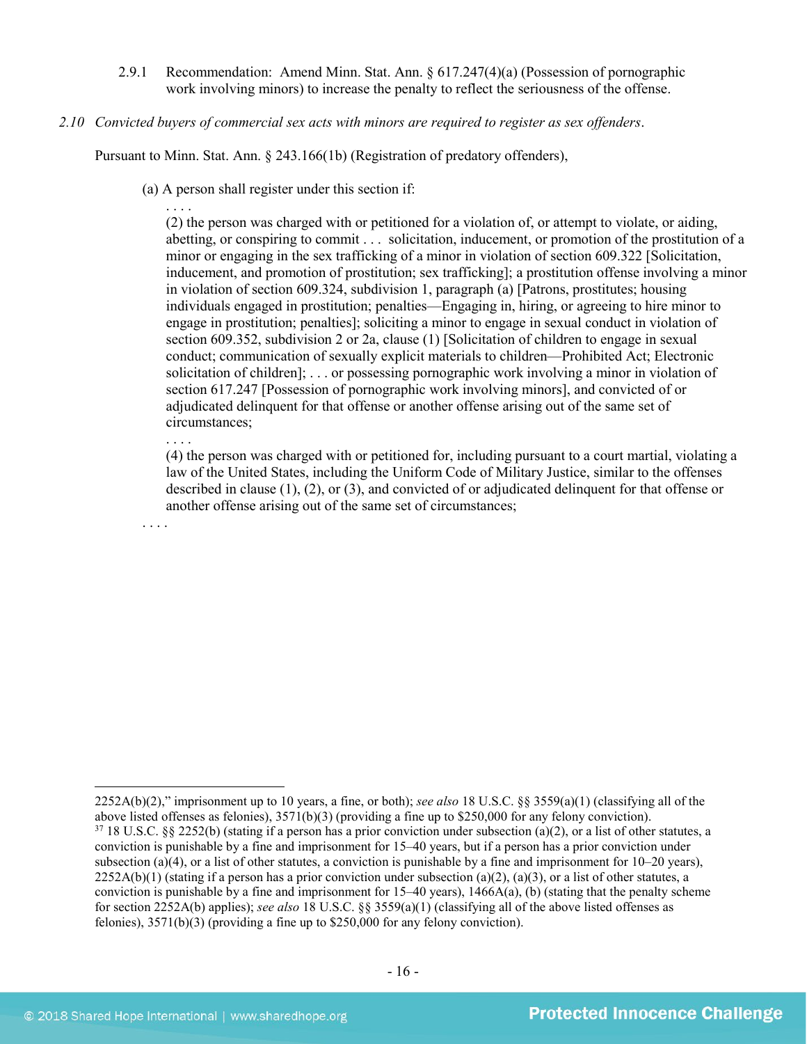2.9.1 Recommendation: Amend Minn. Stat. Ann. § 617.247(4)(a) (Possession of pornographic work involving minors) to increase the penalty to reflect the seriousness of the offense.

*2.10 Convicted buyers of commercial sex acts with minors are required to register as sex offenders.*

Pursuant to Minn. Stat. Ann. § 243.166(1b) (Registration of predatory offenders),

> (a) A person shall register under this section if:
>
> . . . .
>
> (2) the person was charged with or petitioned for a violation of, or attempt to violate, or aiding, abetting, or conspiring to commit . . . solicitation, inducement, or promotion of the prostitution of a minor or engaging in the sex trafficking of a minor in violation of section 609.322 [Solicitation, inducement, and promotion of prostitution; sex trafficking]; a prostitution offense involving a minor in violation of section 609.324, subdivision 1, paragraph (a) [Patrons, prostitutes; housing individuals engaged in prostitution; penalties—Engaging in, hiring, or agreeing to hire minor to engage in prostitution; penalties]; soliciting a minor to engage in sexual conduct in violation of section 609.352, subdivision 2 or 2a, clause (1) [Solicitation of children to engage in sexual conduct; communication of sexually explicit materials to children—Prohibited Act; Electronic solicitation of children]; . . . or possessing pornographic work involving a minor in violation of section 617.247 [Possession of pornographic work involving minors], and convicted of or adjudicated delinquent for that offense or another offense arising out of the same set of circumstances;
>
> . . . .
>
> (4) the person was charged with or petitioned for, including pursuant to a court martial, violating a law of the United States, including the Uniform Code of Military Justice, similar to the offenses described in clause (1), (2), or (3), and convicted of or adjudicated delinquent for that offense or another offense arising out of the same set of circumstances;
>
> . . . .

---

2252A(b)(2)," imprisonment up to 10 years, a fine, or both); *see also* 18 U.S.C. §§ 3559(a)(1) (classifying all of the above listed offenses as felonies), 3571(b)(3) (providing a fine up to $250,000 for any felony conviction).

[37] 18 U.S.C. §§ 2252(b) (stating if a person has a prior conviction under subsection (a)(2), or a list of other statutes, a conviction is punishable by a fine and imprisonment for 15–40 years, but if a person has a prior conviction under subsection (a)(4), or a list of other statutes, a conviction is punishable by a fine and imprisonment for 10–20 years), 2252A(b)(1) (stating if a person has a prior conviction under subsection (a)(2), (a)(3), or a list of other statutes, a conviction is punishable by a fine and imprisonment for 15–40 years), 1466A(a), (b) (stating that the penalty scheme for section 2252A(b) applies); *see also* 18 U.S.C. §§ 3559(a)(1) (classifying all of the above listed offenses as felonies), 3571(b)(3) (providing a fine up to $250,000 for any felony conviction).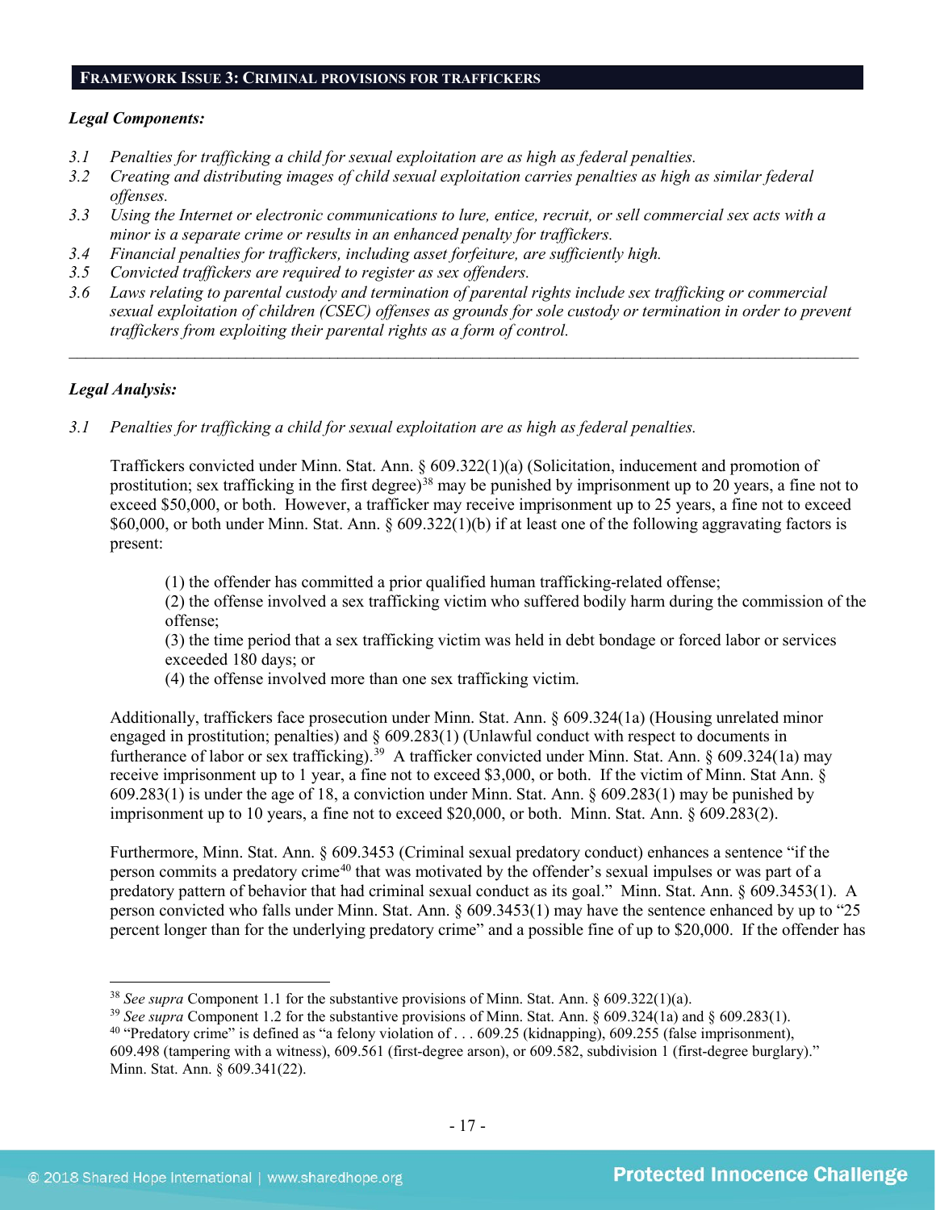## FRAMEWORK ISSUE 3: CRIMINAL PROVISIONS FOR TRAFFICKERS

***Legal Components:***

*3.1 Penalties for trafficking a child for sexual exploitation are as high as federal penalties.*

*3.2 Creating and distributing images of child sexual exploitation carries penalties as high as similar federal offenses.*

*3.3 Using the Internet or electronic communications to lure, entice, recruit, or sell commercial sex acts with a minor is a separate crime or results in an enhanced penalty for traffickers.*

*3.4 Financial penalties for traffickers, including asset forfeiture, are sufficiently high.*

*3.5 Convicted traffickers are required to register as sex offenders.*

*3.6 Laws relating to parental custody and termination of parental rights include sex trafficking or commercial sexual exploitation of children (CSEC) offenses as grounds for sole custody or termination in order to prevent traffickers from exploiting their parental rights as a form of control.*

---

***Legal Analysis:***

*3.1 Penalties for trafficking a child for sexual exploitation are as high as federal penalties.*

Traffickers convicted under Minn. Stat. Ann. § 609.322(1)(a) (Solicitation, inducement and promotion of prostitution; sex trafficking in the first degree)[38] may be punished by imprisonment up to 20 years, a fine not to exceed $50,000, or both. However, a trafficker may receive imprisonment up to 25 years, a fine not to exceed $60,000, or both under Minn. Stat. Ann. § 609.322(1)(b) if at least one of the following aggravating factors is present:

> (1) the offender has committed a prior qualified human trafficking-related offense;
> (2) the offense involved a sex trafficking victim who suffered bodily harm during the commission of the offense;
> (3) the time period that a sex trafficking victim was held in debt bondage or forced labor or services exceeded 180 days; or
> (4) the offense involved more than one sex trafficking victim.

Additionally, traffickers face prosecution under Minn. Stat. Ann. § 609.324(1a) (Housing unrelated minor engaged in prostitution; penalties) and § 609.283(1) (Unlawful conduct with respect to documents in furtherance of labor or sex trafficking).[39] A trafficker convicted under Minn. Stat. Ann. § 609.324(1a) may receive imprisonment up to 1 year, a fine not to exceed $3,000, or both. If the victim of Minn. Stat Ann. § 609.283(1) is under the age of 18, a conviction under Minn. Stat. Ann. § 609.283(1) may be punished by imprisonment up to 10 years, a fine not to exceed $20,000, or both. Minn. Stat. Ann. § 609.283(2).

Furthermore, Minn. Stat. Ann. § 609.3453 (Criminal sexual predatory conduct) enhances a sentence "if the person commits a predatory crime[40] that was motivated by the offender's sexual impulses or was part of a predatory pattern of behavior that had criminal sexual conduct as its goal." Minn. Stat. Ann. § 609.3453(1). A person convicted who falls under Minn. Stat. Ann. § 609.3453(1) may have the sentence enhanced by up to "25 percent longer than for the underlying predatory crime" and a possible fine of up to $20,000. If the offender has

---

[38] *See supra* Component 1.1 for the substantive provisions of Minn. Stat. Ann. § 609.322(1)(a).

[39] *See supra* Component 1.2 for the substantive provisions of Minn. Stat. Ann. § 609.324(1a) and § 609.283(1).

[40] "Predatory crime" is defined as "a felony violation of . . . 609.25 (kidnapping), 609.255 (false imprisonment), 609.498 (tampering with a witness), 609.561 (first-degree arson), or 609.582, subdivision 1 (first-degree burglary)." Minn. Stat. Ann. § 609.341(22).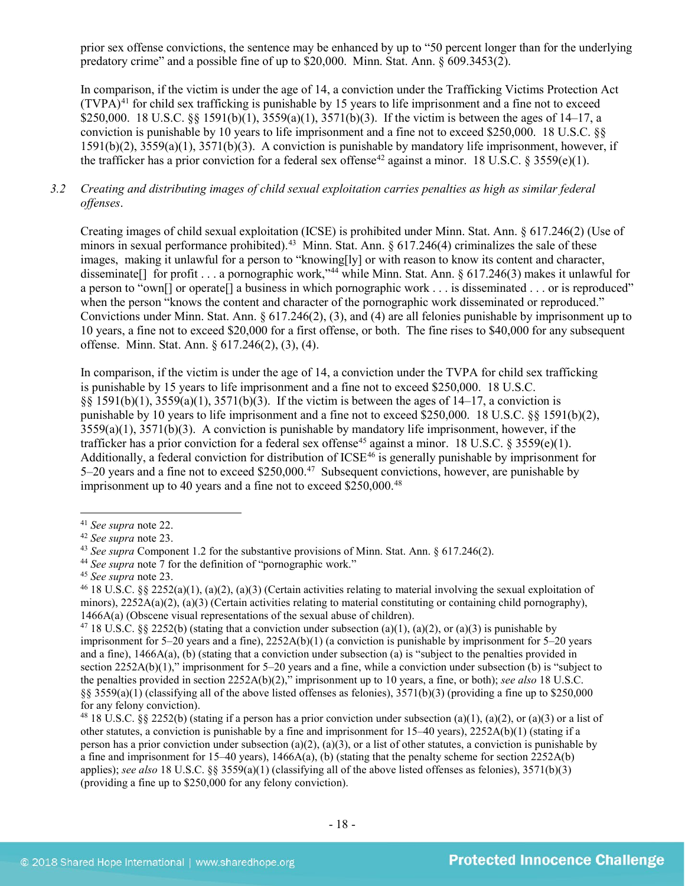prior sex offense convictions, the sentence may be enhanced by up to "50 percent longer than for the underlying predatory crime" and a possible fine of up to $20,000. Minn. Stat. Ann. § 609.3453(2).

In comparison, if the victim is under the age of 14, a conviction under the Trafficking Victims Protection Act (TVPA)[41] for child sex trafficking is punishable by 15 years to life imprisonment and a fine not to exceed $250,000. 18 U.S.C. §§ 1591(b)(1), 3559(a)(1), 3571(b)(3). If the victim is between the ages of 14–17, a conviction is punishable by 10 years to life imprisonment and a fine not to exceed $250,000. 18 U.S.C. §§ 1591(b)(2), 3559(a)(1), 3571(b)(3). A conviction is punishable by mandatory life imprisonment, however, if the trafficker has a prior conviction for a federal sex offense[42] against a minor. 18 U.S.C. § 3559(e)(1).

*3.2 Creating and distributing images of child sexual exploitation carries penalties as high as similar federal offenses.*

Creating images of child sexual exploitation (ICSE) is prohibited under Minn. Stat. Ann. § 617.246(2) (Use of minors in sexual performance prohibited).[43] Minn. Stat. Ann. § 617.246(4) criminalizes the sale of these images, making it unlawful for a person to "knowing[ly] or with reason to know its content and character, disseminate[] for profit . . . a pornographic work,"[44] while Minn. Stat. Ann. § 617.246(3) makes it unlawful for a person to "own[] or operate[] a business in which pornographic work . . . is disseminated . . . or is reproduced" when the person "knows the content and character of the pornographic work disseminated or reproduced." Convictions under Minn. Stat. Ann. § 617.246(2), (3), and (4) are all felonies punishable by imprisonment up to 10 years, a fine not to exceed $20,000 for a first offense, or both. The fine rises to $40,000 for any subsequent offense. Minn. Stat. Ann. § 617.246(2), (3), (4).

In comparison, if the victim is under the age of 14, a conviction under the TVPA for child sex trafficking is punishable by 15 years to life imprisonment and a fine not to exceed $250,000. 18 U.S.C. §§ 1591(b)(1), 3559(a)(1), 3571(b)(3). If the victim is between the ages of 14–17, a conviction is punishable by 10 years to life imprisonment and a fine not to exceed $250,000. 18 U.S.C. §§ 1591(b)(2), 3559(a)(1), 3571(b)(3). A conviction is punishable by mandatory life imprisonment, however, if the trafficker has a prior conviction for a federal sex offense[45] against a minor. 18 U.S.C. § 3559(e)(1). Additionally, a federal conviction for distribution of ICSE[46] is generally punishable by imprisonment for 5–20 years and a fine not to exceed $250,000.[47] Subsequent convictions, however, are punishable by imprisonment up to 40 years and a fine not to exceed $250,000.[48]

---

[41] *See supra* note 22.

[42] *See supra* note 23.

[43] *See supra* Component 1.2 for the substantive provisions of Minn. Stat. Ann. § 617.246(2).

[44] *See supra* note 7 for the definition of "pornographic work."

[45] *See supra* note 23.

[46] 18 U.S.C. §§ 2252(a)(1), (a)(2), (a)(3) (Certain activities relating to material involving the sexual exploitation of minors), 2252A(a)(2), (a)(3) (Certain activities relating to material constituting or containing child pornography), 1466A(a) (Obscene visual representations of the sexual abuse of children).

[47] 18 U.S.C. §§ 2252(b) (stating that a conviction under subsection (a)(1), (a)(2), or (a)(3) is punishable by imprisonment for 5–20 years and a fine), 2252A(b)(1) (a conviction is punishable by imprisonment for 5–20 years and a fine), 1466A(a), (b) (stating that a conviction under subsection (a) is "subject to the penalties provided in section 2252A(b)(1)," imprisonment for 5–20 years and a fine, while a conviction under subsection (b) is "subject to the penalties provided in section 2252A(b)(2)," imprisonment up to 10 years, a fine, or both); *see also* 18 U.S.C. §§ 3559(a)(1) (classifying all of the above listed offenses as felonies), 3571(b)(3) (providing a fine up to $250,000 for any felony conviction).

[48] 18 U.S.C. §§ 2252(b) (stating if a person has a prior conviction under subsection (a)(1), (a)(2), or (a)(3) or a list of other statutes, a conviction is punishable by a fine and imprisonment for 15–40 years), 2252A(b)(1) (stating if a person has a prior conviction under subsection (a)(2), (a)(3), or a list of other statutes, a conviction is punishable by a fine and imprisonment for 15–40 years), 1466A(a), (b) (stating that the penalty scheme for section 2252A(b) applies); *see also* 18 U.S.C. §§ 3559(a)(1) (classifying all of the above listed offenses as felonies), 3571(b)(3) (providing a fine up to $250,000 for any felony conviction).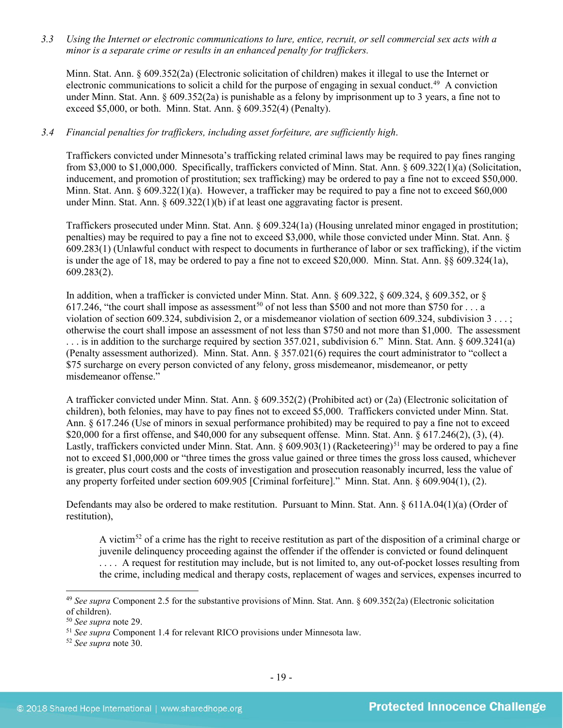*3.3 Using the Internet or electronic communications to lure, entice, recruit, or sell commercial sex acts with a minor is a separate crime or results in an enhanced penalty for traffickers.*

Minn. Stat. Ann. § 609.352(2a) (Electronic solicitation of children) makes it illegal to use the Internet or electronic communications to solicit a child for the purpose of engaging in sexual conduct.[49] A conviction under Minn. Stat. Ann. § 609.352(2a) is punishable as a felony by imprisonment up to 3 years, a fine not to exceed $5,000, or both. Minn. Stat. Ann. § 609.352(4) (Penalty).

*3.4 Financial penalties for traffickers, including asset forfeiture, are sufficiently high.*

Traffickers convicted under Minnesota's trafficking related criminal laws may be required to pay fines ranging from $3,000 to $1,000,000. Specifically, traffickers convicted of Minn. Stat. Ann. § 609.322(1)(a) (Solicitation, inducement, and promotion of prostitution; sex trafficking) may be ordered to pay a fine not to exceed $50,000. Minn. Stat. Ann. § 609.322(1)(a). However, a trafficker may be required to pay a fine not to exceed $60,000 under Minn. Stat. Ann. § 609.322(1)(b) if at least one aggravating factor is present.

Traffickers prosecuted under Minn. Stat. Ann. § 609.324(1a) (Housing unrelated minor engaged in prostitution; penalties) may be required to pay a fine not to exceed $3,000, while those convicted under Minn. Stat. Ann. § 609.283(1) (Unlawful conduct with respect to documents in furtherance of labor or sex trafficking), if the victim is under the age of 18, may be ordered to pay a fine not to exceed $20,000. Minn. Stat. Ann. §§ 609.324(1a), 609.283(2).

In addition, when a trafficker is convicted under Minn. Stat. Ann. § 609.322, § 609.324, § 609.352, or § 617.246, "the court shall impose as assessment[50] of not less than $500 and not more than $750 for . . . a violation of section 609.324, subdivision 2, or a misdemeanor violation of section 609.324, subdivision 3 . . . ; otherwise the court shall impose an assessment of not less than $750 and not more than $1,000. The assessment . . . is in addition to the surcharge required by section 357.021, subdivision 6." Minn. Stat. Ann. § 609.3241(a) (Penalty assessment authorized). Minn. Stat. Ann. § 357.021(6) requires the court administrator to "collect a $75 surcharge on every person convicted of any felony, gross misdemeanor, misdemeanor, or petty misdemeanor offense."

A trafficker convicted under Minn. Stat. Ann. § 609.352(2) (Prohibited act) or (2a) (Electronic solicitation of children), both felonies, may have to pay fines not to exceed $5,000. Traffickers convicted under Minn. Stat. Ann. § 617.246 (Use of minors in sexual performance prohibited) may be required to pay a fine not to exceed $20,000 for a first offense, and $40,000 for any subsequent offense. Minn. Stat. Ann. § 617.246(2), (3), (4). Lastly, traffickers convicted under Minn. Stat. Ann. § 609.903(1) (Racketeering)[51] may be ordered to pay a fine not to exceed $1,000,000 or "three times the gross value gained or three times the gross loss caused, whichever is greater, plus court costs and the costs of investigation and prosecution reasonably incurred, less the value of any property forfeited under section 609.905 [Criminal forfeiture]." Minn. Stat. Ann. § 609.904(1), (2).

Defendants may also be ordered to make restitution. Pursuant to Minn. Stat. Ann. § 611A.04(1)(a) (Order of restitution),

> A victim[52] of a crime has the right to receive restitution as part of the disposition of a criminal charge or juvenile delinquency proceeding against the offender if the offender is convicted or found delinquent . . . . A request for restitution may include, but is not limited to, any out-of-pocket losses resulting from the crime, including medical and therapy costs, replacement of wages and services, expenses incurred to

---

[49] *See supra* Component 2.5 for the substantive provisions of Minn. Stat. Ann. § 609.352(2a) (Electronic solicitation of children).

[50] *See supra* note 29.

[51] *See supra* Component 1.4 for relevant RICO provisions under Minnesota law.

[52] *See supra* note 30.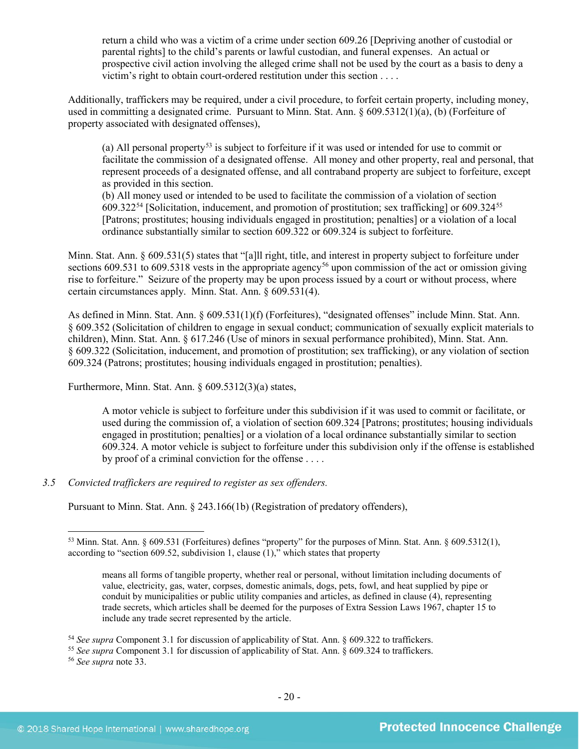> return a child who was a victim of a crime under section 609.26 [Depriving another of custodial or parental rights] to the child's parents or lawful custodian, and funeral expenses. An actual or prospective civil action involving the alleged crime shall not be used by the court as a basis to deny a victim's right to obtain court-ordered restitution under this section . . . .

Additionally, traffickers may be required, under a civil procedure, to forfeit certain property, including money, used in committing a designated crime. Pursuant to Minn. Stat. Ann. § 609.5312(1)(a), (b) (Forfeiture of property associated with designated offenses),

> (a) All personal property[53] is subject to forfeiture if it was used or intended for use to commit or facilitate the commission of a designated offense. All money and other property, real and personal, that represent proceeds of a designated offense, and all contraband property are subject to forfeiture, except as provided in this section.
> (b) All money used or intended to be used to facilitate the commission of a violation of section 609.322[54] [Solicitation, inducement, and promotion of prostitution; sex trafficking] or 609.324[55] [Patrons; prostitutes; housing individuals engaged in prostitution; penalties] or a violation of a local ordinance substantially similar to section 609.322 or 609.324 is subject to forfeiture.

Minn. Stat. Ann. § 609.531(5) states that "[a]ll right, title, and interest in property subject to forfeiture under sections 609.531 to 609.5318 vests in the appropriate agency[56] upon commission of the act or omission giving rise to forfeiture." Seizure of the property may be upon process issued by a court or without process, where certain circumstances apply. Minn. Stat. Ann. § 609.531(4).

As defined in Minn. Stat. Ann. § 609.531(1)(f) (Forfeitures), "designated offenses" include Minn. Stat. Ann. § 609.352 (Solicitation of children to engage in sexual conduct; communication of sexually explicit materials to children), Minn. Stat. Ann. § 617.246 (Use of minors in sexual performance prohibited), Minn. Stat. Ann. § 609.322 (Solicitation, inducement, and promotion of prostitution; sex trafficking), or any violation of section 609.324 (Patrons; prostitutes; housing individuals engaged in prostitution; penalties).

Furthermore, Minn. Stat. Ann. § 609.5312(3)(a) states,

> A motor vehicle is subject to forfeiture under this subdivision if it was used to commit or facilitate, or used during the commission of, a violation of section 609.324 [Patrons; prostitutes; housing individuals engaged in prostitution; penalties] or a violation of a local ordinance substantially similar to section 609.324. A motor vehicle is subject to forfeiture under this subdivision only if the offense is established by proof of a criminal conviction for the offense . . . .

3.5 *Convicted traffickers are required to register as sex offenders.*

Pursuant to Minn. Stat. Ann. § 243.166(1b) (Registration of predatory offenders),

---

[53] Minn. Stat. Ann. § 609.531 (Forfeitures) defines "property" for the purposes of Minn. Stat. Ann. § 609.5312(1), according to "section 609.52, subdivision 1, clause (1)," which states that property

> means all forms of tangible property, whether real or personal, without limitation including documents of value, electricity, gas, water, corpses, domestic animals, dogs, pets, fowl, and heat supplied by pipe or conduit by municipalities or public utility companies and articles, as defined in clause (4), representing trade secrets, which articles shall be deemed for the purposes of Extra Session Laws 1967, chapter 15 to include any trade secret represented by the article.

[54] *See supra* Component 3.1 for discussion of applicability of Stat. Ann. § 609.322 to traffickers.

[55] *See supra* Component 3.1 for discussion of applicability of Stat. Ann. § 609.324 to traffickers.

[56] *See supra* note 33.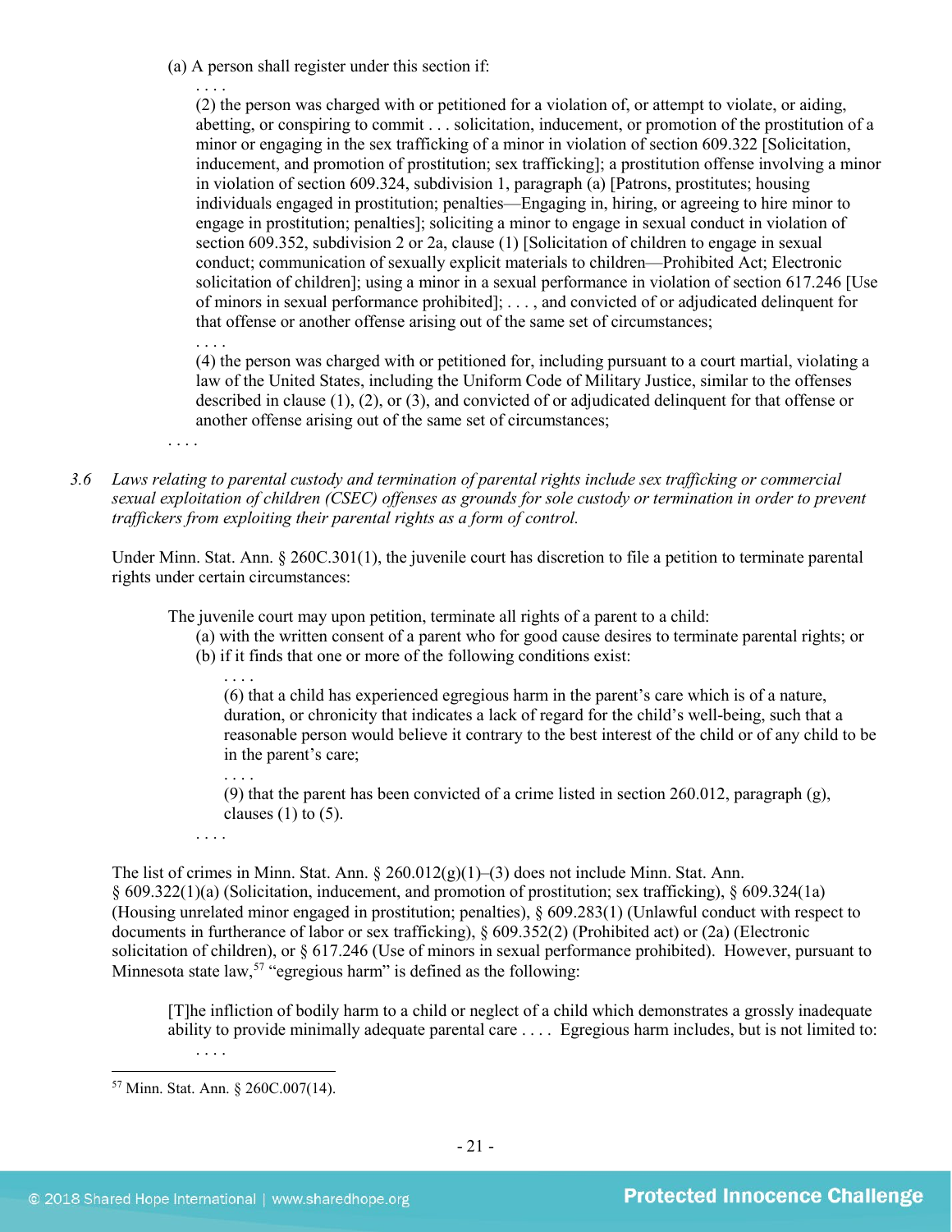> (a) A person shall register under this section if:
>
> . . . .
>
> (2) the person was charged with or petitioned for a violation of, or attempt to violate, or aiding, abetting, or conspiring to commit . . . solicitation, inducement, or promotion of the prostitution of a minor or engaging in the sex trafficking of a minor in violation of section 609.322 [Solicitation, inducement, and promotion of prostitution; sex trafficking]; a prostitution offense involving a minor in violation of section 609.324, subdivision 1, paragraph (a) [Patrons, prostitutes; housing individuals engaged in prostitution; penalties—Engaging in, hiring, or agreeing to hire minor to engage in prostitution; penalties]; soliciting a minor to engage in sexual conduct in violation of section 609.352, subdivision 2 or 2a, clause (1) [Solicitation of children to engage in sexual conduct; communication of sexually explicit materials to children—Prohibited Act; Electronic solicitation of children]; using a minor in a sexual performance in violation of section 617.246 [Use of minors in sexual performance prohibited]; . . . , and convicted of or adjudicated delinquent for that offense or another offense arising out of the same set of circumstances;
>
> . . . .
>
> (4) the person was charged with or petitioned for, including pursuant to a court martial, violating a law of the United States, including the Uniform Code of Military Justice, similar to the offenses described in clause (1), (2), or (3), and convicted of or adjudicated delinquent for that offense or another offense arising out of the same set of circumstances;
>
> . . . .

*3.6 Laws relating to parental custody and termination of parental rights include sex trafficking or commercial sexual exploitation of children (CSEC) offenses as grounds for sole custody or termination in order to prevent traffickers from exploiting their parental rights as a form of control.*

Under Minn. Stat. Ann. § 260C.301(1), the juvenile court has discretion to file a petition to terminate parental rights under certain circumstances:

> The juvenile court may upon petition, terminate all rights of a parent to a child:
>
> (a) with the written consent of a parent who for good cause desires to terminate parental rights; or
>
> (b) if it finds that one or more of the following conditions exist:
>
> . . . .
>
> (6) that a child has experienced egregious harm in the parent's care which is of a nature, duration, or chronicity that indicates a lack of regard for the child's well-being, such that a reasonable person would believe it contrary to the best interest of the child or of any child to be in the parent's care;
>
> . . . .
>
> (9) that the parent has been convicted of a crime listed in section 260.012, paragraph (g), clauses (1) to (5).
>
> . . . .

The list of crimes in Minn. Stat. Ann. § 260.012(g)(1)–(3) does not include Minn. Stat. Ann. § 609.322(1)(a) (Solicitation, inducement, and promotion of prostitution; sex trafficking), § 609.324(1a) (Housing unrelated minor engaged in prostitution; penalties), § 609.283(1) (Unlawful conduct with respect to documents in furtherance of labor or sex trafficking), § 609.352(2) (Prohibited act) or (2a) (Electronic solicitation of children), or § 617.246 (Use of minors in sexual performance prohibited). However, pursuant to Minnesota state law,[57] "egregious harm" is defined as the following:

> [T]he infliction of bodily harm to a child or neglect of a child which demonstrates a grossly inadequate ability to provide minimally adequate parental care . . . . Egregious harm includes, but is not limited to:
>
> . . . .

[57] Minn. Stat. Ann. § 260C.007(14).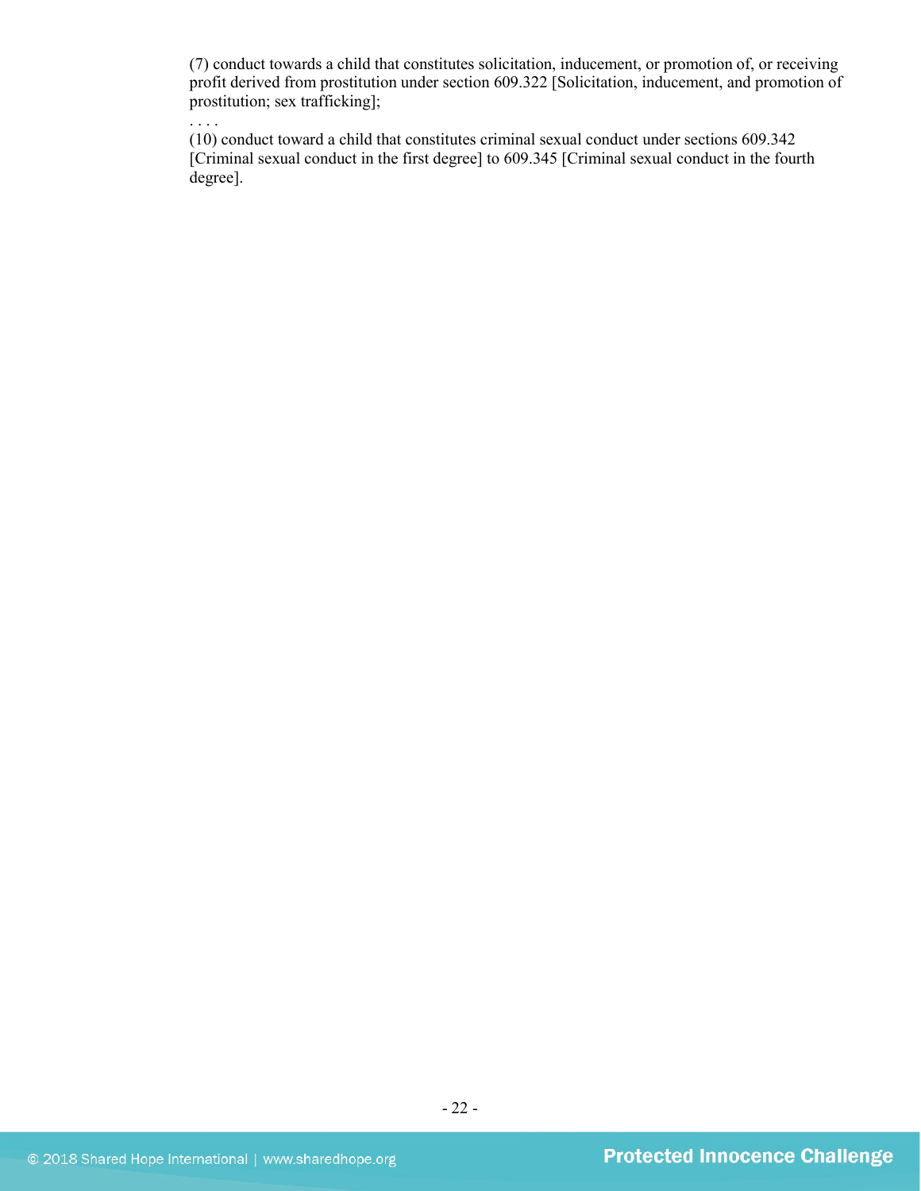(7) conduct towards a child that constitutes solicitation, inducement, or promotion of, or receiving profit derived from prostitution under section 609.322 [Solicitation, inducement, and promotion of prostitution; sex trafficking];

. . . .

(10) conduct toward a child that constitutes criminal sexual conduct under sections 609.342 [Criminal sexual conduct in the first degree] to 609.345 [Criminal sexual conduct in the fourth degree].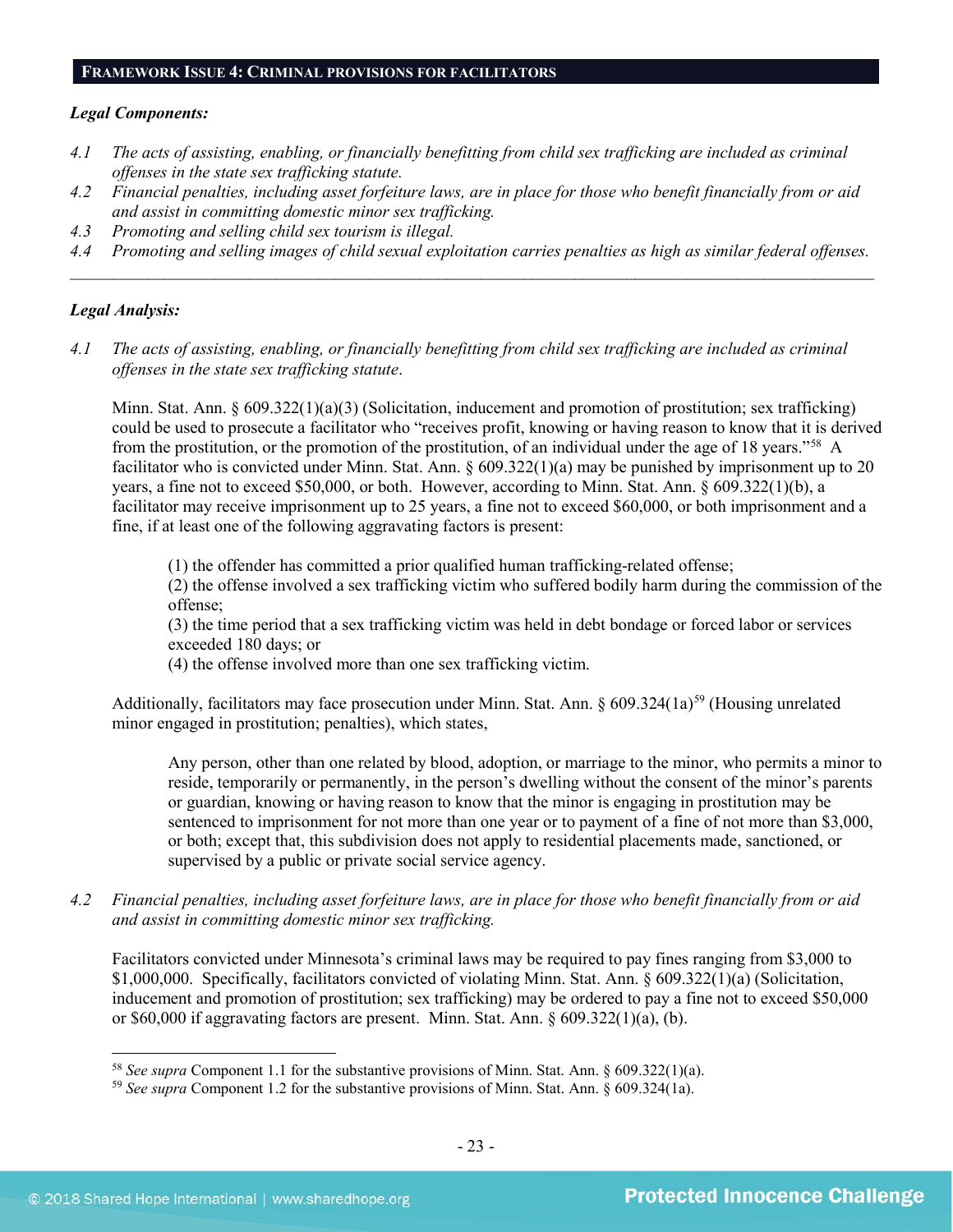## FRAMEWORK ISSUE 4: CRIMINAL PROVISIONS FOR FACILITATORS

***Legal Components:***

*4.1 The acts of assisting, enabling, or financially benefitting from child sex trafficking are included as criminal offenses in the state sex trafficking statute.*

*4.2 Financial penalties, including asset forfeiture laws, are in place for those who benefit financially from or aid and assist in committing domestic minor sex trafficking.*

*4.3 Promoting and selling child sex tourism is illegal.*

*4.4 Promoting and selling images of child sexual exploitation carries penalties as high as similar federal offenses.*

---

***Legal Analysis:***

*4.1 The acts of assisting, enabling, or financially benefitting from child sex trafficking are included as criminal offenses in the state sex trafficking statute.*

Minn. Stat. Ann. § 609.322(1)(a)(3) (Solicitation, inducement and promotion of prostitution; sex trafficking) could be used to prosecute a facilitator who "receives profit, knowing or having reason to know that it is derived from the prostitution, or the promotion of the prostitution, of an individual under the age of 18 years."[58] A facilitator who is convicted under Minn. Stat. Ann. § 609.322(1)(a) may be punished by imprisonment up to 20 years, a fine not to exceed $50,000, or both. However, according to Minn. Stat. Ann. § 609.322(1)(b), a facilitator may receive imprisonment up to 25 years, a fine not to exceed $60,000, or both imprisonment and a fine, if at least one of the following aggravating factors is present:

> (1) the offender has committed a prior qualified human trafficking-related offense;
> (2) the offense involved a sex trafficking victim who suffered bodily harm during the commission of the offense;
> (3) the time period that a sex trafficking victim was held in debt bondage or forced labor or services exceeded 180 days; or
> (4) the offense involved more than one sex trafficking victim.

Additionally, facilitators may face prosecution under Minn. Stat. Ann. § 609.324(1a)[59] (Housing unrelated minor engaged in prostitution; penalties), which states,

> Any person, other than one related by blood, adoption, or marriage to the minor, who permits a minor to reside, temporarily or permanently, in the person's dwelling without the consent of the minor's parents or guardian, knowing or having reason to know that the minor is engaging in prostitution may be sentenced to imprisonment for not more than one year or to payment of a fine of not more than $3,000, or both; except that, this subdivision does not apply to residential placements made, sanctioned, or supervised by a public or private social service agency.

*4.2 Financial penalties, including asset forfeiture laws, are in place for those who benefit financially from or aid and assist in committing domestic minor sex trafficking.*

Facilitators convicted under Minnesota's criminal laws may be required to pay fines ranging from $3,000 to $1,000,000. Specifically, facilitators convicted of violating Minn. Stat. Ann. § 609.322(1)(a) (Solicitation, inducement and promotion of prostitution; sex trafficking) may be ordered to pay a fine not to exceed $50,000 or $60,000 if aggravating factors are present. Minn. Stat. Ann. § 609.322(1)(a), (b).

---

[58] *See supra* Component 1.1 for the substantive provisions of Minn. Stat. Ann. § 609.322(1)(a).

[59] *See supra* Component 1.2 for the substantive provisions of Minn. Stat. Ann. § 609.324(1a).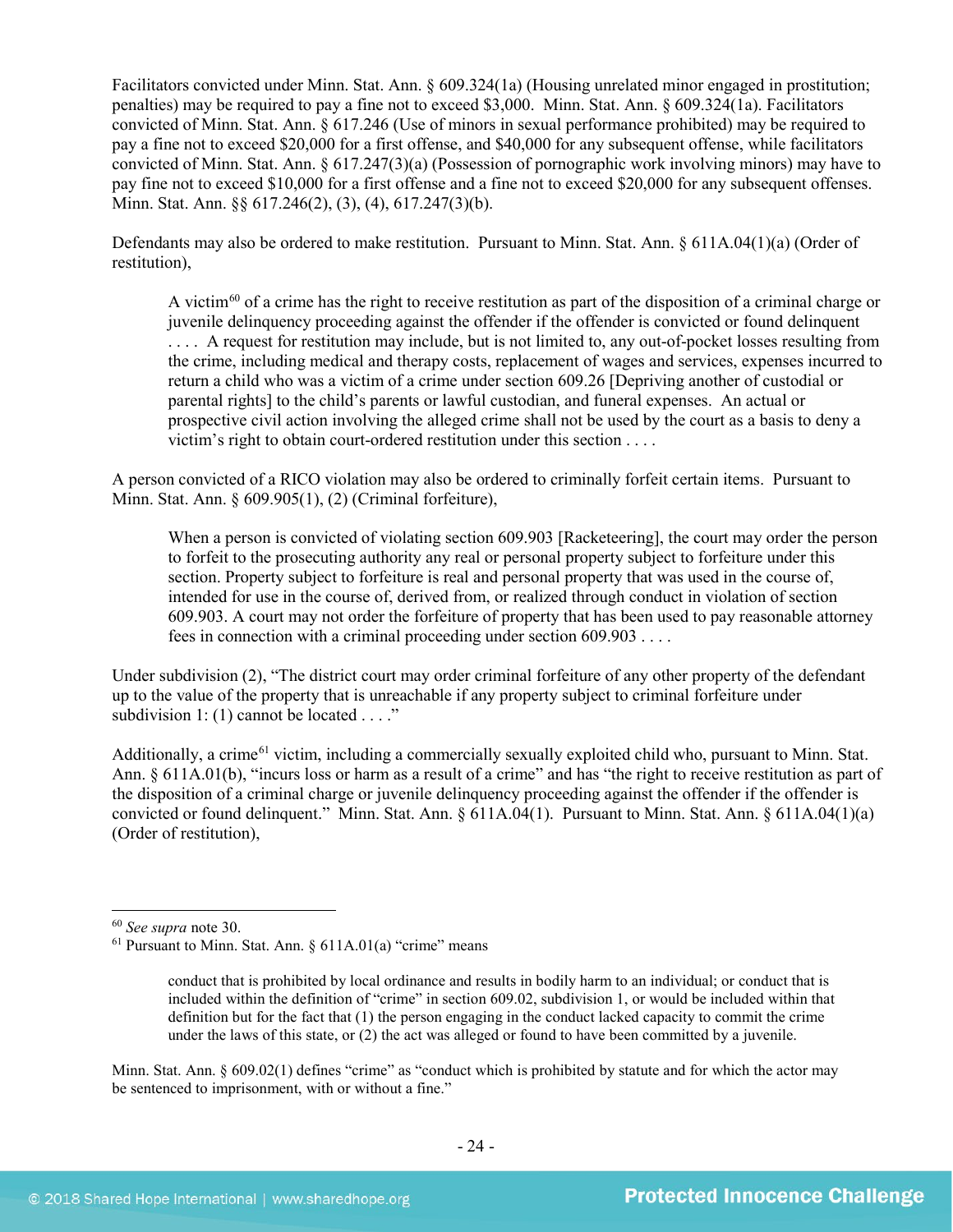Facilitators convicted under Minn. Stat. Ann. § 609.324(1a) (Housing unrelated minor engaged in prostitution; penalties) may be required to pay a fine not to exceed $3,000. Minn. Stat. Ann. § 609.324(1a). Facilitators convicted of Minn. Stat. Ann. § 617.246 (Use of minors in sexual performance prohibited) may be required to pay a fine not to exceed $20,000 for a first offense, and $40,000 for any subsequent offense, while facilitators convicted of Minn. Stat. Ann. § 617.247(3)(a) (Possession of pornographic work involving minors) may have to pay fine not to exceed $10,000 for a first offense and a fine not to exceed $20,000 for any subsequent offenses. Minn. Stat. Ann. §§ 617.246(2), (3), (4), 617.247(3)(b).

Defendants may also be ordered to make restitution. Pursuant to Minn. Stat. Ann. § 611A.04(1)(a) (Order of restitution),

> A victim[60] of a crime has the right to receive restitution as part of the disposition of a criminal charge or juvenile delinquency proceeding against the offender if the offender is convicted or found delinquent . . . . A request for restitution may include, but is not limited to, any out-of-pocket losses resulting from the crime, including medical and therapy costs, replacement of wages and services, expenses incurred to return a child who was a victim of a crime under section 609.26 [Depriving another of custodial or parental rights] to the child's parents or lawful custodian, and funeral expenses. An actual or prospective civil action involving the alleged crime shall not be used by the court as a basis to deny a victim's right to obtain court-ordered restitution under this section . . . .

A person convicted of a RICO violation may also be ordered to criminally forfeit certain items. Pursuant to Minn. Stat. Ann. § 609.905(1), (2) (Criminal forfeiture),

> When a person is convicted of violating section 609.903 [Racketeering], the court may order the person to forfeit to the prosecuting authority any real or personal property subject to forfeiture under this section. Property subject to forfeiture is real and personal property that was used in the course of, intended for use in the course of, derived from, or realized through conduct in violation of section 609.903. A court may not order the forfeiture of property that has been used to pay reasonable attorney fees in connection with a criminal proceeding under section 609.903 . . . .

Under subdivision (2), "The district court may order criminal forfeiture of any other property of the defendant up to the value of the property that is unreachable if any property subject to criminal forfeiture under subdivision 1: (1) cannot be located . . . ."

Additionally, a crime[61] victim, including a commercially sexually exploited child who, pursuant to Minn. Stat. Ann. § 611A.01(b), "incurs loss or harm as a result of a crime" and has "the right to receive restitution as part of the disposition of a criminal charge or juvenile delinquency proceeding against the offender if the offender is convicted or found delinquent." Minn. Stat. Ann. § 611A.04(1). Pursuant to Minn. Stat. Ann. § 611A.04(1)(a) (Order of restitution),

---

[60] *See supra* note 30.

[61] Pursuant to Minn. Stat. Ann. § 611A.01(a) "crime" means

> conduct that is prohibited by local ordinance and results in bodily harm to an individual; or conduct that is included within the definition of "crime" in section 609.02, subdivision 1, or would be included within that definition but for the fact that (1) the person engaging in the conduct lacked capacity to commit the crime under the laws of this state, or (2) the act was alleged or found to have been committed by a juvenile.

Minn. Stat. Ann. § 609.02(1) defines "crime" as "conduct which is prohibited by statute and for which the actor may be sentenced to imprisonment, with or without a fine."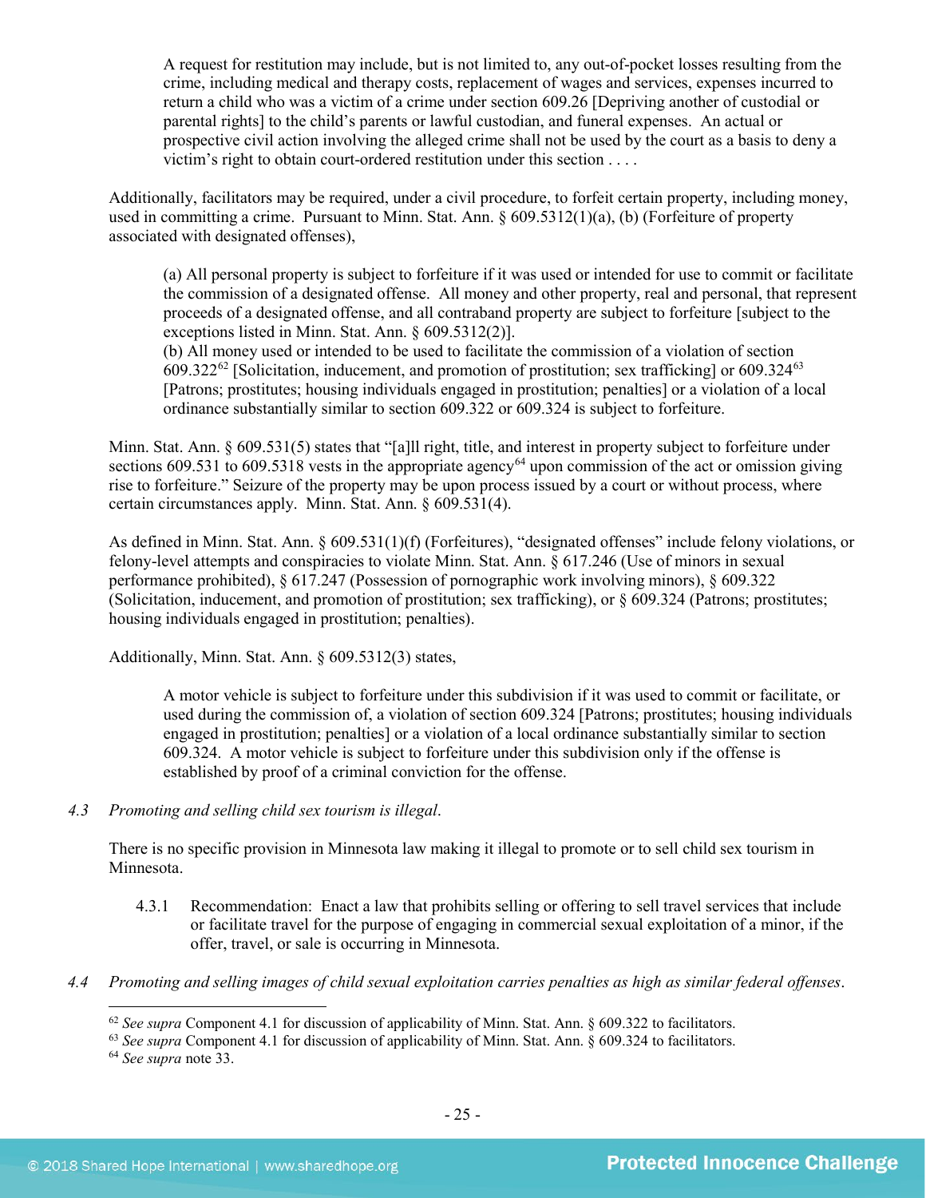> A request for restitution may include, but is not limited to, any out-of-pocket losses resulting from the crime, including medical and therapy costs, replacement of wages and services, expenses incurred to return a child who was a victim of a crime under section 609.26 [Depriving another of custodial or parental rights] to the child's parents or lawful custodian, and funeral expenses. An actual or prospective civil action involving the alleged crime shall not be used by the court as a basis to deny a victim's right to obtain court-ordered restitution under this section . . . .

Additionally, facilitators may be required, under a civil procedure, to forfeit certain property, including money, used in committing a crime. Pursuant to Minn. Stat. Ann. § 609.5312(1)(a), (b) (Forfeiture of property associated with designated offenses),

> (a) All personal property is subject to forfeiture if it was used or intended for use to commit or facilitate the commission of a designated offense. All money and other property, real and personal, that represent proceeds of a designated offense, and all contraband property are subject to forfeiture [subject to the exceptions listed in Minn. Stat. Ann. § 609.5312(2)].
> (b) All money used or intended to be used to facilitate the commission of a violation of section 609.322[62] [Solicitation, inducement, and promotion of prostitution; sex trafficking] or 609.324[63] [Patrons; prostitutes; housing individuals engaged in prostitution; penalties] or a violation of a local ordinance substantially similar to section 609.322 or 609.324 is subject to forfeiture.

Minn. Stat. Ann. § 609.531(5) states that "[a]ll right, title, and interest in property subject to forfeiture under sections 609.531 to 609.5318 vests in the appropriate agency[64] upon commission of the act or omission giving rise to forfeiture." Seizure of the property may be upon process issued by a court or without process, where certain circumstances apply. Minn. Stat. Ann. § 609.531(4).

As defined in Minn. Stat. Ann. § 609.531(1)(f) (Forfeitures), "designated offenses" include felony violations, or felony-level attempts and conspiracies to violate Minn. Stat. Ann. § 617.246 (Use of minors in sexual performance prohibited), § 617.247 (Possession of pornographic work involving minors), § 609.322 (Solicitation, inducement, and promotion of prostitution; sex trafficking), or § 609.324 (Patrons; prostitutes; housing individuals engaged in prostitution; penalties).

Additionally, Minn. Stat. Ann. § 609.5312(3) states,

> A motor vehicle is subject to forfeiture under this subdivision if it was used to commit or facilitate, or used during the commission of, a violation of section 609.324 [Patrons; prostitutes; housing individuals engaged in prostitution; penalties] or a violation of a local ordinance substantially similar to section 609.324. A motor vehicle is subject to forfeiture under this subdivision only if the offense is established by proof of a criminal conviction for the offense.

*4.3 Promoting and selling child sex tourism is illegal.*

There is no specific provision in Minnesota law making it illegal to promote or to sell child sex tourism in Minnesota.

4.3.1 Recommendation: Enact a law that prohibits selling or offering to sell travel services that include or facilitate travel for the purpose of engaging in commercial sexual exploitation of a minor, if the offer, travel, or sale is occurring in Minnesota.

*4.4 Promoting and selling images of child sexual exploitation carries penalties as high as similar federal offenses.*

---

[62] *See supra* Component 4.1 for discussion of applicability of Minn. Stat. Ann. § 609.322 to facilitators.
[63] *See supra* Component 4.1 for discussion of applicability of Minn. Stat. Ann. § 609.324 to facilitators.
[64] *See supra* note 33.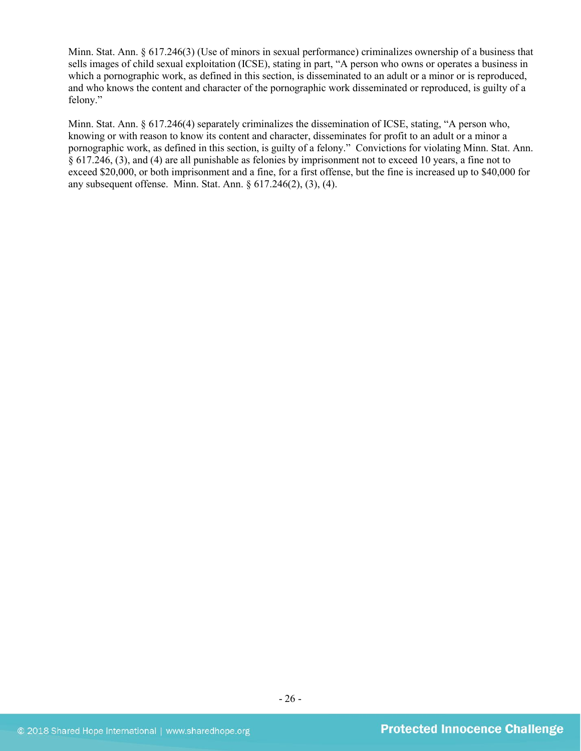Minn. Stat. Ann. § 617.246(3) (Use of minors in sexual performance) criminalizes ownership of a business that sells images of child sexual exploitation (ICSE), stating in part, "A person who owns or operates a business in which a pornographic work, as defined in this section, is disseminated to an adult or a minor or is reproduced, and who knows the content and character of the pornographic work disseminated or reproduced, is guilty of a felony."

Minn. Stat. Ann. § 617.246(4) separately criminalizes the dissemination of ICSE, stating, "A person who, knowing or with reason to know its content and character, disseminates for profit to an adult or a minor a pornographic work, as defined in this section, is guilty of a felony." Convictions for violating Minn. Stat. Ann. § 617.246, (3), and (4) are all punishable as felonies by imprisonment not to exceed 10 years, a fine not to exceed $20,000, or both imprisonment and a fine, for a first offense, but the fine is increased up to $40,000 for any subsequent offense. Minn. Stat. Ann. § 617.246(2), (3), (4).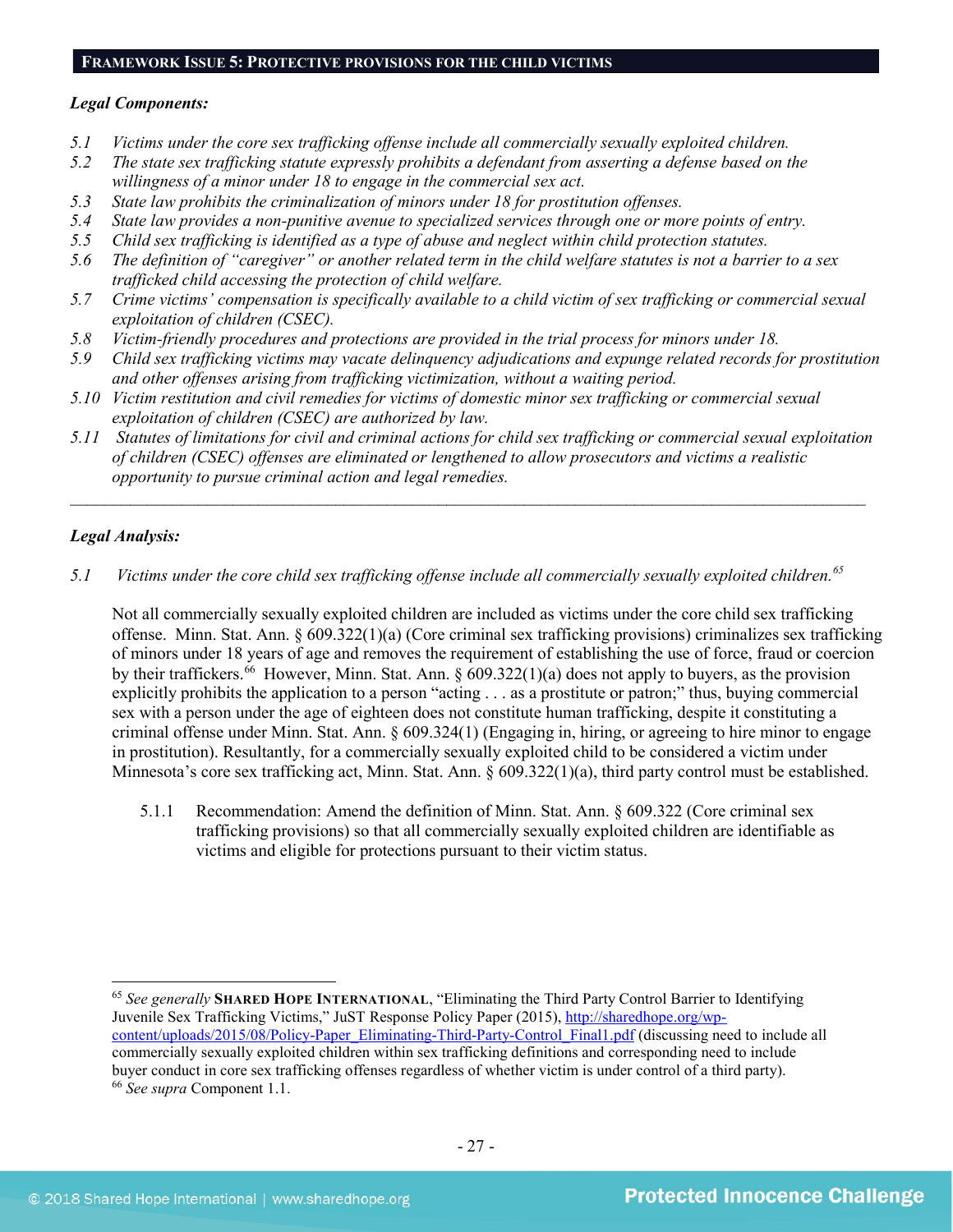## FRAMEWORK ISSUE 5: PROTECTIVE PROVISIONS FOR THE CHILD VICTIMS

***Legal Components:***

*5.1 Victims under the core sex trafficking offense include all commercially sexually exploited children.*
*5.2 The state sex trafficking statute expressly prohibits a defendant from asserting a defense based on the willingness of a minor under 18 to engage in the commercial sex act.*
*5.3 State law prohibits the criminalization of minors under 18 for prostitution offenses.*
*5.4 State law provides a non-punitive avenue to specialized services through one or more points of entry.*
*5.5 Child sex trafficking is identified as a type of abuse and neglect within child protection statutes.*
*5.6 The definition of "caregiver" or another related term in the child welfare statutes is not a barrier to a sex trafficked child accessing the protection of child welfare.*
*5.7 Crime victims' compensation is specifically available to a child victim of sex trafficking or commercial sexual exploitation of children (CSEC).*
*5.8 Victim-friendly procedures and protections are provided in the trial process for minors under 18.*
*5.9 Child sex trafficking victims may vacate delinquency adjudications and expunge related records for prostitution and other offenses arising from trafficking victimization, without a waiting period.*
*5.10 Victim restitution and civil remedies for victims of domestic minor sex trafficking or commercial sexual exploitation of children (CSEC) are authorized by law.*
*5.11 Statutes of limitations for civil and criminal actions for child sex trafficking or commercial sexual exploitation of children (CSEC) offenses are eliminated or lengthened to allow prosecutors and victims a realistic opportunity to pursue criminal action and legal remedies.*

---

***Legal Analysis:***

*5.1 Victims under the core child sex trafficking offense include all commercially sexually exploited children.*[65]

Not all commercially sexually exploited children are included as victims under the core child sex trafficking offense. Minn. Stat. Ann. § 609.322(1)(a) (Core criminal sex trafficking provisions) criminalizes sex trafficking of minors under 18 years of age and removes the requirement of establishing the use of force, fraud or coercion by their traffickers.[66] However, Minn. Stat. Ann. § 609.322(1)(a) does not apply to buyers, as the provision explicitly prohibits the application to a person "acting . . . as a prostitute or patron;" thus, buying commercial sex with a person under the age of eighteen does not constitute human trafficking, despite it constituting a criminal offense under Minn. Stat. Ann. § 609.324(1) (Engaging in, hiring, or agreeing to hire minor to engage in prostitution). Resultantly, for a commercially sexually exploited child to be considered a victim under Minnesota's core sex trafficking act, Minn. Stat. Ann. § 609.322(1)(a), third party control must be established.

5.1.1 Recommendation: Amend the definition of Minn. Stat. Ann. § 609.322 (Core criminal sex trafficking provisions) so that all commercially sexually exploited children are identifiable as victims and eligible for protections pursuant to their victim status.

---

[65] *See generally* **SHARED HOPE INTERNATIONAL**, "Eliminating the Third Party Control Barrier to Identifying Juvenile Sex Trafficking Victims," JuST Response Policy Paper (2015), http://sharedhope.org/wp-content/uploads/2015/08/Policy-Paper_Eliminating-Third-Party-Control_Final1.pdf (discussing need to include all commercially sexually exploited children within sex trafficking definitions and corresponding need to include buyer conduct in core sex trafficking offenses regardless of whether victim is under control of a third party).
[66] *See supra* Component 1.1.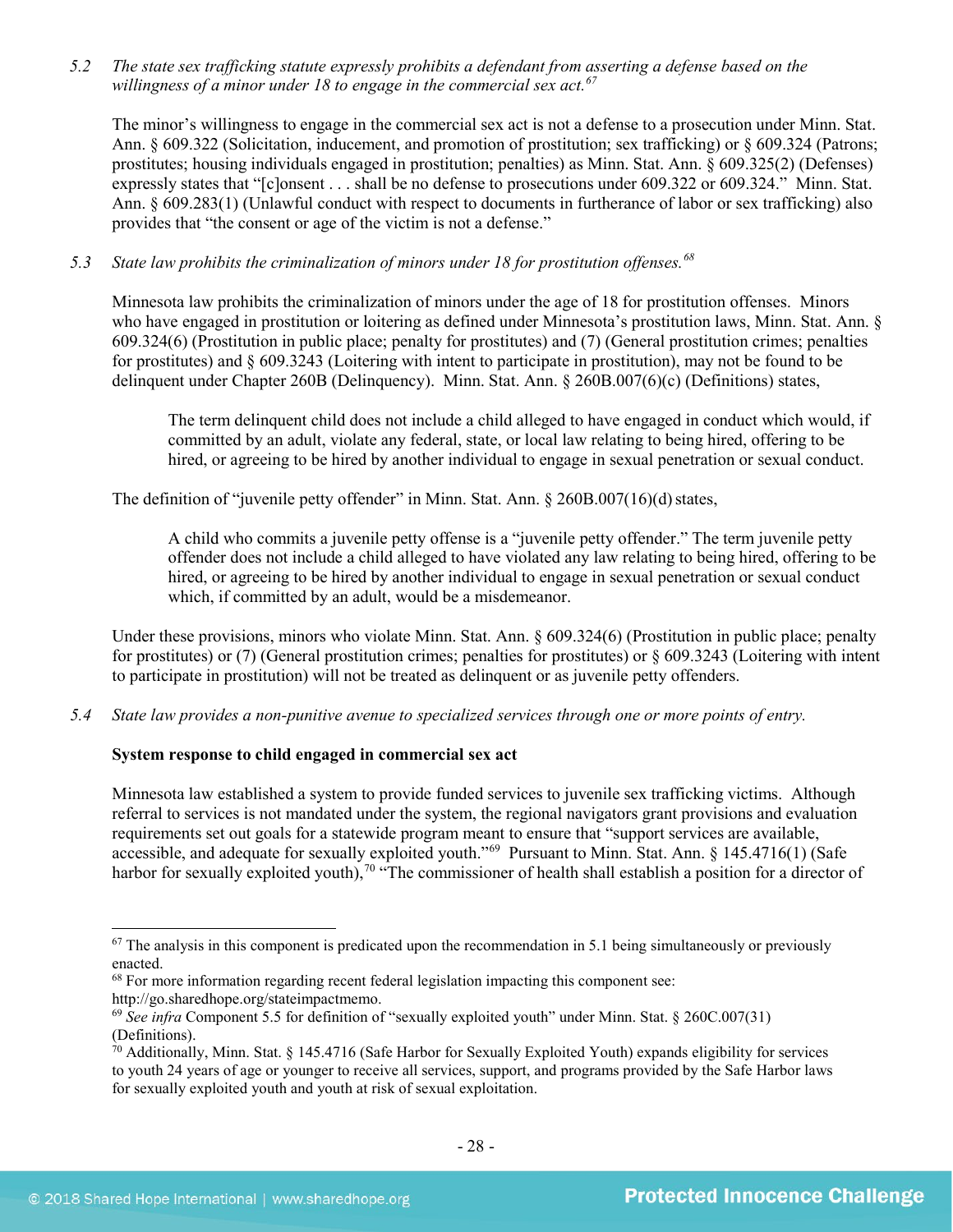*5.2 The state sex trafficking statute expressly prohibits a defendant from asserting a defense based on the willingness of a minor under 18 to engage in the commercial sex act.*[67]

The minor's willingness to engage in the commercial sex act is not a defense to a prosecution under Minn. Stat. Ann. § 609.322 (Solicitation, inducement, and promotion of prostitution; sex trafficking) or § 609.324 (Patrons; prostitutes; housing individuals engaged in prostitution; penalties) as Minn. Stat. Ann. § 609.325(2) (Defenses) expressly states that "[c]onsent . . . shall be no defense to prosecutions under 609.322 or 609.324." Minn. Stat. Ann. § 609.283(1) (Unlawful conduct with respect to documents in furtherance of labor or sex trafficking) also provides that "the consent or age of the victim is not a defense."

*5.3 State law prohibits the criminalization of minors under 18 for prostitution offenses.*[68]

Minnesota law prohibits the criminalization of minors under the age of 18 for prostitution offenses. Minors who have engaged in prostitution or loitering as defined under Minnesota's prostitution laws, Minn. Stat. Ann. § 609.324(6) (Prostitution in public place; penalty for prostitutes) and (7) (General prostitution crimes; penalties for prostitutes) and § 609.3243 (Loitering with intent to participate in prostitution), may not be found to be delinquent under Chapter 260B (Delinquency). Minn. Stat. Ann. § 260B.007(6)(c) (Definitions) states,

> The term delinquent child does not include a child alleged to have engaged in conduct which would, if committed by an adult, violate any federal, state, or local law relating to being hired, offering to be hired, or agreeing to be hired by another individual to engage in sexual penetration or sexual conduct.

The definition of "juvenile petty offender" in Minn. Stat. Ann. § 260B.007(16)(d) states,

> A child who commits a juvenile petty offense is a "juvenile petty offender." The term juvenile petty offender does not include a child alleged to have violated any law relating to being hired, offering to be hired, or agreeing to be hired by another individual to engage in sexual penetration or sexual conduct which, if committed by an adult, would be a misdemeanor.

Under these provisions, minors who violate Minn. Stat. Ann. § 609.324(6) (Prostitution in public place; penalty for prostitutes) or (7) (General prostitution crimes; penalties for prostitutes) or § 609.3243 (Loitering with intent to participate in prostitution) will not be treated as delinquent or as juvenile petty offenders.

*5.4 State law provides a non-punitive avenue to specialized services through one or more points of entry.*

**System response to child engaged in commercial sex act**

Minnesota law established a system to provide funded services to juvenile sex trafficking victims. Although referral to services is not mandated under the system, the regional navigators grant provisions and evaluation requirements set out goals for a statewide program meant to ensure that "support services are available, accessible, and adequate for sexually exploited youth."[69] Pursuant to Minn. Stat. Ann. § 145.4716(1) (Safe harbor for sexually exploited youth),[70] "The commissioner of health shall establish a position for a director of

---

[67] The analysis in this component is predicated upon the recommendation in 5.1 being simultaneously or previously enacted.

[68] For more information regarding recent federal legislation impacting this component see: http://go.sharedhope.org/stateimpactmemo.

[69] *See infra* Component 5.5 for definition of "sexually exploited youth" under Minn. Stat. § 260C.007(31) (Definitions).

[70] Additionally, Minn. Stat. § 145.4716 (Safe Harbor for Sexually Exploited Youth) expands eligibility for services to youth 24 years of age or younger to receive all services, support, and programs provided by the Safe Harbor laws for sexually exploited youth and youth at risk of sexual exploitation.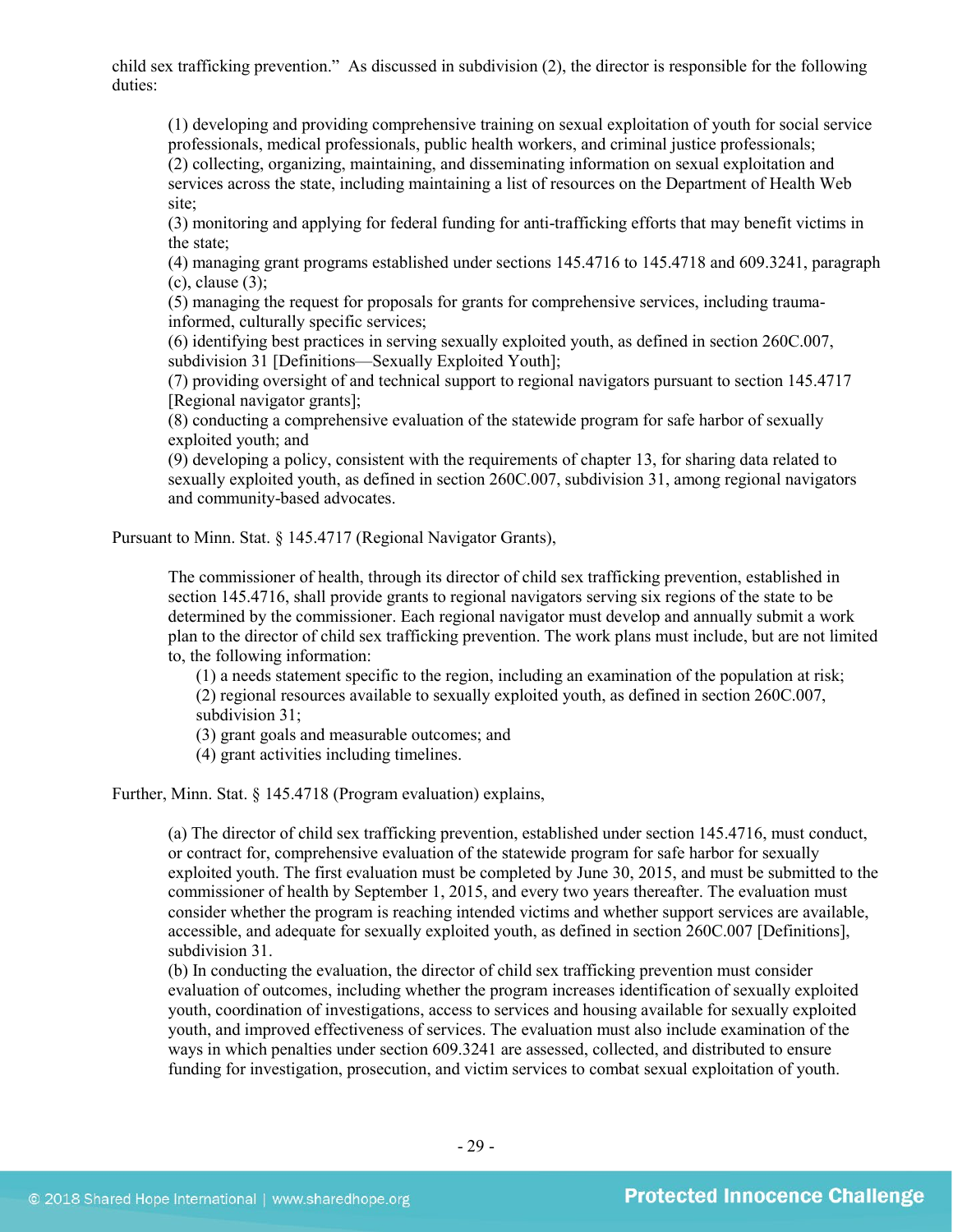child sex trafficking prevention." As discussed in subdivision (2), the director is responsible for the following duties:

> (1) developing and providing comprehensive training on sexual exploitation of youth for social service professionals, medical professionals, public health workers, and criminal justice professionals;
> (2) collecting, organizing, maintaining, and disseminating information on sexual exploitation and services across the state, including maintaining a list of resources on the Department of Health Web site;
> (3) monitoring and applying for federal funding for anti-trafficking efforts that may benefit victims in the state;
> (4) managing grant programs established under sections 145.4716 to 145.4718 and 609.3241, paragraph (c), clause (3);
> (5) managing the request for proposals for grants for comprehensive services, including trauma-informed, culturally specific services;
> (6) identifying best practices in serving sexually exploited youth, as defined in section 260C.007, subdivision 31 [Definitions—Sexually Exploited Youth];
> (7) providing oversight of and technical support to regional navigators pursuant to section 145.4717 [Regional navigator grants];
> (8) conducting a comprehensive evaluation of the statewide program for safe harbor of sexually exploited youth; and
> (9) developing a policy, consistent with the requirements of chapter 13, for sharing data related to sexually exploited youth, as defined in section 260C.007, subdivision 31, among regional navigators and community-based advocates.

Pursuant to Minn. Stat. § 145.4717 (Regional Navigator Grants),

> The commissioner of health, through its director of child sex trafficking prevention, established in section 145.4716, shall provide grants to regional navigators serving six regions of the state to be determined by the commissioner. Each regional navigator must develop and annually submit a work plan to the director of child sex trafficking prevention. The work plans must include, but are not limited to, the following information:
>
> (1) a needs statement specific to the region, including an examination of the population at risk;
> (2) regional resources available to sexually exploited youth, as defined in section 260C.007, subdivision 31;
> (3) grant goals and measurable outcomes; and
> (4) grant activities including timelines.

Further, Minn. Stat. § 145.4718 (Program evaluation) explains,

> (a) The director of child sex trafficking prevention, established under section 145.4716, must conduct, or contract for, comprehensive evaluation of the statewide program for safe harbor for sexually exploited youth. The first evaluation must be completed by June 30, 2015, and must be submitted to the commissioner of health by September 1, 2015, and every two years thereafter. The evaluation must consider whether the program is reaching intended victims and whether support services are available, accessible, and adequate for sexually exploited youth, as defined in section 260C.007 [Definitions], subdivision 31.
> (b) In conducting the evaluation, the director of child sex trafficking prevention must consider evaluation of outcomes, including whether the program increases identification of sexually exploited youth, coordination of investigations, access to services and housing available for sexually exploited youth, and improved effectiveness of services. The evaluation must also include examination of the ways in which penalties under section 609.3241 are assessed, collected, and distributed to ensure funding for investigation, prosecution, and victim services to combat sexual exploitation of youth.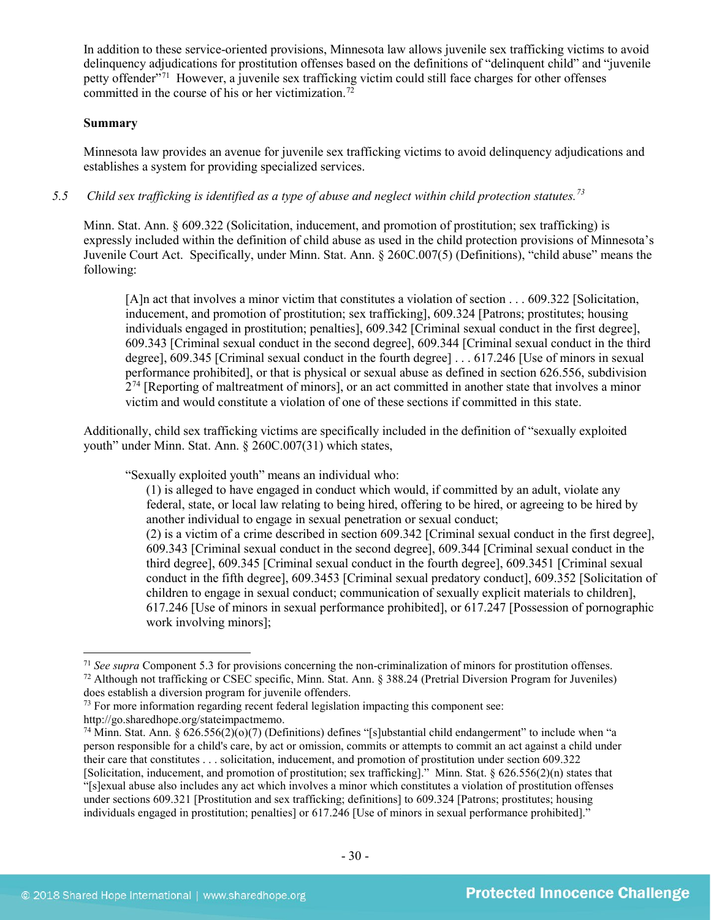In addition to these service-oriented provisions, Minnesota law allows juvenile sex trafficking victims to avoid delinquency adjudications for prostitution offenses based on the definitions of "delinquent child" and "juvenile petty offender"[71] However, a juvenile sex trafficking victim could still face charges for other offenses committed in the course of his or her victimization.[72]

**Summary**

Minnesota law provides an avenue for juvenile sex trafficking victims to avoid delinquency adjudications and establishes a system for providing specialized services.

*5.5 Child sex trafficking is identified as a type of abuse and neglect within child protection statutes.*[73]

Minn. Stat. Ann. § 609.322 (Solicitation, inducement, and promotion of prostitution; sex trafficking) is expressly included within the definition of child abuse as used in the child protection provisions of Minnesota's Juvenile Court Act. Specifically, under Minn. Stat. Ann. § 260C.007(5) (Definitions), "child abuse" means the following:

> [A]n act that involves a minor victim that constitutes a violation of section . . . 609.322 [Solicitation, inducement, and promotion of prostitution; sex trafficking], 609.324 [Patrons; prostitutes; housing individuals engaged in prostitution; penalties], 609.342 [Criminal sexual conduct in the first degree], 609.343 [Criminal sexual conduct in the second degree], 609.344 [Criminal sexual conduct in the third degree], 609.345 [Criminal sexual conduct in the fourth degree] . . . 617.246 [Use of minors in sexual performance prohibited], or that is physical or sexual abuse as defined in section 626.556, subdivision 2[74] [Reporting of maltreatment of minors], or an act committed in another state that involves a minor victim and would constitute a violation of one of these sections if committed in this state.

Additionally, child sex trafficking victims are specifically included in the definition of "sexually exploited youth" under Minn. Stat. Ann. § 260C.007(31) which states,

> "Sexually exploited youth" means an individual who:
> (1) is alleged to have engaged in conduct which would, if committed by an adult, violate any federal, state, or local law relating to being hired, offering to be hired, or agreeing to be hired by another individual to engage in sexual penetration or sexual conduct;
> (2) is a victim of a crime described in section 609.342 [Criminal sexual conduct in the first degree], 609.343 [Criminal sexual conduct in the second degree], 609.344 [Criminal sexual conduct in the third degree], 609.345 [Criminal sexual conduct in the fourth degree], 609.3451 [Criminal sexual conduct in the fifth degree], 609.3453 [Criminal sexual predatory conduct], 609.352 [Solicitation of children to engage in sexual conduct; communication of sexually explicit materials to children], 617.246 [Use of minors in sexual performance prohibited], or 617.247 [Possession of pornographic work involving minors];

---

[71] *See supra* Component 5.3 for provisions concerning the non-criminalization of minors for prostitution offenses.

[72] Although not trafficking or CSEC specific, Minn. Stat. Ann. § 388.24 (Pretrial Diversion Program for Juveniles) does establish a diversion program for juvenile offenders.

[73] For more information regarding recent federal legislation impacting this component see: http://go.sharedhope.org/stateimpactmemo.

[74] Minn. Stat. Ann. § 626.556(2)(o)(7) (Definitions) defines "[s]ubstantial child endangerment" to include when "a person responsible for a child's care, by act or omission, commits or attempts to commit an act against a child under their care that constitutes . . . solicitation, inducement, and promotion of prostitution under section 609.322 [Solicitation, inducement, and promotion of prostitution; sex trafficking]." Minn. Stat. § 626.556(2)(n) states that "[s]exual abuse also includes any act which involves a minor which constitutes a violation of prostitution offenses under sections 609.321 [Prostitution and sex trafficking; definitions] to 609.324 [Patrons; prostitutes; housing individuals engaged in prostitution; penalties] or 617.246 [Use of minors in sexual performance prohibited]."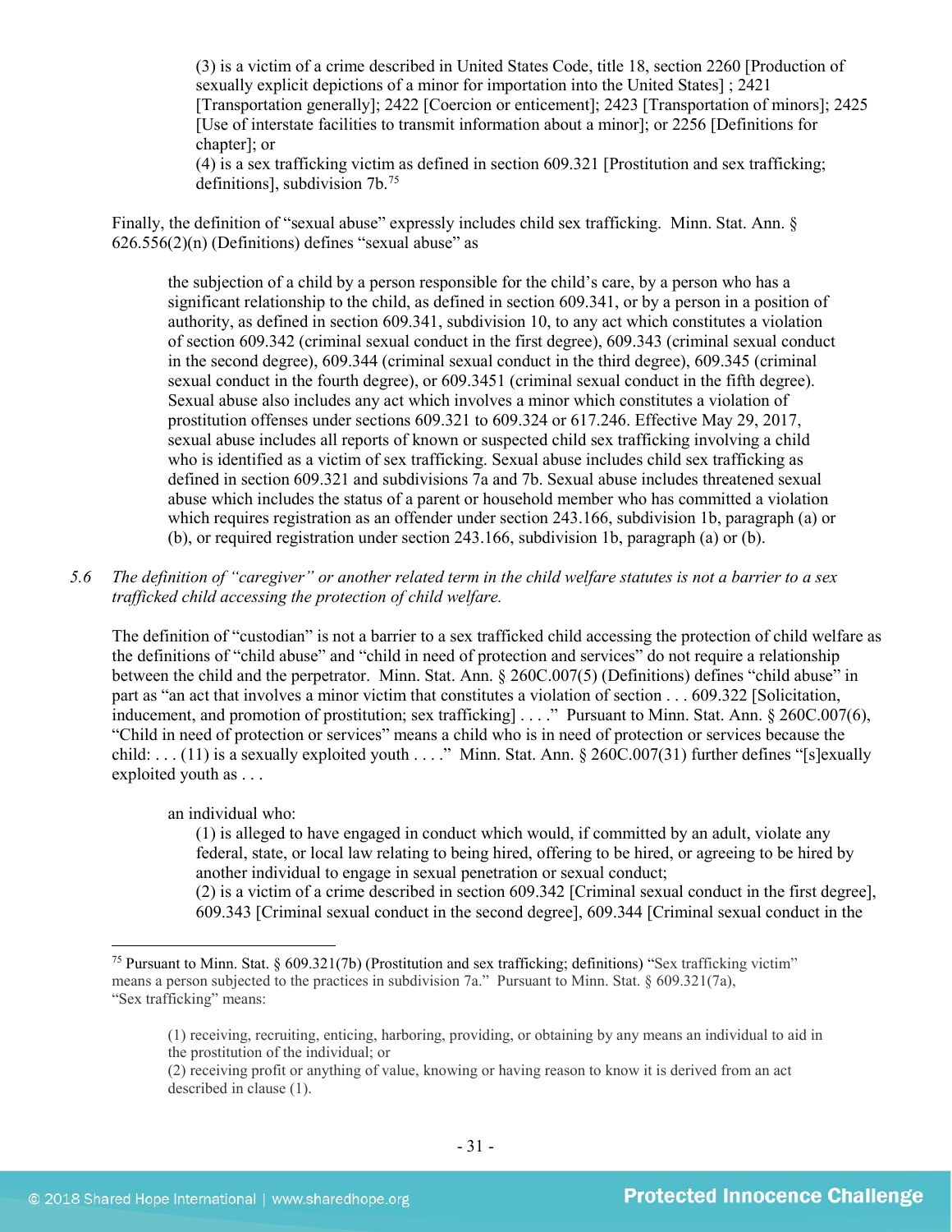> (3) is a victim of a crime described in United States Code, title 18, section 2260 [Production of sexually explicit depictions of a minor for importation into the United States] ; 2421 [Transportation generally]; 2422 [Coercion or enticement]; 2423 [Transportation of minors]; 2425 [Use of interstate facilities to transmit information about a minor]; or 2256 [Definitions for chapter]; or
> (4) is a sex trafficking victim as defined in section 609.321 [Prostitution and sex trafficking; definitions], subdivision 7b.[75]

Finally, the definition of "sexual abuse" expressly includes child sex trafficking. Minn. Stat. Ann. § 626.556(2)(n) (Definitions) defines "sexual abuse" as

> the subjection of a child by a person responsible for the child's care, by a person who has a significant relationship to the child, as defined in section 609.341, or by a person in a position of authority, as defined in section 609.341, subdivision 10, to any act which constitutes a violation of section 609.342 (criminal sexual conduct in the first degree), 609.343 (criminal sexual conduct in the second degree), 609.344 (criminal sexual conduct in the third degree), 609.345 (criminal sexual conduct in the fourth degree), or 609.3451 (criminal sexual conduct in the fifth degree). Sexual abuse also includes any act which involves a minor which constitutes a violation of prostitution offenses under sections 609.321 to 609.324 or 617.246. Effective May 29, 2017, sexual abuse includes all reports of known or suspected child sex trafficking involving a child who is identified as a victim of sex trafficking. Sexual abuse includes child sex trafficking as defined in section 609.321 and subdivisions 7a and 7b. Sexual abuse includes threatened sexual abuse which includes the status of a parent or household member who has committed a violation which requires registration as an offender under section 243.166, subdivision 1b, paragraph (a) or (b), or required registration under section 243.166, subdivision 1b, paragraph (a) or (b).

*5.6 The definition of "caregiver" or another related term in the child welfare statutes is not a barrier to a sex trafficked child accessing the protection of child welfare.*

The definition of "custodian" is not a barrier to a sex trafficked child accessing the protection of child welfare as the definitions of "child abuse" and "child in need of protection and services" do not require a relationship between the child and the perpetrator. Minn. Stat. Ann. § 260C.007(5) (Definitions) defines "child abuse" in part as "an act that involves a minor victim that constitutes a violation of section . . . 609.322 [Solicitation, inducement, and promotion of prostitution; sex trafficking] . . . ." Pursuant to Minn. Stat. Ann. § 260C.007(6), "Child in need of protection or services" means a child who is in need of protection or services because the child: . . . (11) is a sexually exploited youth . . . ." Minn. Stat. Ann. § 260C.007(31) further defines "[s]exually exploited youth as . . .

> an individual who:
> (1) is alleged to have engaged in conduct which would, if committed by an adult, violate any federal, state, or local law relating to being hired, offering to be hired, or agreeing to be hired by another individual to engage in sexual penetration or sexual conduct;
> (2) is a victim of a crime described in section 609.342 [Criminal sexual conduct in the first degree], 609.343 [Criminal sexual conduct in the second degree], 609.344 [Criminal sexual conduct in the

---

[75] Pursuant to Minn. Stat. § 609.321(7b) (Prostitution and sex trafficking; definitions) "Sex trafficking victim" means a person subjected to the practices in subdivision 7a." Pursuant to Minn. Stat. § 609.321(7a), "Sex trafficking" means:

> (1) receiving, recruiting, enticing, harboring, providing, or obtaining by any means an individual to aid in the prostitution of the individual; or
> (2) receiving profit or anything of value, knowing or having reason to know it is derived from an act described in clause (1).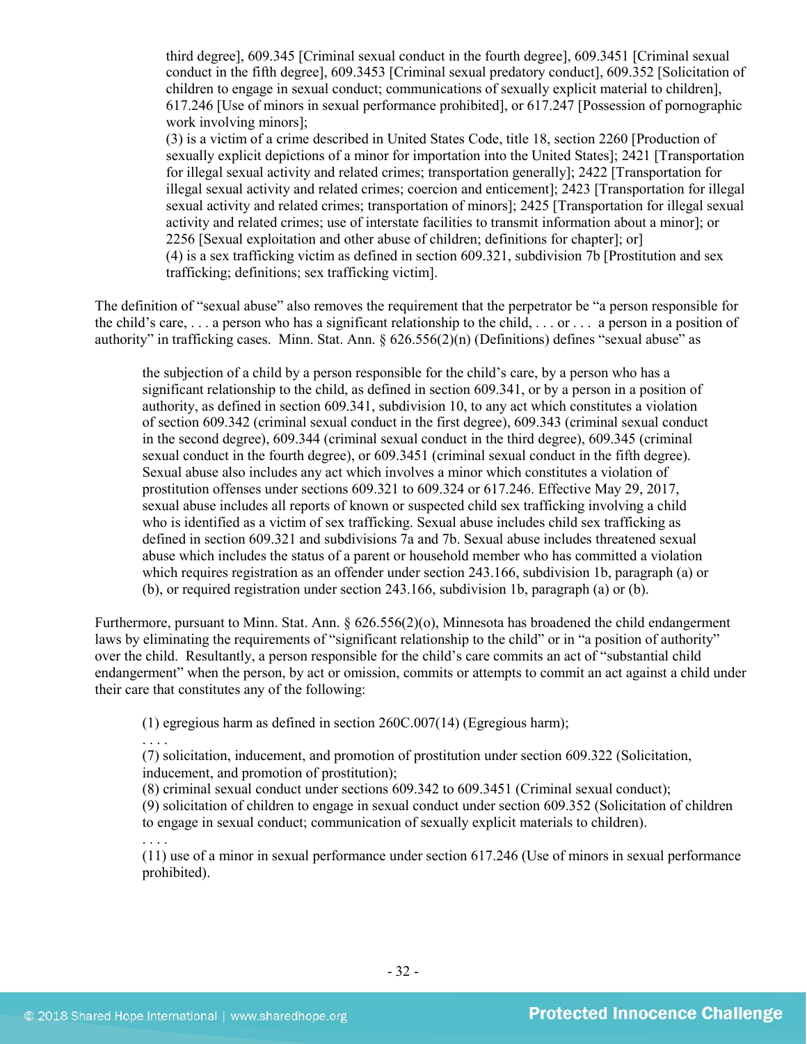> third degree], 609.345 [Criminal sexual conduct in the fourth degree], 609.3451 [Criminal sexual conduct in the fifth degree], 609.3453 [Criminal sexual predatory conduct], 609.352 [Solicitation of children to engage in sexual conduct; communications of sexually explicit material to children], 617.246 [Use of minors in sexual performance prohibited], or 617.247 [Possession of pornographic work involving minors];
> (3) is a victim of a crime described in United States Code, title 18, section 2260 [Production of sexually explicit depictions of a minor for importation into the United States]; 2421 [Transportation for illegal sexual activity and related crimes; transportation generally]; 2422 [Transportation for illegal sexual activity and related crimes; coercion and enticement]; 2423 [Transportation for illegal sexual activity and related crimes; transportation of minors]; 2425 [Transportation for illegal sexual activity and related crimes; use of interstate facilities to transmit information about a minor]; or 2256 [Sexual exploitation and other abuse of children; definitions for chapter]; or]
> (4) is a sex trafficking victim as defined in section 609.321, subdivision 7b [Prostitution and sex trafficking; definitions; sex trafficking victim].

The definition of "sexual abuse" also removes the requirement that the perpetrator be "a person responsible for the child's care, . . . a person who has a significant relationship to the child, . . . or . . . a person in a position of authority" in trafficking cases. Minn. Stat. Ann. § 626.556(2)(n) (Definitions) defines "sexual abuse" as

> the subjection of a child by a person responsible for the child's care, by a person who has a significant relationship to the child, as defined in section 609.341, or by a person in a position of authority, as defined in section 609.341, subdivision 10, to any act which constitutes a violation of section 609.342 (criminal sexual conduct in the first degree), 609.343 (criminal sexual conduct in the second degree), 609.344 (criminal sexual conduct in the third degree), 609.345 (criminal sexual conduct in the fourth degree), or 609.3451 (criminal sexual conduct in the fifth degree). Sexual abuse also includes any act which involves a minor which constitutes a violation of prostitution offenses under sections 609.321 to 609.324 or 617.246. Effective May 29, 2017, sexual abuse includes all reports of known or suspected child sex trafficking involving a child who is identified as a victim of sex trafficking. Sexual abuse includes child sex trafficking as defined in section 609.321 and subdivisions 7a and 7b. Sexual abuse includes threatened sexual abuse which includes the status of a parent or household member who has committed a violation which requires registration as an offender under section 243.166, subdivision 1b, paragraph (a) or (b), or required registration under section 243.166, subdivision 1b, paragraph (a) or (b).

Furthermore, pursuant to Minn. Stat. Ann. § 626.556(2)(o), Minnesota has broadened the child endangerment laws by eliminating the requirements of "significant relationship to the child" or in "a position of authority" over the child. Resultantly, a person responsible for the child's care commits an act of "substantial child endangerment" when the person, by act or omission, commits or attempts to commit an act against a child under their care that constitutes any of the following:

> (1) egregious harm as defined in section 260C.007(14) (Egregious harm);
> . . . .
> (7) solicitation, inducement, and promotion of prostitution under section 609.322 (Solicitation, inducement, and promotion of prostitution);
> (8) criminal sexual conduct under sections 609.342 to 609.3451 (Criminal sexual conduct);
> (9) solicitation of children to engage in sexual conduct under section 609.352 (Solicitation of children to engage in sexual conduct; communication of sexually explicit materials to children).
> . . . .
> (11) use of a minor in sexual performance under section 617.246 (Use of minors in sexual performance prohibited).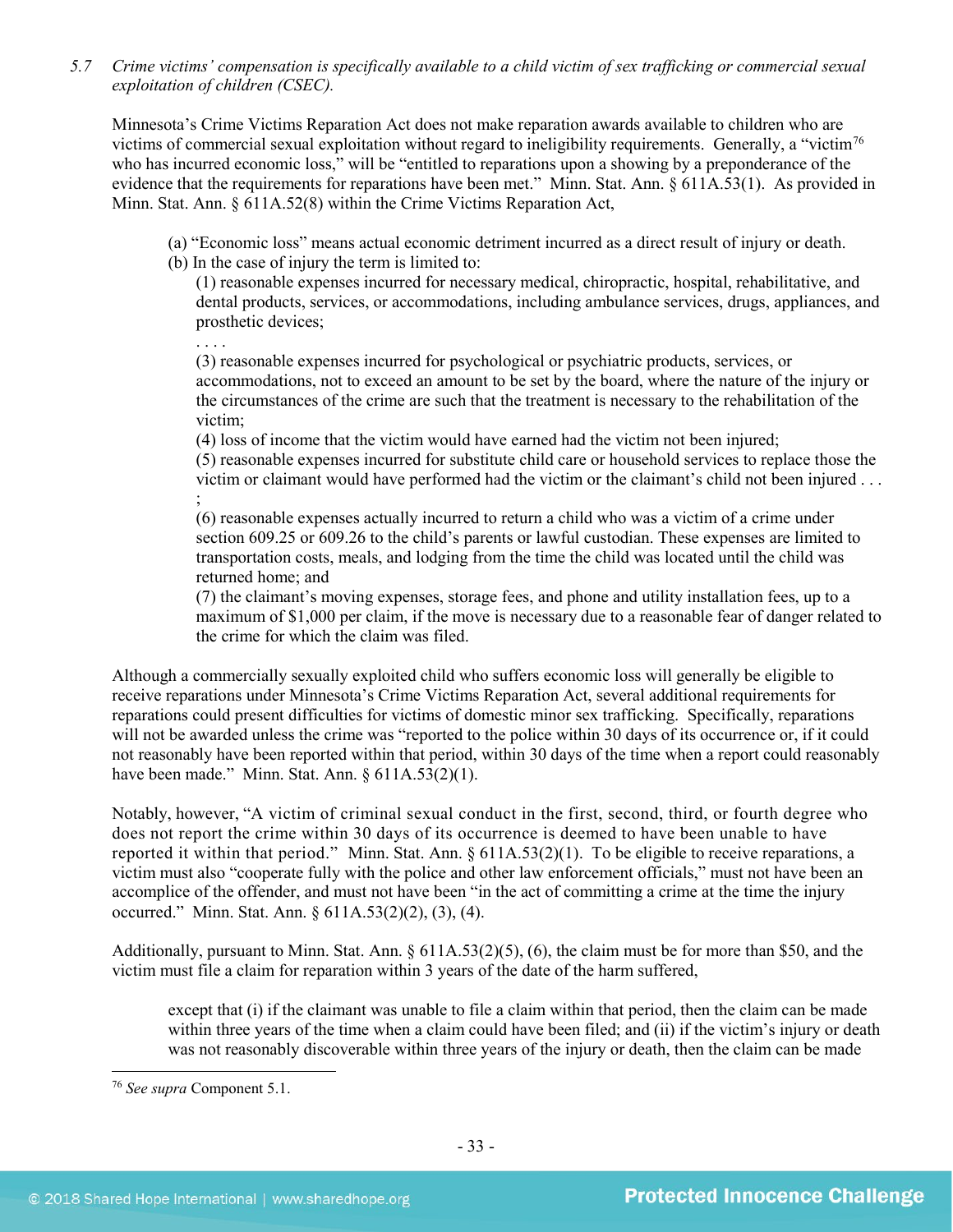5.7 *Crime victims' compensation is specifically available to a child victim of sex trafficking or commercial sexual exploitation of children (CSEC).*

Minnesota's Crime Victims Reparation Act does not make reparation awards available to children who are victims of commercial sexual exploitation without regard to ineligibility requirements. Generally, a "victim[76] who has incurred economic loss," will be "entitled to reparations upon a showing by a preponderance of the evidence that the requirements for reparations have been met." Minn. Stat. Ann. § 611A.53(1). As provided in Minn. Stat. Ann. § 611A.52(8) within the Crime Victims Reparation Act,

> (a) "Economic loss" means actual economic detriment incurred as a direct result of injury or death.
> (b) In the case of injury the term is limited to:
>> (1) reasonable expenses incurred for necessary medical, chiropractic, hospital, rehabilitative, and dental products, services, or accommodations, including ambulance services, drugs, appliances, and prosthetic devices;
>> . . . .
>> (3) reasonable expenses incurred for psychological or psychiatric products, services, or accommodations, not to exceed an amount to be set by the board, where the nature of the injury or the circumstances of the crime are such that the treatment is necessary to the rehabilitation of the victim;
>> (4) loss of income that the victim would have earned had the victim not been injured;
>> (5) reasonable expenses incurred for substitute child care or household services to replace those the victim or claimant would have performed had the victim or the claimant's child not been injured . . . ;
>> (6) reasonable expenses actually incurred to return a child who was a victim of a crime under section 609.25 or 609.26 to the child's parents or lawful custodian. These expenses are limited to transportation costs, meals, and lodging from the time the child was located until the child was returned home; and
>> (7) the claimant's moving expenses, storage fees, and phone and utility installation fees, up to a maximum of $1,000 per claim, if the move is necessary due to a reasonable fear of danger related to the crime for which the claim was filed.

Although a commercially sexually exploited child who suffers economic loss will generally be eligible to receive reparations under Minnesota's Crime Victims Reparation Act, several additional requirements for reparations could present difficulties for victims of domestic minor sex trafficking. Specifically, reparations will not be awarded unless the crime was "reported to the police within 30 days of its occurrence or, if it could not reasonably have been reported within that period, within 30 days of the time when a report could reasonably have been made." Minn. Stat. Ann. § 611A.53(2)(1).

Notably, however, "A victim of criminal sexual conduct in the first, second, third, or fourth degree who does not report the crime within 30 days of its occurrence is deemed to have been unable to have reported it within that period." Minn. Stat. Ann. § 611A.53(2)(1). To be eligible to receive reparations, a victim must also "cooperate fully with the police and other law enforcement officials," must not have been an accomplice of the offender, and must not have been "in the act of committing a crime at the time the injury occurred." Minn. Stat. Ann. § 611A.53(2)(2), (3), (4).

Additionally, pursuant to Minn. Stat. Ann. § 611A.53(2)(5), (6), the claim must be for more than $50, and the victim must file a claim for reparation within 3 years of the date of the harm suffered,

> except that (i) if the claimant was unable to file a claim within that period, then the claim can be made within three years of the time when a claim could have been filed; and (ii) if the victim's injury or death was not reasonably discoverable within three years of the injury or death, then the claim can be made

---

[76] *See supra* Component 5.1.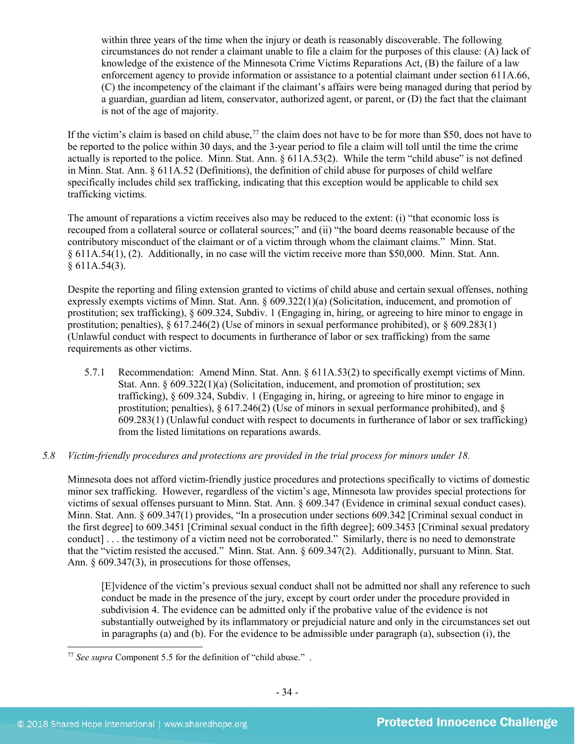> within three years of the time when the injury or death is reasonably discoverable. The following circumstances do not render a claimant unable to file a claim for the purposes of this clause: (A) lack of knowledge of the existence of the Minnesota Crime Victims Reparations Act, (B) the failure of a law enforcement agency to provide information or assistance to a potential claimant under section 611A.66, (C) the incompetency of the claimant if the claimant's affairs were being managed during that period by a guardian, guardian ad litem, conservator, authorized agent, or parent, or (D) the fact that the claimant is not of the age of majority.

If the victim's claim is based on child abuse,[77] the claim does not have to be for more than $50, does not have to be reported to the police within 30 days, and the 3-year period to file a claim will toll until the time the crime actually is reported to the police. Minn. Stat. Ann. § 611A.53(2). While the term "child abuse" is not defined in Minn. Stat. Ann. § 611A.52 (Definitions), the definition of child abuse for purposes of child welfare specifically includes child sex trafficking, indicating that this exception would be applicable to child sex trafficking victims.

The amount of reparations a victim receives also may be reduced to the extent: (i) "that economic loss is recouped from a collateral source or collateral sources;" and (ii) "the board deems reasonable because of the contributory misconduct of the claimant or of a victim through whom the claimant claims." Minn. Stat. § 611A.54(1), (2). Additionally, in no case will the victim receive more than $50,000. Minn. Stat. Ann. § 611A.54(3).

Despite the reporting and filing extension granted to victims of child abuse and certain sexual offenses, nothing expressly exempts victims of Minn. Stat. Ann. § 609.322(1)(a) (Solicitation, inducement, and promotion of prostitution; sex trafficking), § 609.324, Subdiv. 1 (Engaging in, hiring, or agreeing to hire minor to engage in prostitution; penalties), § 617.246(2) (Use of minors in sexual performance prohibited), or § 609.283(1) (Unlawful conduct with respect to documents in furtherance of labor or sex trafficking) from the same requirements as other victims.

5.7.1 Recommendation: Amend Minn. Stat. Ann. § 611A.53(2) to specifically exempt victims of Minn. Stat. Ann. § 609.322(1)(a) (Solicitation, inducement, and promotion of prostitution; sex trafficking), § 609.324, Subdiv. 1 (Engaging in, hiring, or agreeing to hire minor to engage in prostitution; penalties), § 617.246(2) (Use of minors in sexual performance prohibited), and § 609.283(1) (Unlawful conduct with respect to documents in furtherance of labor or sex trafficking) from the listed limitations on reparations awards.

*5.8 Victim-friendly procedures and protections are provided in the trial process for minors under 18.*

Minnesota does not afford victim-friendly justice procedures and protections specifically to victims of domestic minor sex trafficking. However, regardless of the victim's age, Minnesota law provides special protections for victims of sexual offenses pursuant to Minn. Stat. Ann. § 609.347 (Evidence in criminal sexual conduct cases). Minn. Stat. Ann. § 609.347(1) provides, "In a prosecution under sections 609.342 [Criminal sexual conduct in the first degree] to 609.3451 [Criminal sexual conduct in the fifth degree]; 609.3453 [Criminal sexual predatory conduct] . . . the testimony of a victim need not be corroborated." Similarly, there is no need to demonstrate that the "victim resisted the accused." Minn. Stat. Ann. § 609.347(2). Additionally, pursuant to Minn. Stat. Ann. § 609.347(3), in prosecutions for those offenses,

> [E]vidence of the victim's previous sexual conduct shall not be admitted nor shall any reference to such conduct be made in the presence of the jury, except by court order under the procedure provided in subdivision 4. The evidence can be admitted only if the probative value of the evidence is not substantially outweighed by its inflammatory or prejudicial nature and only in the circumstances set out in paragraphs (a) and (b). For the evidence to be admissible under paragraph (a), subsection (i), the

[77] *See supra* Component 5.5 for the definition of "child abuse." .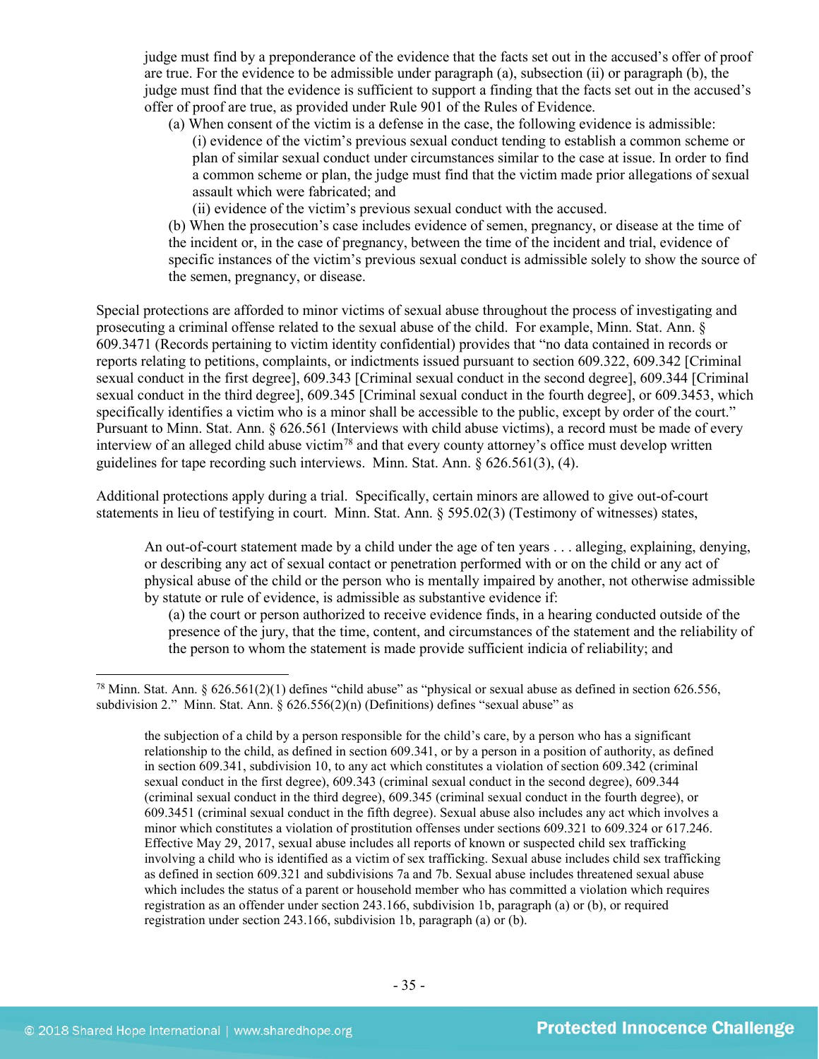judge must find by a preponderance of the evidence that the facts set out in the accused's offer of proof are true. For the evidence to be admissible under paragraph (a), subsection (ii) or paragraph (b), the judge must find that the evidence is sufficient to support a finding that the facts set out in the accused's offer of proof are true, as provided under Rule 901 of the Rules of Evidence.

> (a) When consent of the victim is a defense in the case, the following evidence is admissible:
>
> > (i) evidence of the victim's previous sexual conduct tending to establish a common scheme or plan of similar sexual conduct under circumstances similar to the case at issue. In order to find a common scheme or plan, the judge must find that the victim made prior allegations of sexual assault which were fabricated; and
> >
> > (ii) evidence of the victim's previous sexual conduct with the accused.
>
> (b) When the prosecution's case includes evidence of semen, pregnancy, or disease at the time of the incident or, in the case of pregnancy, between the time of the incident and trial, evidence of specific instances of the victim's previous sexual conduct is admissible solely to show the source of the semen, pregnancy, or disease.

Special protections are afforded to minor victims of sexual abuse throughout the process of investigating and prosecuting a criminal offense related to the sexual abuse of the child. For example, Minn. Stat. Ann. § 609.3471 (Records pertaining to victim identity confidential) provides that "no data contained in records or reports relating to petitions, complaints, or indictments issued pursuant to section 609.322, 609.342 [Criminal sexual conduct in the first degree], 609.343 [Criminal sexual conduct in the second degree], 609.344 [Criminal sexual conduct in the third degree], 609.345 [Criminal sexual conduct in the fourth degree], or 609.3453, which specifically identifies a victim who is a minor shall be accessible to the public, except by order of the court." Pursuant to Minn. Stat. Ann. § 626.561 (Interviews with child abuse victims), a record must be made of every interview of an alleged child abuse victim[78] and that every county attorney's office must develop written guidelines for tape recording such interviews. Minn. Stat. Ann. § 626.561(3), (4).

Additional protections apply during a trial. Specifically, certain minors are allowed to give out-of-court statements in lieu of testifying in court. Minn. Stat. Ann. § 595.02(3) (Testimony of witnesses) states,

> An out-of-court statement made by a child under the age of ten years . . . alleging, explaining, denying, or describing any act of sexual contact or penetration performed with or on the child or any act of physical abuse of the child or the person who is mentally impaired by another, not otherwise admissible by statute or rule of evidence, is admissible as substantive evidence if:
>
> (a) the court or person authorized to receive evidence finds, in a hearing conducted outside of the presence of the jury, that the time, content, and circumstances of the statement and the reliability of the person to whom the statement is made provide sufficient indicia of reliability; and

---

[78] Minn. Stat. Ann. § 626.561(2)(1) defines "child abuse" as "physical or sexual abuse as defined in section 626.556, subdivision 2." Minn. Stat. Ann. § 626.556(2)(n) (Definitions) defines "sexual abuse" as

> the subjection of a child by a person responsible for the child's care, by a person who has a significant relationship to the child, as defined in section 609.341, or by a person in a position of authority, as defined in section 609.341, subdivision 10, to any act which constitutes a violation of section 609.342 (criminal sexual conduct in the first degree), 609.343 (criminal sexual conduct in the second degree), 609.344 (criminal sexual conduct in the third degree), 609.345 (criminal sexual conduct in the fourth degree), or 609.3451 (criminal sexual conduct in the fifth degree). Sexual abuse also includes any act which involves a minor which constitutes a violation of prostitution offenses under sections 609.321 to 609.324 or 617.246. Effective May 29, 2017, sexual abuse includes all reports of known or suspected child sex trafficking involving a child who is identified as a victim of sex trafficking. Sexual abuse includes child sex trafficking as defined in section 609.321 and subdivisions 7a and 7b. Sexual abuse includes threatened sexual abuse which includes the status of a parent or household member who has committed a violation which requires registration as an offender under section 243.166, subdivision 1b, paragraph (a) or (b), or required registration under section 243.166, subdivision 1b, paragraph (a) or (b).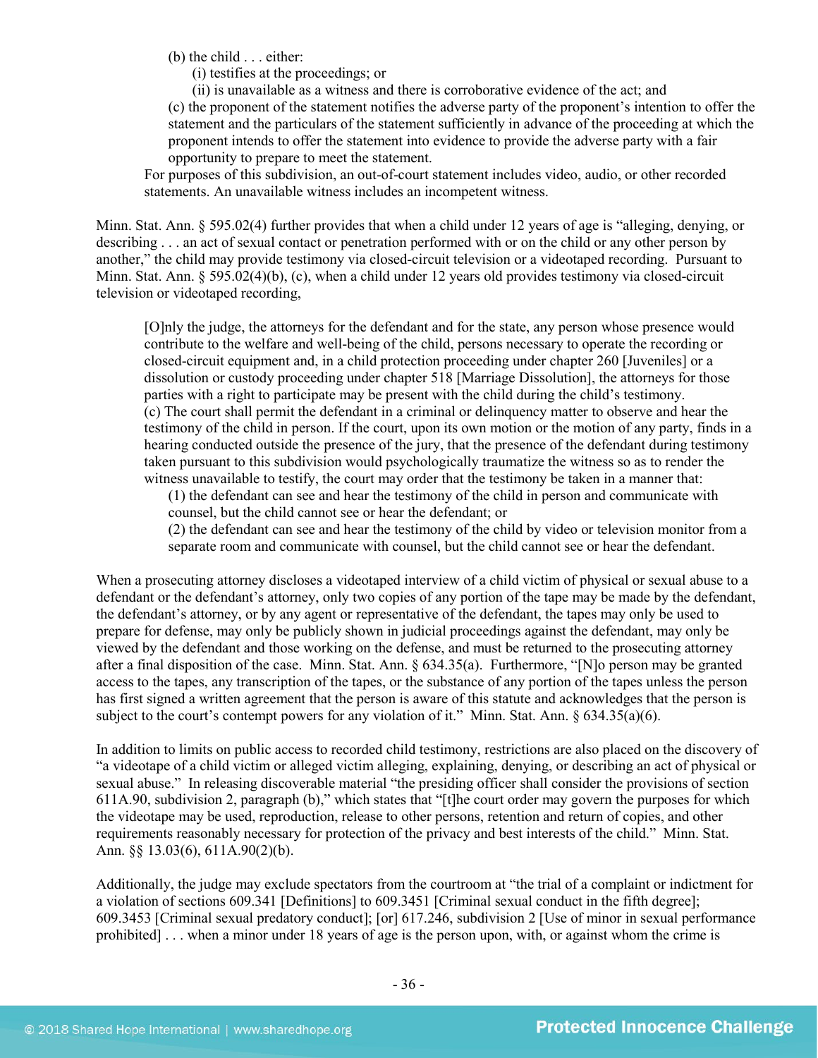> (b) the child . . . either:
>
> > (i) testifies at the proceedings; or
> >
> > (ii) is unavailable as a witness and there is corroborative evidence of the act; and
>
> (c) the proponent of the statement notifies the adverse party of the proponent's intention to offer the statement and the particulars of the statement sufficiently in advance of the proceeding at which the proponent intends to offer the statement into evidence to provide the adverse party with a fair opportunity to prepare to meet the statement.
>
> For purposes of this subdivision, an out-of-court statement includes video, audio, or other recorded statements. An unavailable witness includes an incompetent witness.

Minn. Stat. Ann. § 595.02(4) further provides that when a child under 12 years of age is "alleging, denying, or describing . . . an act of sexual contact or penetration performed with or on the child or any other person by another," the child may provide testimony via closed-circuit television or a videotaped recording. Pursuant to Minn. Stat. Ann. § 595.02(4)(b), (c), when a child under 12 years old provides testimony via closed-circuit television or videotaped recording,

> [O]nly the judge, the attorneys for the defendant and for the state, any person whose presence would contribute to the welfare and well-being of the child, persons necessary to operate the recording or closed-circuit equipment and, in a child protection proceeding under chapter 260 [Juveniles] or a dissolution or custody proceeding under chapter 518 [Marriage Dissolution], the attorneys for those parties with a right to participate may be present with the child during the child's testimony.
>
> (c) The court shall permit the defendant in a criminal or delinquency matter to observe and hear the testimony of the child in person. If the court, upon its own motion or the motion of any party, finds in a hearing conducted outside the presence of the jury, that the presence of the defendant during testimony taken pursuant to this subdivision would psychologically traumatize the witness so as to render the witness unavailable to testify, the court may order that the testimony be taken in a manner that:
>
> > (1) the defendant can see and hear the testimony of the child in person and communicate with counsel, but the child cannot see or hear the defendant; or
> >
> > (2) the defendant can see and hear the testimony of the child by video or television monitor from a separate room and communicate with counsel, but the child cannot see or hear the defendant.

When a prosecuting attorney discloses a videotaped interview of a child victim of physical or sexual abuse to a defendant or the defendant's attorney, only two copies of any portion of the tape may be made by the defendant, the defendant's attorney, or by any agent or representative of the defendant, the tapes may only be used to prepare for defense, may only be publicly shown in judicial proceedings against the defendant, may only be viewed by the defendant and those working on the defense, and must be returned to the prosecuting attorney after a final disposition of the case. Minn. Stat. Ann. § 634.35(a). Furthermore, "[N]o person may be granted access to the tapes, any transcription of the tapes, or the substance of any portion of the tapes unless the person has first signed a written agreement that the person is aware of this statute and acknowledges that the person is subject to the court's contempt powers for any violation of it." Minn. Stat. Ann. § 634.35(a)(6).

In addition to limits on public access to recorded child testimony, restrictions are also placed on the discovery of "a videotape of a child victim or alleged victim alleging, explaining, denying, or describing an act of physical or sexual abuse." In releasing discoverable material "the presiding officer shall consider the provisions of section 611A.90, subdivision 2, paragraph (b)," which states that "[t]he court order may govern the purposes for which the videotape may be used, reproduction, release to other persons, retention and return of copies, and other requirements reasonably necessary for protection of the privacy and best interests of the child." Minn. Stat. Ann. §§ 13.03(6), 611A.90(2)(b).

Additionally, the judge may exclude spectators from the courtroom at "the trial of a complaint or indictment for a violation of sections 609.341 [Definitions] to 609.3451 [Criminal sexual conduct in the fifth degree]; 609.3453 [Criminal sexual predatory conduct]; [or] 617.246, subdivision 2 [Use of minor in sexual performance prohibited] . . . when a minor under 18 years of age is the person upon, with, or against whom the crime is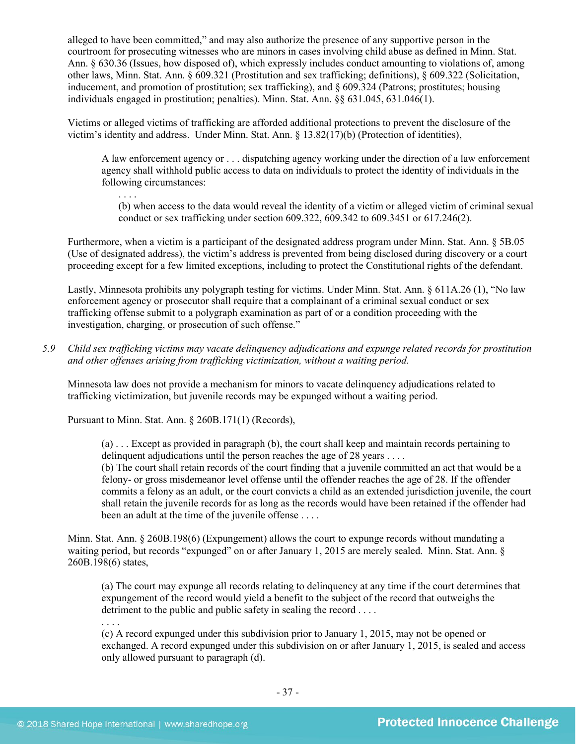alleged to have been committed," and may also authorize the presence of any supportive person in the courtroom for prosecuting witnesses who are minors in cases involving child abuse as defined in Minn. Stat. Ann. § 630.36 (Issues, how disposed of), which expressly includes conduct amounting to violations of, among other laws, Minn. Stat. Ann. § 609.321 (Prostitution and sex trafficking; definitions), § 609.322 (Solicitation, inducement, and promotion of prostitution; sex trafficking), and § 609.324 (Patrons; prostitutes; housing individuals engaged in prostitution; penalties). Minn. Stat. Ann. §§ 631.045, 631.046(1).

Victims or alleged victims of trafficking are afforded additional protections to prevent the disclosure of the victim's identity and address. Under Minn. Stat. Ann. § 13.82(17)(b) (Protection of identities),

> A law enforcement agency or . . . dispatching agency working under the direction of a law enforcement agency shall withhold public access to data on individuals to protect the identity of individuals in the following circumstances:
>
> > . . . .
> > (b) when access to the data would reveal the identity of a victim or alleged victim of criminal sexual conduct or sex trafficking under section 609.322, 609.342 to 609.3451 or 617.246(2).

Furthermore, when a victim is a participant of the designated address program under Minn. Stat. Ann. § 5B.05 (Use of designated address), the victim's address is prevented from being disclosed during discovery or a court proceeding except for a few limited exceptions, including to protect the Constitutional rights of the defendant.

Lastly, Minnesota prohibits any polygraph testing for victims. Under Minn. Stat. Ann. § 611A.26 (1), "No law enforcement agency or prosecutor shall require that a complainant of a criminal sexual conduct or sex trafficking offense submit to a polygraph examination as part of or a condition proceeding with the investigation, charging, or prosecution of such offense."

5.9 *Child sex trafficking victims may vacate delinquency adjudications and expunge related records for prostitution and other offenses arising from trafficking victimization, without a waiting period.*

Minnesota law does not provide a mechanism for minors to vacate delinquency adjudications related to trafficking victimization, but juvenile records may be expunged without a waiting period.

Pursuant to Minn. Stat. Ann. § 260B.171(1) (Records),

> (a) . . . Except as provided in paragraph (b), the court shall keep and maintain records pertaining to delinquent adjudications until the person reaches the age of 28 years . . . .
> (b) The court shall retain records of the court finding that a juvenile committed an act that would be a felony- or gross misdemeanor level offense until the offender reaches the age of 28. If the offender commits a felony as an adult, or the court convicts a child as an extended jurisdiction juvenile, the court shall retain the juvenile records for as long as the records would have been retained if the offender had been an adult at the time of the juvenile offense . . . .

Minn. Stat. Ann. § 260B.198(6) (Expungement) allows the court to expunge records without mandating a waiting period, but records "expunged" on or after January 1, 2015 are merely sealed. Minn. Stat. Ann. § 260B.198(6) states,

> (a) The court may expunge all records relating to delinquency at any time if the court determines that expungement of the record would yield a benefit to the subject of the record that outweighs the detriment to the public and public safety in sealing the record . . . .
> . . . .
> (c) A record expunged under this subdivision prior to January 1, 2015, may not be opened or exchanged. A record expunged under this subdivision on or after January 1, 2015, is sealed and access only allowed pursuant to paragraph (d).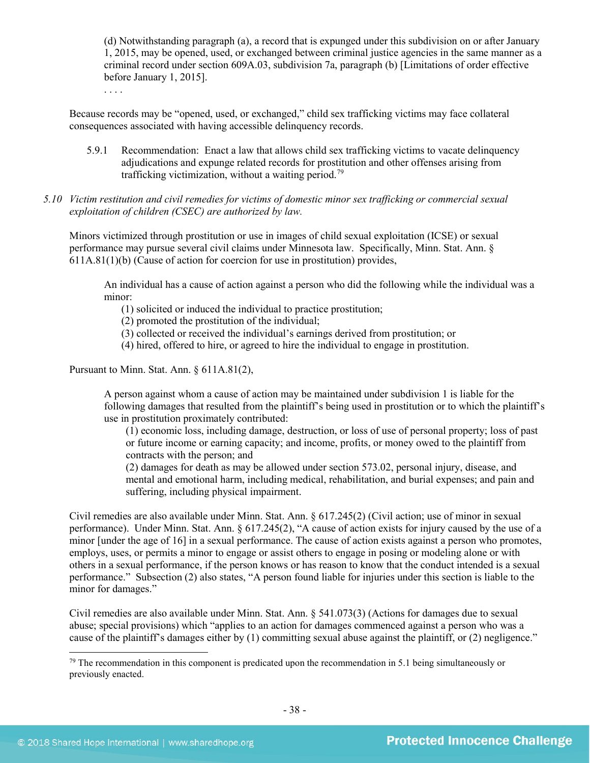> (d) Notwithstanding paragraph (a), a record that is expunged under this subdivision on or after January 1, 2015, may be opened, used, or exchanged between criminal justice agencies in the same manner as a criminal record under section 609A.03, subdivision 7a, paragraph (b) [Limitations of order effective before January 1, 2015].
>
> . . . .

Because records may be "opened, used, or exchanged," child sex trafficking victims may face collateral consequences associated with having accessible delinquency records.

5.9.1 Recommendation: Enact a law that allows child sex trafficking victims to vacate delinquency adjudications and expunge related records for prostitution and other offenses arising from trafficking victimization, without a waiting period.[79]

*5.10 Victim restitution and civil remedies for victims of domestic minor sex trafficking or commercial sexual exploitation of children (CSEC) are authorized by law.*

Minors victimized through prostitution or use in images of child sexual exploitation (ICSE) or sexual performance may pursue several civil claims under Minnesota law. Specifically, Minn. Stat. Ann. § 611A.81(1)(b) (Cause of action for coercion for use in prostitution) provides,

> An individual has a cause of action against a person who did the following while the individual was a minor:
>
> (1) solicited or induced the individual to practice prostitution;
> (2) promoted the prostitution of the individual;
> (3) collected or received the individual's earnings derived from prostitution; or
> (4) hired, offered to hire, or agreed to hire the individual to engage in prostitution.

Pursuant to Minn. Stat. Ann. § 611A.81(2),

> A person against whom a cause of action may be maintained under subdivision 1 is liable for the following damages that resulted from the plaintiff's being used in prostitution or to which the plaintiff's use in prostitution proximately contributed:
>
> (1) economic loss, including damage, destruction, or loss of use of personal property; loss of past or future income or earning capacity; and income, profits, or money owed to the plaintiff from contracts with the person; and
> (2) damages for death as may be allowed under section 573.02, personal injury, disease, and mental and emotional harm, including medical, rehabilitation, and burial expenses; and pain and suffering, including physical impairment.

Civil remedies are also available under Minn. Stat. Ann. § 617.245(2) (Civil action; use of minor in sexual performance). Under Minn. Stat. Ann. § 617.245(2), "A cause of action exists for injury caused by the use of a minor [under the age of 16] in a sexual performance. The cause of action exists against a person who promotes, employs, uses, or permits a minor to engage or assist others to engage in posing or modeling alone or with others in a sexual performance, if the person knows or has reason to know that the conduct intended is a sexual performance." Subsection (2) also states, "A person found liable for injuries under this section is liable to the minor for damages."

Civil remedies are also available under Minn. Stat. Ann. § 541.073(3) (Actions for damages due to sexual abuse; special provisions) which "applies to an action for damages commenced against a person who was a cause of the plaintiff's damages either by (1) committing sexual abuse against the plaintiff, or (2) negligence."

---

[79] The recommendation in this component is predicated upon the recommendation in 5.1 being simultaneously or previously enacted.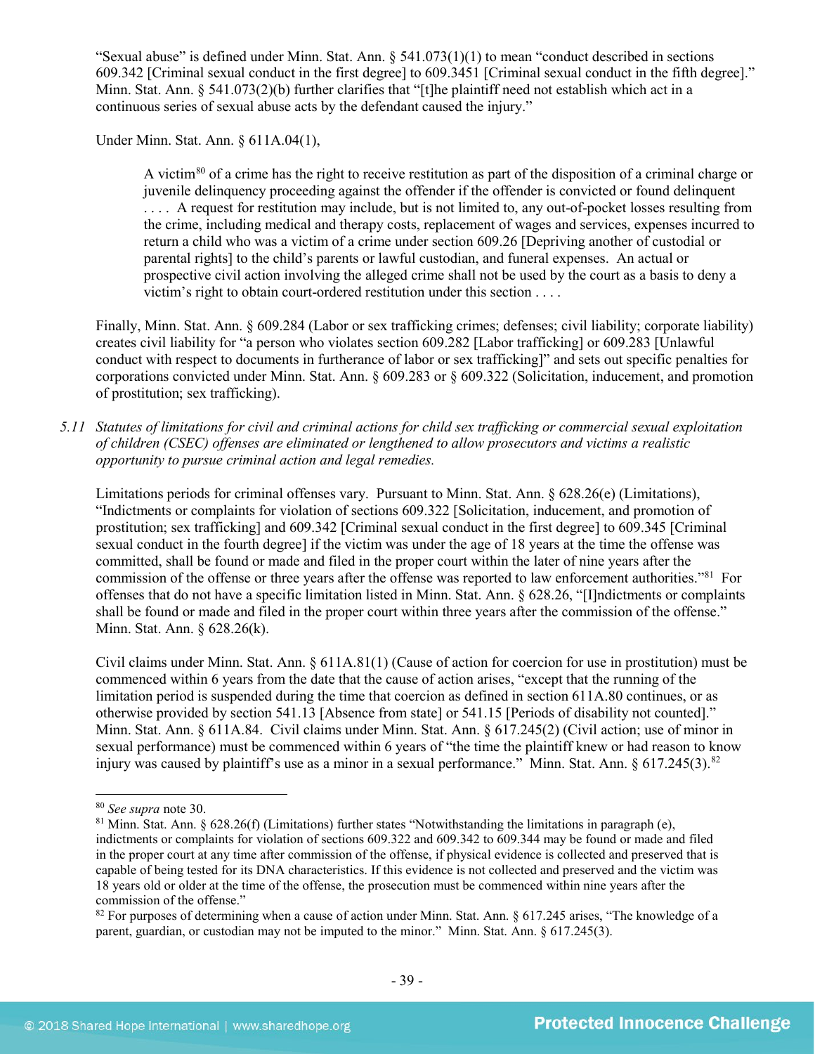"Sexual abuse" is defined under Minn. Stat. Ann. § 541.073(1)(1) to mean "conduct described in sections 609.342 [Criminal sexual conduct in the first degree] to 609.3451 [Criminal sexual conduct in the fifth degree]." Minn. Stat. Ann. § 541.073(2)(b) further clarifies that "[t]he plaintiff need not establish which act in a continuous series of sexual abuse acts by the defendant caused the injury."

Under Minn. Stat. Ann. § 611A.04(1),

> A victim[80] of a crime has the right to receive restitution as part of the disposition of a criminal charge or juvenile delinquency proceeding against the offender if the offender is convicted or found delinquent . . . . A request for restitution may include, but is not limited to, any out-of-pocket losses resulting from the crime, including medical and therapy costs, replacement of wages and services, expenses incurred to return a child who was a victim of a crime under section 609.26 [Depriving another of custodial or parental rights] to the child's parents or lawful custodian, and funeral expenses. An actual or prospective civil action involving the alleged crime shall not be used by the court as a basis to deny a victim's right to obtain court-ordered restitution under this section . . . .

Finally, Minn. Stat. Ann. § 609.284 (Labor or sex trafficking crimes; defenses; civil liability; corporate liability) creates civil liability for "a person who violates section 609.282 [Labor trafficking] or 609.283 [Unlawful conduct with respect to documents in furtherance of labor or sex trafficking]" and sets out specific penalties for corporations convicted under Minn. Stat. Ann. § 609.283 or § 609.322 (Solicitation, inducement, and promotion of prostitution; sex trafficking).

*5.11 Statutes of limitations for civil and criminal actions for child sex trafficking or commercial sexual exploitation of children (CSEC) offenses are eliminated or lengthened to allow prosecutors and victims a realistic opportunity to pursue criminal action and legal remedies.*

Limitations periods for criminal offenses vary. Pursuant to Minn. Stat. Ann. § 628.26(e) (Limitations), "Indictments or complaints for violation of sections 609.322 [Solicitation, inducement, and promotion of prostitution; sex trafficking] and 609.342 [Criminal sexual conduct in the first degree] to 609.345 [Criminal sexual conduct in the fourth degree] if the victim was under the age of 18 years at the time the offense was committed, shall be found or made and filed in the proper court within the later of nine years after the commission of the offense or three years after the offense was reported to law enforcement authorities."[81] For offenses that do not have a specific limitation listed in Minn. Stat. Ann. § 628.26, "[I]ndictments or complaints shall be found or made and filed in the proper court within three years after the commission of the offense." Minn. Stat. Ann. § 628.26(k).

Civil claims under Minn. Stat. Ann. § 611A.81(1) (Cause of action for coercion for use in prostitution) must be commenced within 6 years from the date that the cause of action arises, "except that the running of the limitation period is suspended during the time that coercion as defined in section 611A.80 continues, or as otherwise provided by section 541.13 [Absence from state] or 541.15 [Periods of disability not counted]." Minn. Stat. Ann. § 611A.84. Civil claims under Minn. Stat. Ann. § 617.245(2) (Civil action; use of minor in sexual performance) must be commenced within 6 years of "the time the plaintiff knew or had reason to know injury was caused by plaintiff's use as a minor in a sexual performance." Minn. Stat. Ann. § 617.245(3).[82]

---

[80] *See supra* note 30.

[81] Minn. Stat. Ann. § 628.26(f) (Limitations) further states "Notwithstanding the limitations in paragraph (e), indictments or complaints for violation of sections 609.322 and 609.342 to 609.344 may be found or made and filed in the proper court at any time after commission of the offense, if physical evidence is collected and preserved that is capable of being tested for its DNA characteristics. If this evidence is not collected and preserved and the victim was 18 years old or older at the time of the offense, the prosecution must be commenced within nine years after the commission of the offense."

[82] For purposes of determining when a cause of action under Minn. Stat. Ann. § 617.245 arises, "The knowledge of a parent, guardian, or custodian may not be imputed to the minor." Minn. Stat. Ann. § 617.245(3).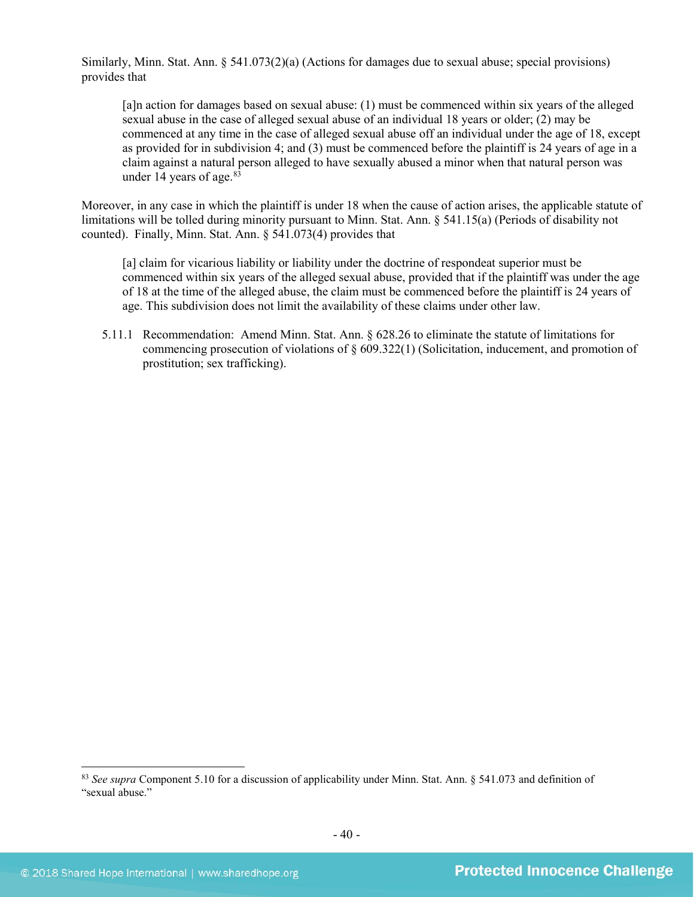Similarly, Minn. Stat. Ann. § 541.073(2)(a) (Actions for damages due to sexual abuse; special provisions) provides that

> [a]n action for damages based on sexual abuse: (1) must be commenced within six years of the alleged sexual abuse in the case of alleged sexual abuse of an individual 18 years or older; (2) may be commenced at any time in the case of alleged sexual abuse off an individual under the age of 18, except as provided for in subdivision 4; and (3) must be commenced before the plaintiff is 24 years of age in a claim against a natural person alleged to have sexually abused a minor when that natural person was under 14 years of age.[83]

Moreover, in any case in which the plaintiff is under 18 when the cause of action arises, the applicable statute of limitations will be tolled during minority pursuant to Minn. Stat. Ann. § 541.15(a) (Periods of disability not counted). Finally, Minn. Stat. Ann. § 541.073(4) provides that

> [a] claim for vicarious liability or liability under the doctrine of respondeat superior must be commenced within six years of the alleged sexual abuse, provided that if the plaintiff was under the age of 18 at the time of the alleged abuse, the claim must be commenced before the plaintiff is 24 years of age. This subdivision does not limit the availability of these claims under other law.

5.11.1 Recommendation: Amend Minn. Stat. Ann. § 628.26 to eliminate the statute of limitations for commencing prosecution of violations of § 609.322(1) (Solicitation, inducement, and promotion of prostitution; sex trafficking).

---

[83] *See supra* Component 5.10 for a discussion of applicability under Minn. Stat. Ann. § 541.073 and definition of "sexual abuse."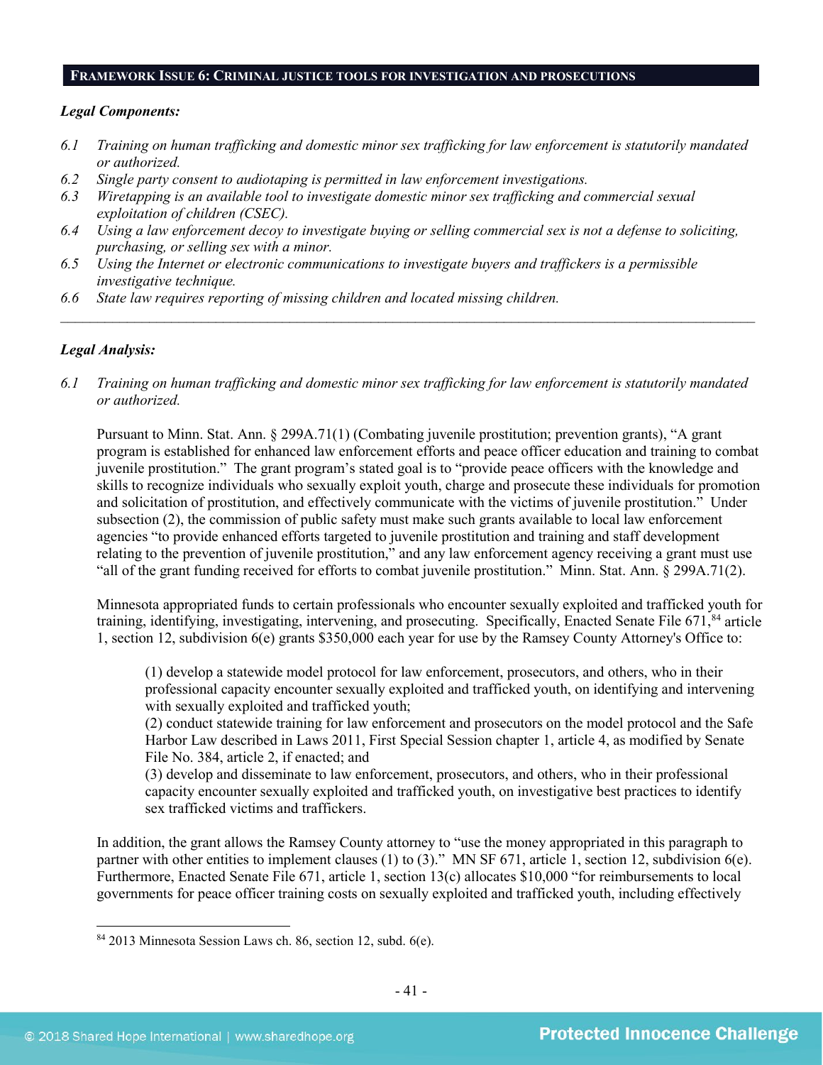## FRAMEWORK ISSUE 6: CRIMINAL JUSTICE TOOLS FOR INVESTIGATION AND PROSECUTIONS

***Legal Components:***

*6.1 Training on human trafficking and domestic minor sex trafficking for law enforcement is statutorily mandated or authorized.*

*6.2 Single party consent to audiotaping is permitted in law enforcement investigations.*

*6.3 Wiretapping is an available tool to investigate domestic minor sex trafficking and commercial sexual exploitation of children (CSEC).*

*6.4 Using a law enforcement decoy to investigate buying or selling commercial sex is not a defense to soliciting, purchasing, or selling sex with a minor.*

*6.5 Using the Internet or electronic communications to investigate buyers and traffickers is a permissible investigative technique.*

*6.6 State law requires reporting of missing children and located missing children.*

---

***Legal Analysis:***

*6.1 Training on human trafficking and domestic minor sex trafficking for law enforcement is statutorily mandated or authorized.*

Pursuant to Minn. Stat. Ann. § 299A.71(1) (Combating juvenile prostitution; prevention grants), "A grant program is established for enhanced law enforcement efforts and peace officer education and training to combat juvenile prostitution." The grant program's stated goal is to "provide peace officers with the knowledge and skills to recognize individuals who sexually exploit youth, charge and prosecute these individuals for promotion and solicitation of prostitution, and effectively communicate with the victims of juvenile prostitution." Under subsection (2), the commission of public safety must make such grants available to local law enforcement agencies "to provide enhanced efforts targeted to juvenile prostitution and training and staff development relating to the prevention of juvenile prostitution," and any law enforcement agency receiving a grant must use "all of the grant funding received for efforts to combat juvenile prostitution." Minn. Stat. Ann. § 299A.71(2).

Minnesota appropriated funds to certain professionals who encounter sexually exploited and trafficked youth for training, identifying, investigating, intervening, and prosecuting. Specifically, Enacted Senate File 671,[84] article 1, section 12, subdivision 6(e) grants $350,000 each year for use by the Ramsey County Attorney's Office to:

> (1) develop a statewide model protocol for law enforcement, prosecutors, and others, who in their professional capacity encounter sexually exploited and trafficked youth, on identifying and intervening with sexually exploited and trafficked youth;
> (2) conduct statewide training for law enforcement and prosecutors on the model protocol and the Safe Harbor Law described in Laws 2011, First Special Session chapter 1, article 4, as modified by Senate File No. 384, article 2, if enacted; and
> (3) develop and disseminate to law enforcement, prosecutors, and others, who in their professional capacity encounter sexually exploited and trafficked youth, on investigative best practices to identify sex trafficked victims and traffickers.

In addition, the grant allows the Ramsey County attorney to "use the money appropriated in this paragraph to partner with other entities to implement clauses (1) to (3)." MN SF 671, article 1, section 12, subdivision 6(e). Furthermore, Enacted Senate File 671, article 1, section 13(c) allocates $10,000 "for reimbursements to local governments for peace officer training costs on sexually exploited and trafficked youth, including effectively

---

[84] 2013 Minnesota Session Laws ch. 86, section 12, subd. 6(e).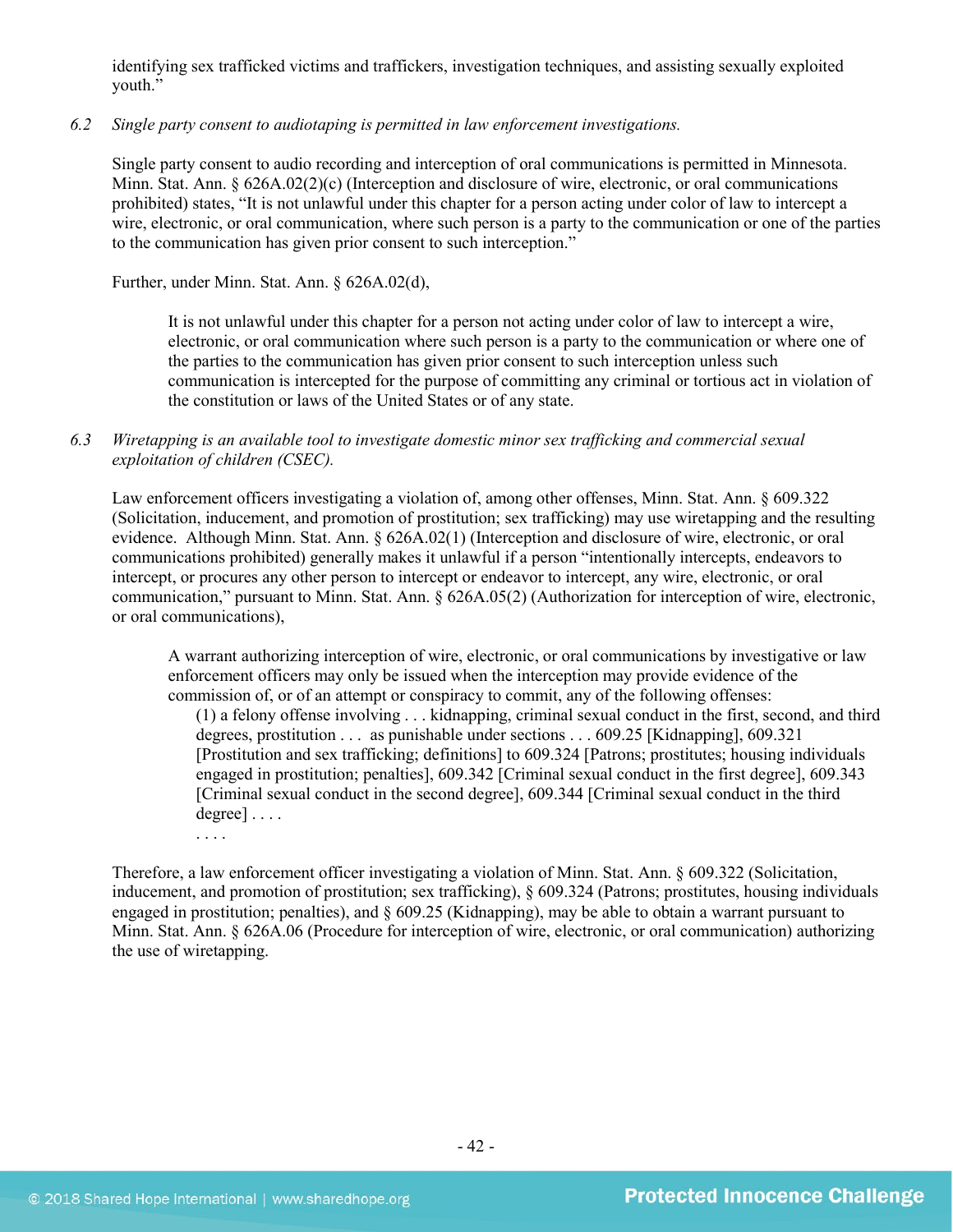identifying sex trafficked victims and traffickers, investigation techniques, and assisting sexually exploited youth."

*6.2 Single party consent to audiotaping is permitted in law enforcement investigations.*

Single party consent to audio recording and interception of oral communications is permitted in Minnesota. Minn. Stat. Ann. § 626A.02(2)(c) (Interception and disclosure of wire, electronic, or oral communications prohibited) states, "It is not unlawful under this chapter for a person acting under color of law to intercept a wire, electronic, or oral communication, where such person is a party to the communication or one of the parties to the communication has given prior consent to such interception."

Further, under Minn. Stat. Ann. § 626A.02(d),

> It is not unlawful under this chapter for a person not acting under color of law to intercept a wire, electronic, or oral communication where such person is a party to the communication or where one of the parties to the communication has given prior consent to such interception unless such communication is intercepted for the purpose of committing any criminal or tortious act in violation of the constitution or laws of the United States or of any state.

*6.3 Wiretapping is an available tool to investigate domestic minor sex trafficking and commercial sexual exploitation of children (CSEC).*

Law enforcement officers investigating a violation of, among other offenses, Minn. Stat. Ann. § 609.322 (Solicitation, inducement, and promotion of prostitution; sex trafficking) may use wiretapping and the resulting evidence. Although Minn. Stat. Ann. § 626A.02(1) (Interception and disclosure of wire, electronic, or oral communications prohibited) generally makes it unlawful if a person "intentionally intercepts, endeavors to intercept, or procures any other person to intercept or endeavor to intercept, any wire, electronic, or oral communication," pursuant to Minn. Stat. Ann. § 626A.05(2) (Authorization for interception of wire, electronic, or oral communications),

> A warrant authorizing interception of wire, electronic, or oral communications by investigative or law enforcement officers may only be issued when the interception may provide evidence of the commission of, or of an attempt or conspiracy to commit, any of the following offenses:
>
> (1) a felony offense involving . . . kidnapping, criminal sexual conduct in the first, second, and third degrees, prostitution . . . as punishable under sections . . . 609.25 [Kidnapping], 609.321 [Prostitution and sex trafficking; definitions] to 609.324 [Patrons; prostitutes; housing individuals engaged in prostitution; penalties], 609.342 [Criminal sexual conduct in the first degree], 609.343 [Criminal sexual conduct in the second degree], 609.344 [Criminal sexual conduct in the third degree] . . . .
>
> . . . .

Therefore, a law enforcement officer investigating a violation of Minn. Stat. Ann. § 609.322 (Solicitation, inducement, and promotion of prostitution; sex trafficking), § 609.324 (Patrons; prostitutes, housing individuals engaged in prostitution; penalties), and § 609.25 (Kidnapping), may be able to obtain a warrant pursuant to Minn. Stat. Ann. § 626A.06 (Procedure for interception of wire, electronic, or oral communication) authorizing the use of wiretapping.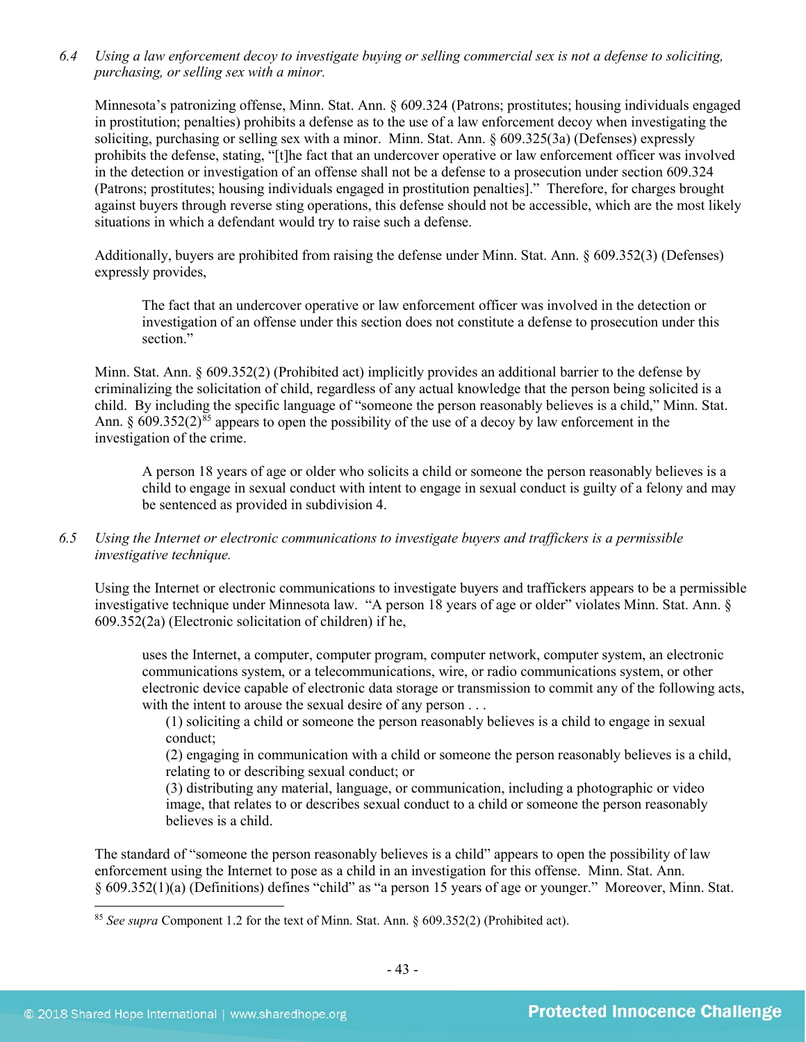*6.4 Using a law enforcement decoy to investigate buying or selling commercial sex is not a defense to soliciting, purchasing, or selling sex with a minor.*

Minnesota's patronizing offense, Minn. Stat. Ann. § 609.324 (Patrons; prostitutes; housing individuals engaged in prostitution; penalties) prohibits a defense as to the use of a law enforcement decoy when investigating the soliciting, purchasing or selling sex with a minor. Minn. Stat. Ann. § 609.325(3a) (Defenses) expressly prohibits the defense, stating, "[t]he fact that an undercover operative or law enforcement officer was involved in the detection or investigation of an offense shall not be a defense to a prosecution under section 609.324 (Patrons; prostitutes; housing individuals engaged in prostitution penalties]." Therefore, for charges brought against buyers through reverse sting operations, this defense should not be accessible, which are the most likely situations in which a defendant would try to raise such a defense.

Additionally, buyers are prohibited from raising the defense under Minn. Stat. Ann. § 609.352(3) (Defenses) expressly provides,

> The fact that an undercover operative or law enforcement officer was involved in the detection or investigation of an offense under this section does not constitute a defense to prosecution under this section."

Minn. Stat. Ann. § 609.352(2) (Prohibited act) implicitly provides an additional barrier to the defense by criminalizing the solicitation of child, regardless of any actual knowledge that the person being solicited is a child. By including the specific language of "someone the person reasonably believes is a child," Minn. Stat. Ann. § 609.352(2)[85] appears to open the possibility of the use of a decoy by law enforcement in the investigation of the crime.

> A person 18 years of age or older who solicits a child or someone the person reasonably believes is a child to engage in sexual conduct with intent to engage in sexual conduct is guilty of a felony and may be sentenced as provided in subdivision 4.

*6.5 Using the Internet or electronic communications to investigate buyers and traffickers is a permissible investigative technique.*

Using the Internet or electronic communications to investigate buyers and traffickers appears to be a permissible investigative technique under Minnesota law. "A person 18 years of age or older" violates Minn. Stat. Ann. § 609.352(2a) (Electronic solicitation of children) if he,

> uses the Internet, a computer, computer program, computer network, computer system, an electronic communications system, or a telecommunications, wire, or radio communications system, or other electronic device capable of electronic data storage or transmission to commit any of the following acts, with the intent to arouse the sexual desire of any person . . .
>
> (1) soliciting a child or someone the person reasonably believes is a child to engage in sexual conduct;
>
> (2) engaging in communication with a child or someone the person reasonably believes is a child, relating to or describing sexual conduct; or
>
> (3) distributing any material, language, or communication, including a photographic or video image, that relates to or describes sexual conduct to a child or someone the person reasonably believes is a child.

The standard of "someone the person reasonably believes is a child" appears to open the possibility of law enforcement using the Internet to pose as a child in an investigation for this offense. Minn. Stat. Ann. § 609.352(1)(a) (Definitions) defines "child" as "a person 15 years of age or younger." Moreover, Minn. Stat.

---

[85] *See supra* Component 1.2 for the text of Minn. Stat. Ann. § 609.352(2) (Prohibited act).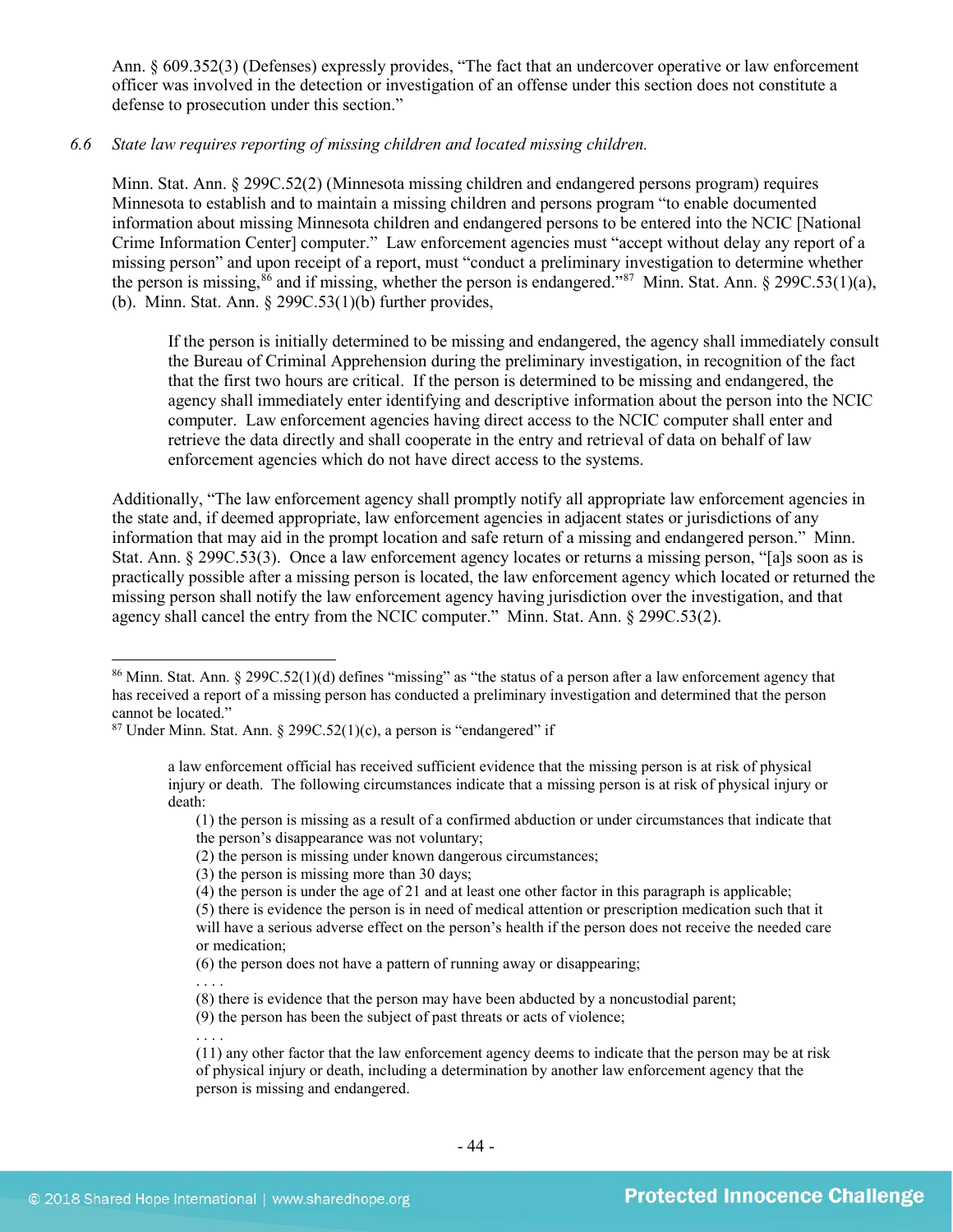Ann. § 609.352(3) (Defenses) expressly provides, "The fact that an undercover operative or law enforcement officer was involved in the detection or investigation of an offense under this section does not constitute a defense to prosecution under this section."

*6.6 State law requires reporting of missing children and located missing children.*

Minn. Stat. Ann. § 299C.52(2) (Minnesota missing children and endangered persons program) requires Minnesota to establish and to maintain a missing children and persons program "to enable documented information about missing Minnesota children and endangered persons to be entered into the NCIC [National Crime Information Center] computer." Law enforcement agencies must "accept without delay any report of a missing person" and upon receipt of a report, must "conduct a preliminary investigation to determine whether the person is missing,[86] and if missing, whether the person is endangered."[87] Minn. Stat. Ann. § 299C.53(1)(a), (b). Minn. Stat. Ann. § 299C.53(1)(b) further provides,

> If the person is initially determined to be missing and endangered, the agency shall immediately consult the Bureau of Criminal Apprehension during the preliminary investigation, in recognition of the fact that the first two hours are critical. If the person is determined to be missing and endangered, the agency shall immediately enter identifying and descriptive information about the person into the NCIC computer. Law enforcement agencies having direct access to the NCIC computer shall enter and retrieve the data directly and shall cooperate in the entry and retrieval of data on behalf of law enforcement agencies which do not have direct access to the systems.

Additionally, "The law enforcement agency shall promptly notify all appropriate law enforcement agencies in the state and, if deemed appropriate, law enforcement agencies in adjacent states or jurisdictions of any information that may aid in the prompt location and safe return of a missing and endangered person." Minn. Stat. Ann. § 299C.53(3). Once a law enforcement agency locates or returns a missing person, "[a]s soon as is practically possible after a missing person is located, the law enforcement agency which located or returned the missing person shall notify the law enforcement agency having jurisdiction over the investigation, and that agency shall cancel the entry from the NCIC computer." Minn. Stat. Ann. § 299C.53(2).

---

[86] Minn. Stat. Ann. § 299C.52(1)(d) defines "missing" as "the status of a person after a law enforcement agency that has received a report of a missing person has conducted a preliminary investigation and determined that the person cannot be located."

[87] Under Minn. Stat. Ann. § 299C.52(1)(c), a person is "endangered" if

> a law enforcement official has received sufficient evidence that the missing person is at risk of physical injury or death. The following circumstances indicate that a missing person is at risk of physical injury or death:
>
> (1) the person is missing as a result of a confirmed abduction or under circumstances that indicate that the person's disappearance was not voluntary;
> (2) the person is missing under known dangerous circumstances;
> (3) the person is missing more than 30 days;
> (4) the person is under the age of 21 and at least one other factor in this paragraph is applicable;
> (5) there is evidence the person is in need of medical attention or prescription medication such that it will have a serious adverse effect on the person's health if the person does not receive the needed care or medication;
> (6) the person does not have a pattern of running away or disappearing;
> . . . .
> (8) there is evidence that the person may have been abducted by a noncustodial parent;
> (9) the person has been the subject of past threats or acts of violence;
> . . . .
> (11) any other factor that the law enforcement agency deems to indicate that the person may be at risk of physical injury or death, including a determination by another law enforcement agency that the person is missing and endangered.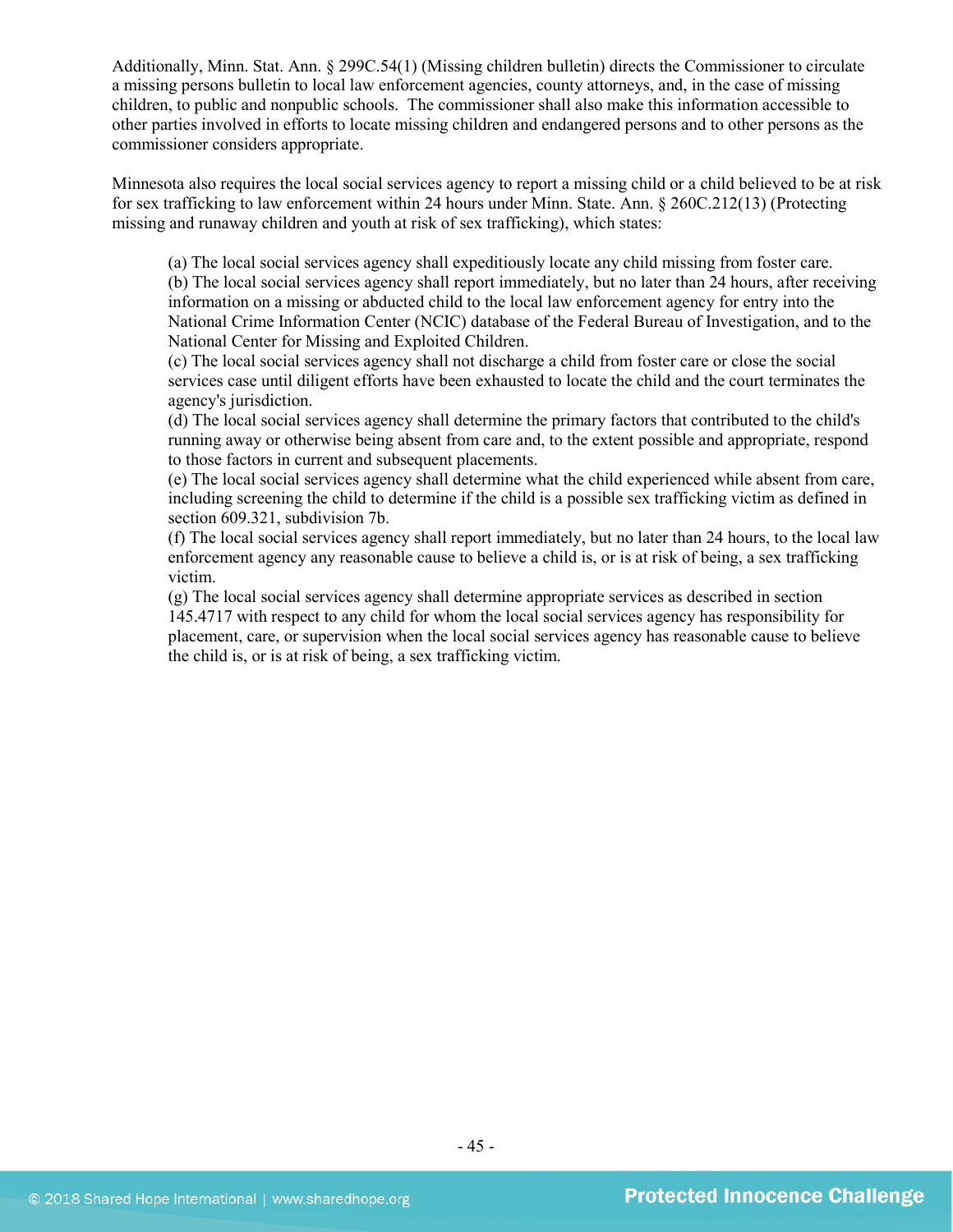Additionally, Minn. Stat. Ann. § 299C.54(1) (Missing children bulletin) directs the Commissioner to circulate a missing persons bulletin to local law enforcement agencies, county attorneys, and, in the case of missing children, to public and nonpublic schools. The commissioner shall also make this information accessible to other parties involved in efforts to locate missing children and endangered persons and to other persons as the commissioner considers appropriate.

Minnesota also requires the local social services agency to report a missing child or a child believed to be at risk for sex trafficking to law enforcement within 24 hours under Minn. State. Ann. § 260C.212(13) (Protecting missing and runaway children and youth at risk of sex trafficking), which states:

> (a) The local social services agency shall expeditiously locate any child missing from foster care.
> (b) The local social services agency shall report immediately, but no later than 24 hours, after receiving information on a missing or abducted child to the local law enforcement agency for entry into the National Crime Information Center (NCIC) database of the Federal Bureau of Investigation, and to the National Center for Missing and Exploited Children.
> (c) The local social services agency shall not discharge a child from foster care or close the social services case until diligent efforts have been exhausted to locate the child and the court terminates the agency's jurisdiction.
> (d) The local social services agency shall determine the primary factors that contributed to the child's running away or otherwise being absent from care and, to the extent possible and appropriate, respond to those factors in current and subsequent placements.
> (e) The local social services agency shall determine what the child experienced while absent from care, including screening the child to determine if the child is a possible sex trafficking victim as defined in section 609.321, subdivision 7b.
> (f) The local social services agency shall report immediately, but no later than 24 hours, to the local law enforcement agency any reasonable cause to believe a child is, or is at risk of being, a sex trafficking victim.
> (g) The local social services agency shall determine appropriate services as described in section 145.4717 with respect to any child for whom the local social services agency has responsibility for placement, care, or supervision when the local social services agency has reasonable cause to believe the child is, or is at risk of being, a sex trafficking victim.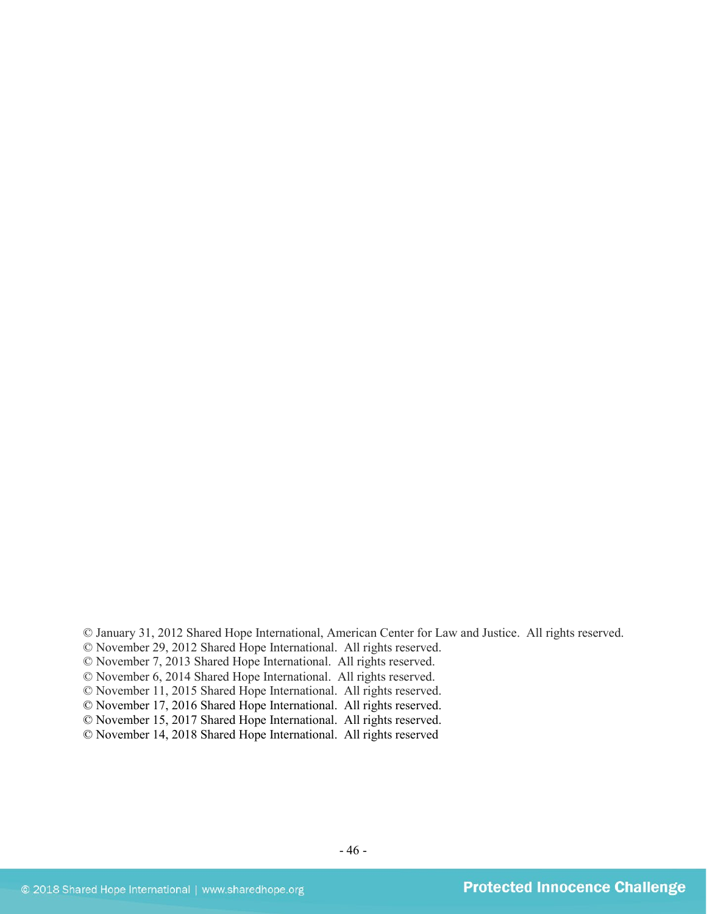© January 31, 2012 Shared Hope International, American Center for Law and Justice. All rights reserved.
© November 29, 2012 Shared Hope International. All rights reserved.
© November 7, 2013 Shared Hope International. All rights reserved.
© November 6, 2014 Shared Hope International. All rights reserved.
© November 11, 2015 Shared Hope International. All rights reserved.
© November 17, 2016 Shared Hope International. All rights reserved.
© November 15, 2017 Shared Hope International. All rights reserved.
© November 14, 2018 Shared Hope International. All rights reserved